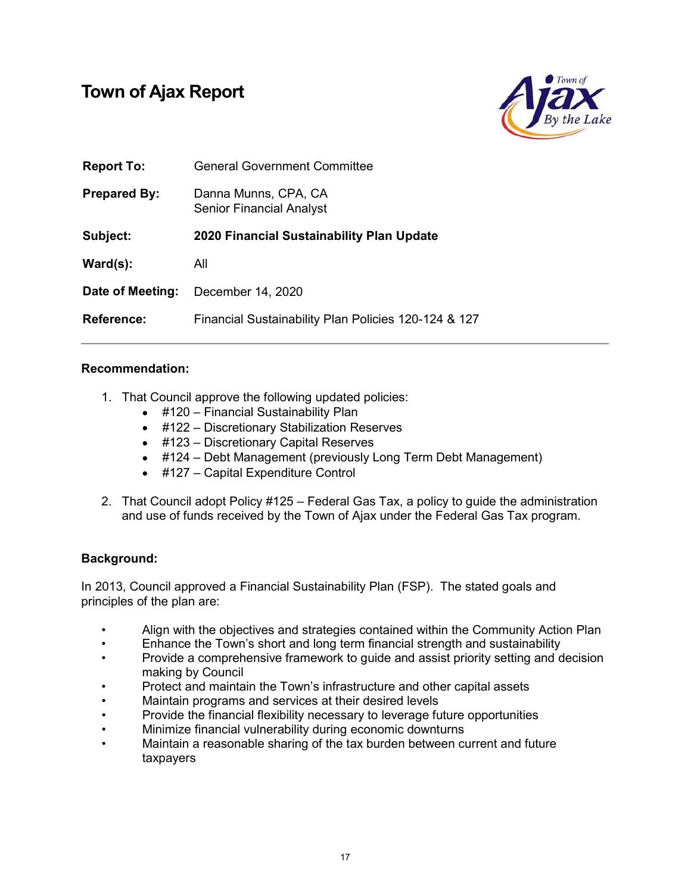# Town of Ajax Report

| | |
|---|---|
| **Report To:** | General Government Committee |
| **Prepared By:** | Danna Munns, CPA, CA<br>Senior Financial Analyst |
| **Subject:** | **2020 Financial Sustainability Plan Update** |
| **Ward(s):** | All |
| **Date of Meeting:** | December 14, 2020 |
| **Reference:** | Financial Sustainability Plan Policies 120-124 & 127 |

---

**Recommendation:**

1. That Council approve the following updated policies:
   - #120 – Financial Sustainability Plan
   - #122 – Discretionary Stabilization Reserves
   - #123 – Discretionary Capital Reserves
   - #124 – Debt Management (previously Long Term Debt Management)
   - #127 – Capital Expenditure Control
2. That Council adopt Policy #125 – Federal Gas Tax, a policy to guide the administration and use of funds received by the Town of Ajax under the Federal Gas Tax program.

**Background:**

In 2013, Council approved a Financial Sustainability Plan (FSP). The stated goals and principles of the plan are:

- Align with the objectives and strategies contained within the Community Action Plan
- Enhance the Town's short and long term financial strength and sustainability
- Provide a comprehensive framework to guide and assist priority setting and decision making by Council
- Protect and maintain the Town's infrastructure and other capital assets
- Maintain programs and services at their desired levels
- Provide the financial flexibility necessary to leverage future opportunities
- Minimize financial vulnerability during economic downturns
- Maintain a reasonable sharing of the tax burden between current and future taxpayers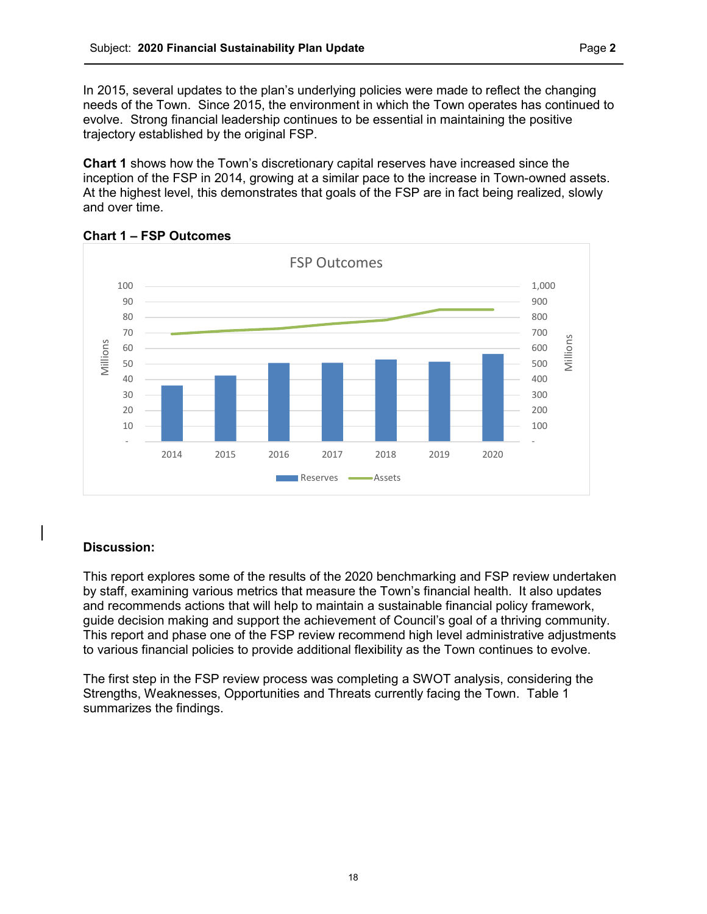In 2015, several updates to the plan's underlying policies were made to reflect the changing needs of the Town. Since 2015, the environment in which the Town operates has continued to evolve. Strong financial leadership continues to be essential in maintaining the positive trajectory established by the original FSP.

**Chart 1** shows how the Town's discretionary capital reserves have increased since the inception of the FSP in 2014, growing at a similar pace to the increase in Town-owned assets. At the highest level, this demonstrates that goals of the FSP are in fact being realized, slowly and over time.

**Chart 1 – FSP Outcomes**

FSP Outcomes

Reserves (Millions, left axis, 0–100); Assets (Millions, right axis, 0–1,000); Years 2014–2020

## Discussion:

This report explores some of the results of the 2020 benchmarking and FSP review undertaken by staff, examining various metrics that measure the Town's financial health. It also updates and recommends actions that will help to maintain a sustainable financial policy framework, guide decision making and support the achievement of Council's goal of a thriving community. This report and phase one of the FSP review recommend high level administrative adjustments to various financial policies to provide additional flexibility as the Town continues to evolve.

The first step in the FSP review process was completing a SWOT analysis, considering the Strengths, Weaknesses, Opportunities and Threats currently facing the Town. Table 1 summarizes the findings.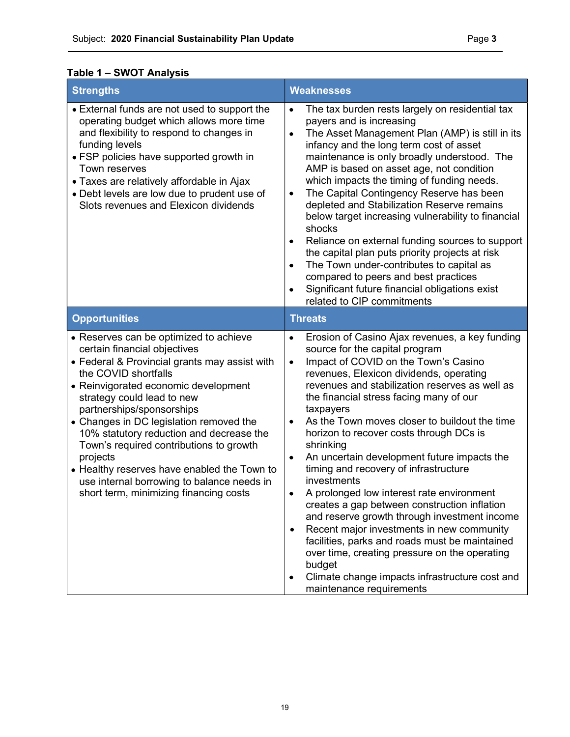**Table 1 – SWOT Analysis**

| Strengths | Weaknesses |
| --- | --- |
| • External funds are not used to support the operating budget which allows more time and flexibility to respond to changes in funding levels<br>• FSP policies have supported growth in Town reserves<br>• Taxes are relatively affordable in Ajax<br>• Debt levels are low due to prudent use of Slots revenues and Elexicon dividends | • The tax burden rests largely on residential tax payers and is increasing<br>• The Asset Management Plan (AMP) is still in its infancy and the long term cost of asset maintenance is only broadly understood. The AMP is based on asset age, not condition which impacts the timing of funding needs.<br>• The Capital Contingency Reserve has been depleted and Stabilization Reserve remains below target increasing vulnerability to financial shocks<br>• Reliance on external funding sources to support the capital plan puts priority projects at risk<br>• The Town under-contributes to capital as compared to peers and best practices<br>• Significant future financial obligations exist related to CIP commitments |
| **Opportunities** | **Threats** |
| • Reserves can be optimized to achieve certain financial objectives<br>• Federal & Provincial grants may assist with the COVID shortfalls<br>• Reinvigorated economic development strategy could lead to new partnerships/sponsorships<br>• Changes in DC legislation removed the 10% statutory reduction and decrease the Town's required contributions to growth projects<br>• Healthy reserves have enabled the Town to use internal borrowing to balance needs in short term, minimizing financing costs | • Erosion of Casino Ajax revenues, a key funding source for the capital program<br>• Impact of COVID on the Town's Casino revenues, Elexicon dividends, operating revenues and stabilization reserves as well as the financial stress facing many of our taxpayers<br>• As the Town moves closer to buildout the time horizon to recover costs through DCs is shrinking<br>• An uncertain development future impacts the timing and recovery of infrastructure investments<br>• A prolonged low interest rate environment creates a gap between construction inflation and reserve growth through investment income<br>• Recent major investments in new community facilities, parks and roads must be maintained over time, creating pressure on the operating budget<br>• Climate change impacts infrastructure cost and maintenance requirements |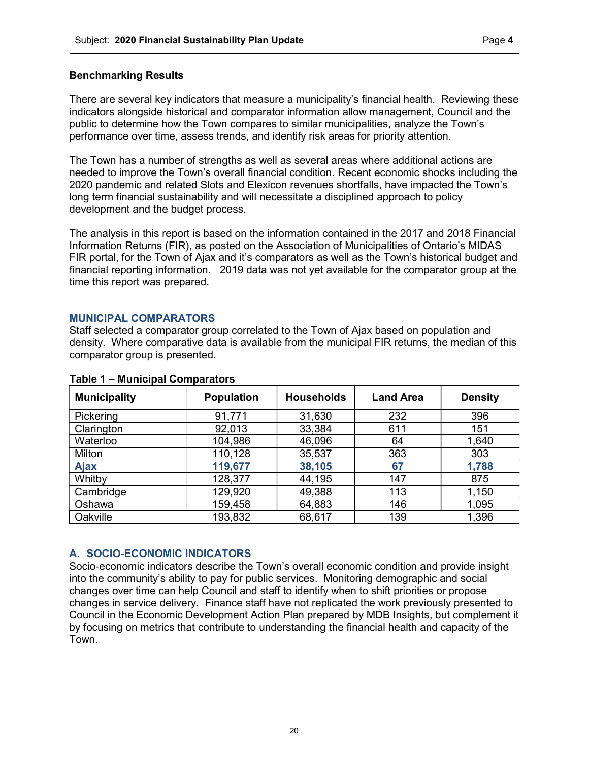## Benchmarking Results

There are several key indicators that measure a municipality's financial health. Reviewing these indicators alongside historical and comparator information allow management, Council and the public to determine how the Town compares to similar municipalities, analyze the Town's performance over time, assess trends, and identify risk areas for priority attention.

The Town has a number of strengths as well as several areas where additional actions are needed to improve the Town's overall financial condition. Recent economic shocks including the 2020 pandemic and related Slots and Elexicon revenues shortfalls, have impacted the Town's long term financial sustainability and will necessitate a disciplined approach to policy development and the budget process.

The analysis in this report is based on the information contained in the 2017 and 2018 Financial Information Returns (FIR), as posted on the Association of Municipalities of Ontario's MIDAS FIR portal, for the Town of Ajax and it's comparators as well as the Town's historical budget and financial reporting information. 2019 data was not yet available for the comparator group at the time this report was prepared.

### MUNICIPAL COMPARATORS

Staff selected a comparator group correlated to the Town of Ajax based on population and density. Where comparative data is available from the municipal FIR returns, the median of this comparator group is presented.

**Table 1 – Municipal Comparators**

| Municipality | Population | Households | Land Area | Density |
|---|---|---|---|---|
| Pickering | 91,771 | 31,630 | 232 | 396 |
| Clarington | 92,013 | 33,384 | 611 | 151 |
| Waterloo | 104,986 | 46,096 | 64 | 1,640 |
| Milton | 110,128 | 35,537 | 363 | 303 |
| **Ajax** | **119,677** | **38,105** | **67** | **1,788** |
| Whitby | 128,377 | 44,195 | 147 | 875 |
| Cambridge | 129,920 | 49,388 | 113 | 1,150 |
| Oshawa | 159,458 | 64,883 | 146 | 1,095 |
| Oakville | 193,832 | 68,617 | 139 | 1,396 |

### A. SOCIO-ECONOMIC INDICATORS

Socio-economic indicators describe the Town's overall economic condition and provide insight into the community's ability to pay for public services. Monitoring demographic and social changes over time can help Council and staff to identify when to shift priorities or propose changes in service delivery. Finance staff have not replicated the work previously presented to Council in the Economic Development Action Plan prepared by MDB Insights, but complement it by focusing on metrics that contribute to understanding the financial health and capacity of the Town.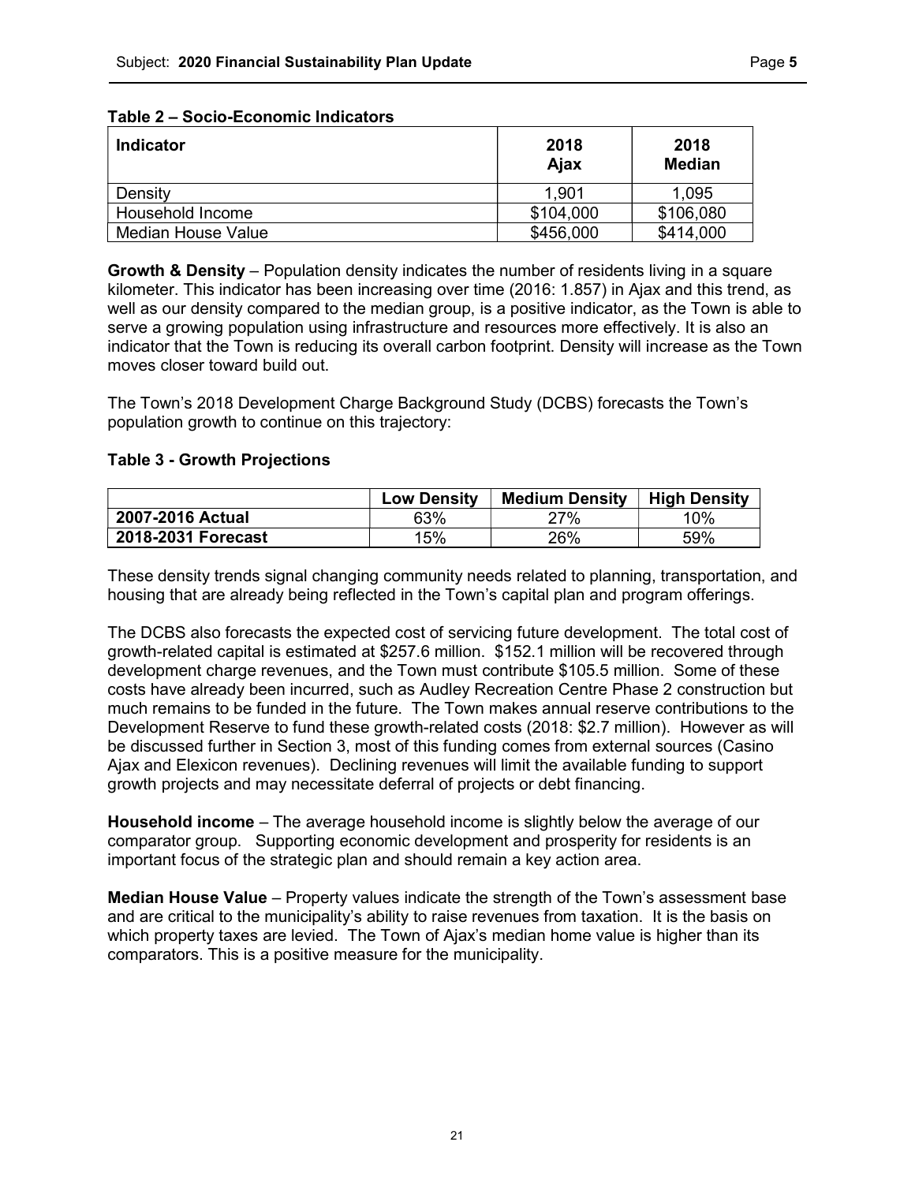**Table 2 – Socio-Economic Indicators**

| Indicator | 2018 Ajax | 2018 Median |
|---|---|---|
| Density | 1,901 | 1,095 |
| Household Income | $104,000 | $106,080 |
| Median House Value | $456,000 | $414,000 |

**Growth & Density** – Population density indicates the number of residents living in a square kilometer. This indicator has been increasing over time (2016: 1.857) in Ajax and this trend, as well as our density compared to the median group, is a positive indicator, as the Town is able to serve a growing population using infrastructure and resources more effectively. It is also an indicator that the Town is reducing its overall carbon footprint. Density will increase as the Town moves closer toward build out.

The Town's 2018 Development Charge Background Study (DCBS) forecasts the Town's population growth to continue on this trajectory:

**Table 3 - Growth Projections**

| | Low Density | Medium Density | High Density |
|---|---|---|---|
| **2007-2016 Actual** | 63% | 27% | 10% |
| **2018-2031 Forecast** | 15% | 26% | 59% |

These density trends signal changing community needs related to planning, transportation, and housing that are already being reflected in the Town's capital plan and program offerings.

The DCBS also forecasts the expected cost of servicing future development. The total cost of growth-related capital is estimated at $257.6 million. $152.1 million will be recovered through development charge revenues, and the Town must contribute $105.5 million. Some of these costs have already been incurred, such as Audley Recreation Centre Phase 2 construction but much remains to be funded in the future. The Town makes annual reserve contributions to the Development Reserve to fund these growth-related costs (2018: $2.7 million). However as will be discussed further in Section 3, most of this funding comes from external sources (Casino Ajax and Elexicon revenues). Declining revenues will limit the available funding to support growth projects and may necessitate deferral of projects or debt financing.

**Household income** – The average household income is slightly below the average of our comparator group. Supporting economic development and prosperity for residents is an important focus of the strategic plan and should remain a key action area.

**Median House Value** – Property values indicate the strength of the Town's assessment base and are critical to the municipality's ability to raise revenues from taxation. It is the basis on which property taxes are levied. The Town of Ajax's median home value is higher than its comparators. This is a positive measure for the municipality.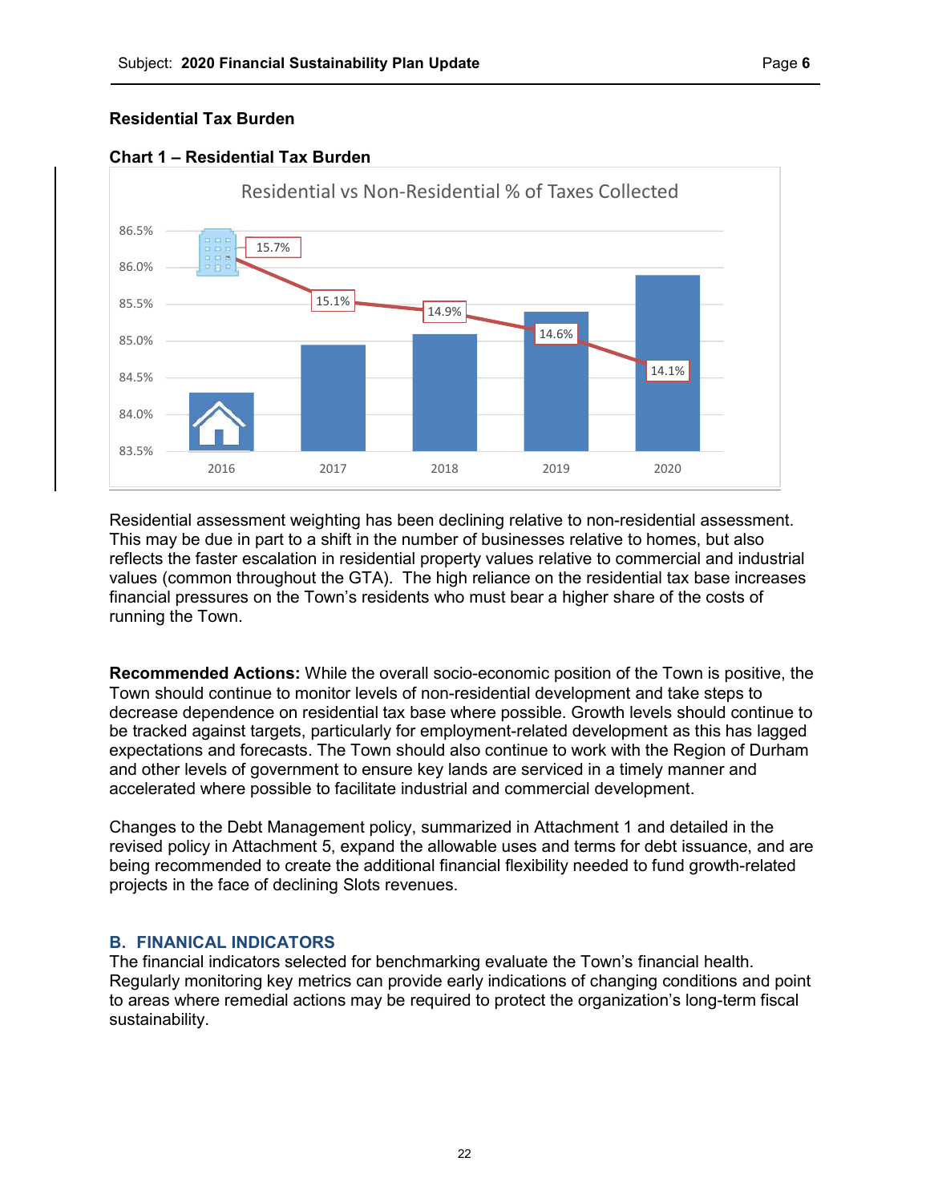### Residential Tax Burden

**Chart 1 – Residential Tax Burden**

Residential vs Non-Residential % of Taxes Collected

| Year | Non-Residential % |
|---|---|
| 2016 | 15.7% |
| 2017 | 15.1% |
| 2018 | 14.9% |
| 2019 | 14.6% |
| 2020 | 14.1% |

Residential assessment weighting has been declining relative to non-residential assessment. This may be due in part to a shift in the number of businesses relative to homes, but also reflects the faster escalation in residential property values relative to commercial and industrial values (common throughout the GTA). The high reliance on the residential tax base increases financial pressures on the Town's residents who must bear a higher share of the costs of running the Town.

**Recommended Actions:** While the overall socio-economic position of the Town is positive, the Town should continue to monitor levels of non-residential development and take steps to decrease dependence on residential tax base where possible. Growth levels should continue to be tracked against targets, particularly for employment-related development as this has lagged expectations and forecasts. The Town should also continue to work with the Region of Durham and other levels of government to ensure key lands are serviced in a timely manner and accelerated where possible to facilitate industrial and commercial development.

Changes to the Debt Management policy, summarized in Attachment 1 and detailed in the revised policy in Attachment 5, expand the allowable uses and terms for debt issuance, and are being recommended to create the additional financial flexibility needed to fund growth-related projects in the face of declining Slots revenues.

## B. FINANICAL INDICATORS

The financial indicators selected for benchmarking evaluate the Town's financial health. Regularly monitoring key metrics can provide early indications of changing conditions and point to areas where remedial actions may be required to protect the organization's long-term fiscal sustainability.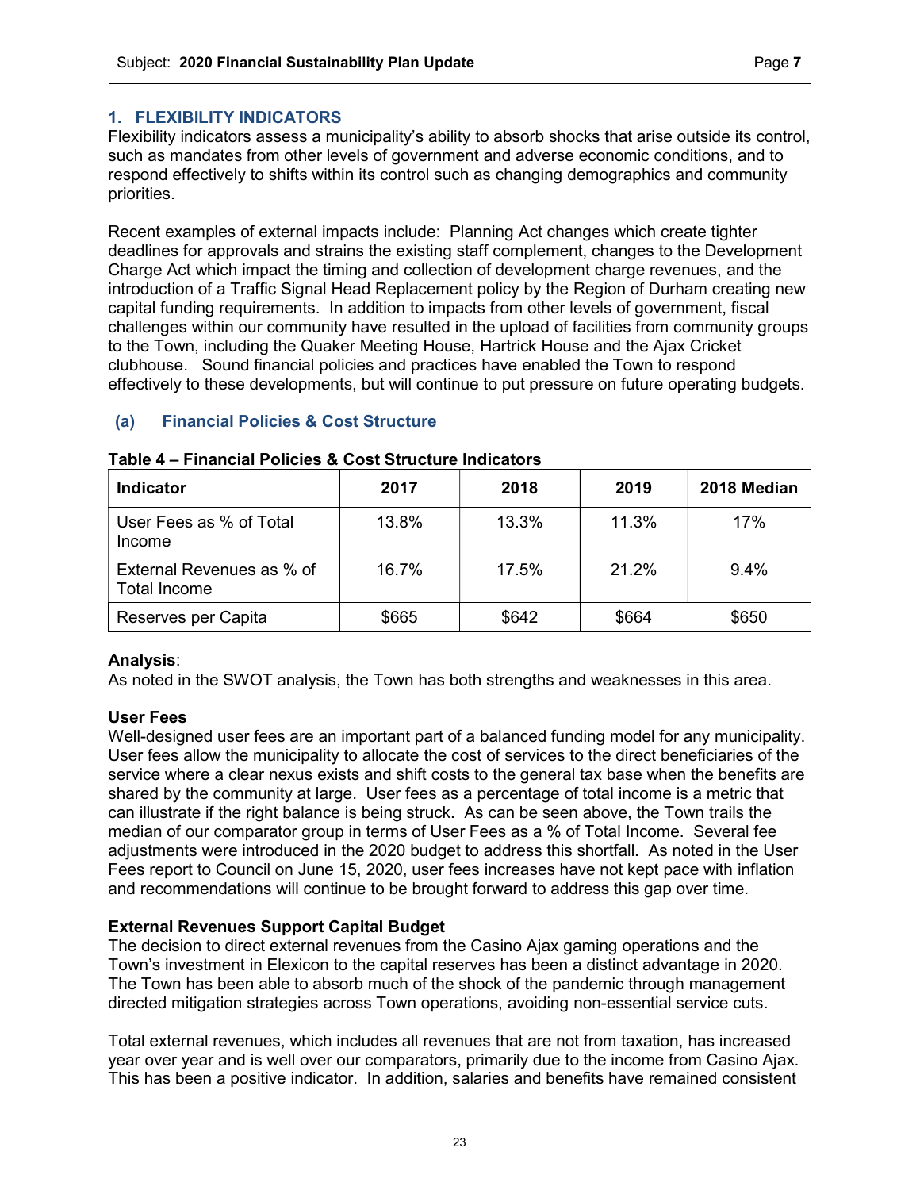## 1. FLEXIBILITY INDICATORS

Flexibility indicators assess a municipality's ability to absorb shocks that arise outside its control, such as mandates from other levels of government and adverse economic conditions, and to respond effectively to shifts within its control such as changing demographics and community priorities.

Recent examples of external impacts include: Planning Act changes which create tighter deadlines for approvals and strains the existing staff complement, changes to the Development Charge Act which impact the timing and collection of development charge revenues, and the introduction of a Traffic Signal Head Replacement policy by the Region of Durham creating new capital funding requirements. In addition to impacts from other levels of government, fiscal challenges within our community have resulted in the upload of facilities from community groups to the Town, including the Quaker Meeting House, Hartrick House and the Ajax Cricket clubhouse. Sound financial policies and practices have enabled the Town to respond effectively to these developments, but will continue to put pressure on future operating budgets.

### (a) Financial Policies & Cost Structure

**Table 4 – Financial Policies & Cost Structure Indicators**

| Indicator | 2017 | 2018 | 2019 | 2018 Median |
|---|---|---|---|---|
| User Fees as % of Total Income | 13.8% | 13.3% | 11.3% | 17% |
| External Revenues as % of Total Income | 16.7% | 17.5% | 21.2% | 9.4% |
| Reserves per Capita | $665 | $642 | $664 | $650 |

**Analysis**:
As noted in the SWOT analysis, the Town has both strengths and weaknesses in this area.

**User Fees**
Well-designed user fees are an important part of a balanced funding model for any municipality. User fees allow the municipality to allocate the cost of services to the direct beneficiaries of the service where a clear nexus exists and shift costs to the general tax base when the benefits are shared by the community at large. User fees as a percentage of total income is a metric that can illustrate if the right balance is being struck. As can be seen above, the Town trails the median of our comparator group in terms of User Fees as a % of Total Income. Several fee adjustments were introduced in the 2020 budget to address this shortfall. As noted in the User Fees report to Council on June 15, 2020, user fees increases have not kept pace with inflation and recommendations will continue to be brought forward to address this gap over time.

**External Revenues Support Capital Budget**
The decision to direct external revenues from the Casino Ajax gaming operations and the Town's investment in Elexicon to the capital reserves has been a distinct advantage in 2020. The Town has been able to absorb much of the shock of the pandemic through management directed mitigation strategies across Town operations, avoiding non-essential service cuts.

Total external revenues, which includes all revenues that are not from taxation, has increased year over year and is well over our comparators, primarily due to the income from Casino Ajax. This has been a positive indicator. In addition, salaries and benefits have remained consistent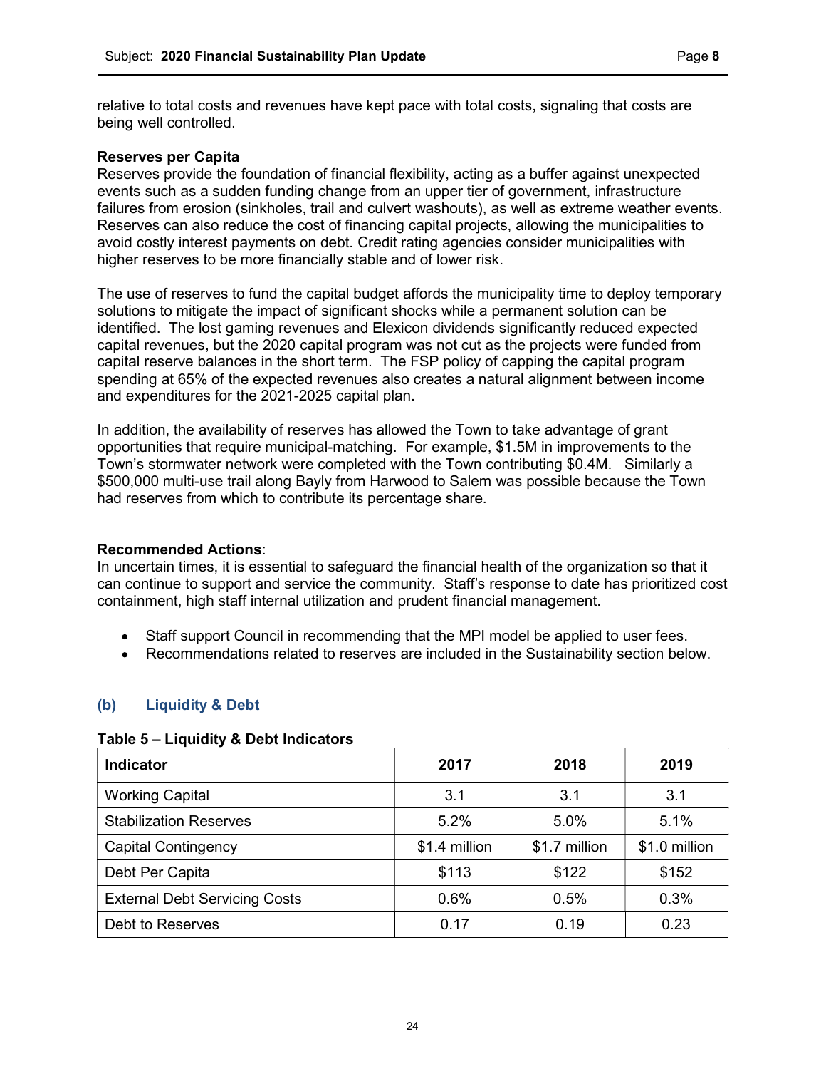relative to total costs and revenues have kept pace with total costs, signaling that costs are being well controlled.

**Reserves per Capita**

Reserves provide the foundation of financial flexibility, acting as a buffer against unexpected events such as a sudden funding change from an upper tier of government, infrastructure failures from erosion (sinkholes, trail and culvert washouts), as well as extreme weather events. Reserves can also reduce the cost of financing capital projects, allowing the municipalities to avoid costly interest payments on debt. Credit rating agencies consider municipalities with higher reserves to be more financially stable and of lower risk.

The use of reserves to fund the capital budget affords the municipality time to deploy temporary solutions to mitigate the impact of significant shocks while a permanent solution can be identified. The lost gaming revenues and Elexicon dividends significantly reduced expected capital revenues, but the 2020 capital program was not cut as the projects were funded from capital reserve balances in the short term. The FSP policy of capping the capital program spending at 65% of the expected revenues also creates a natural alignment between income and expenditures for the 2021-2025 capital plan.

In addition, the availability of reserves has allowed the Town to take advantage of grant opportunities that require municipal-matching. For example, $1.5M in improvements to the Town's stormwater network were completed with the Town contributing $0.4M. Similarly a $500,000 multi-use trail along Bayly from Harwood to Salem was possible because the Town had reserves from which to contribute its percentage share.

**Recommended Actions**:

In uncertain times, it is essential to safeguard the financial health of the organization so that it can continue to support and service the community. Staff's response to date has prioritized cost containment, high staff internal utilization and prudent financial management.

- Staff support Council in recommending that the MPI model be applied to user fees.
- Recommendations related to reserves are included in the Sustainability section below.

## (b) Liquidity & Debt

**Table 5 – Liquidity & Debt Indicators**

| Indicator | 2017 | 2018 | 2019 |
|---|---|---|---|
| Working Capital | 3.1 | 3.1 | 3.1 |
| Stabilization Reserves | 5.2% | 5.0% | 5.1% |
| Capital Contingency | $1.4 million | $1.7 million | $1.0 million |
| Debt Per Capita | $113 | $122 | $152 |
| External Debt Servicing Costs | 0.6% | 0.5% | 0.3% |
| Debt to Reserves | 0.17 | 0.19 | 0.23 |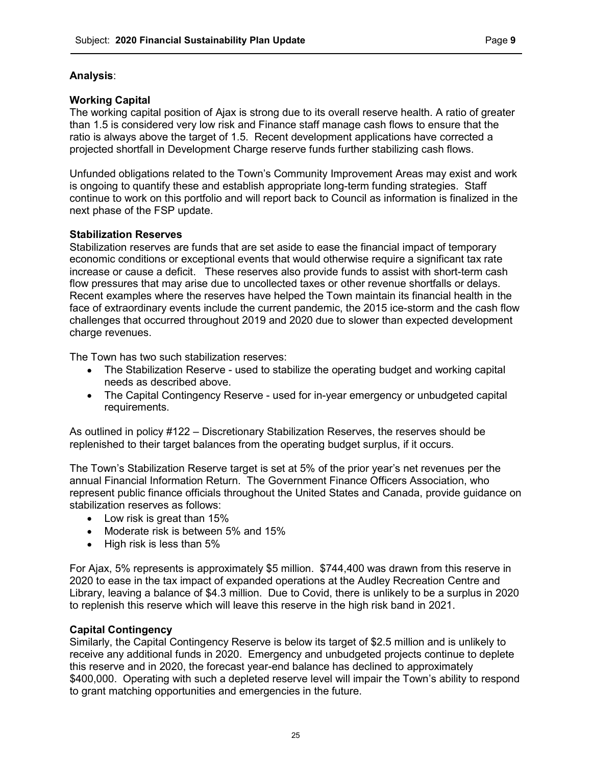**Analysis**:

**Working Capital**

The working capital position of Ajax is strong due to its overall reserve health. A ratio of greater than 1.5 is considered very low risk and Finance staff manage cash flows to ensure that the ratio is always above the target of 1.5. Recent development applications have corrected a projected shortfall in Development Charge reserve funds further stabilizing cash flows.

Unfunded obligations related to the Town's Community Improvement Areas may exist and work is ongoing to quantify these and establish appropriate long-term funding strategies. Staff continue to work on this portfolio and will report back to Council as information is finalized in the next phase of the FSP update.

**Stabilization Reserves**

Stabilization reserves are funds that are set aside to ease the financial impact of temporary economic conditions or exceptional events that would otherwise require a significant tax rate increase or cause a deficit. These reserves also provide funds to assist with short-term cash flow pressures that may arise due to uncollected taxes or other revenue shortfalls or delays. Recent examples where the reserves have helped the Town maintain its financial health in the face of extraordinary events include the current pandemic, the 2015 ice-storm and the cash flow challenges that occurred throughout 2019 and 2020 due to slower than expected development charge revenues.

The Town has two such stabilization reserves:

- The Stabilization Reserve - used to stabilize the operating budget and working capital needs as described above.
- The Capital Contingency Reserve - used for in-year emergency or unbudgeted capital requirements.

As outlined in policy #122 – Discretionary Stabilization Reserves, the reserves should be replenished to their target balances from the operating budget surplus, if it occurs.

The Town's Stabilization Reserve target is set at 5% of the prior year's net revenues per the annual Financial Information Return. The Government Finance Officers Association, who represent public finance officials throughout the United States and Canada, provide guidance on stabilization reserves as follows:

- Low risk is great than 15%
- Moderate risk is between 5% and 15%
- High risk is less than 5%

For Ajax, 5% represents is approximately $5 million. $744,400 was drawn from this reserve in 2020 to ease in the tax impact of expanded operations at the Audley Recreation Centre and Library, leaving a balance of $4.3 million. Due to Covid, there is unlikely to be a surplus in 2020 to replenish this reserve which will leave this reserve in the high risk band in 2021.

**Capital Contingency**

Similarly, the Capital Contingency Reserve is below its target of $2.5 million and is unlikely to receive any additional funds in 2020. Emergency and unbudgeted projects continue to deplete this reserve and in 2020, the forecast year-end balance has declined to approximately $400,000. Operating with such a depleted reserve level will impair the Town's ability to respond to grant matching opportunities and emergencies in the future.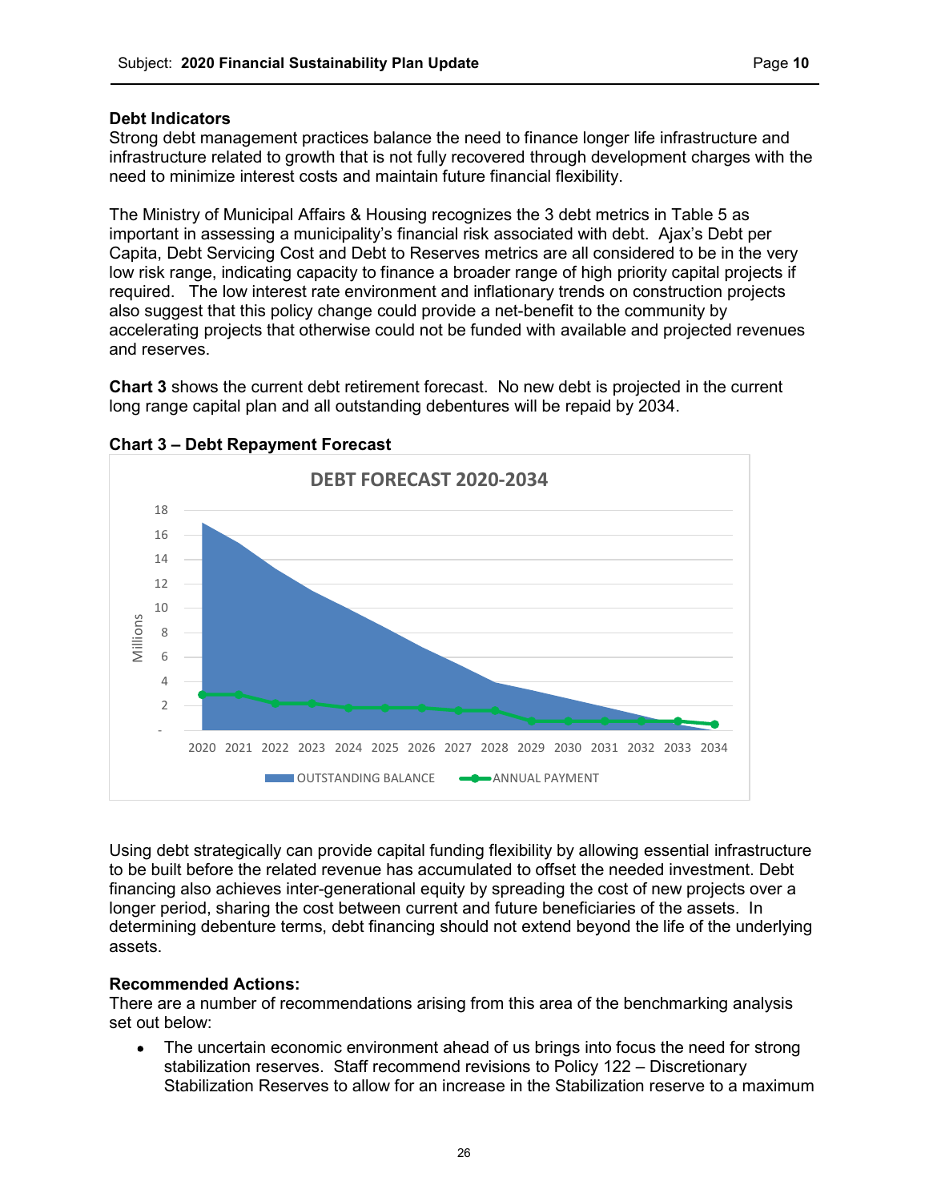### Debt Indicators

Strong debt management practices balance the need to finance longer life infrastructure and infrastructure related to growth that is not fully recovered through development charges with the need to minimize interest costs and maintain future financial flexibility.

The Ministry of Municipal Affairs & Housing recognizes the 3 debt metrics in Table 5 as important in assessing a municipality's financial risk associated with debt. Ajax's Debt per Capita, Debt Servicing Cost and Debt to Reserves metrics are all considered to be in the very low risk range, indicating capacity to finance a broader range of high priority capital projects if required. The low interest rate environment and inflationary trends on construction projects also suggest that this policy change could provide a net-benefit to the community by accelerating projects that otherwise could not be funded with available and projected revenues and reserves.

**Chart 3** shows the current debt retirement forecast. No new debt is projected in the current long range capital plan and all outstanding debentures will be repaid by 2034.

**Chart 3 – Debt Repayment Forecast**

Using debt strategically can provide capital funding flexibility by allowing essential infrastructure to be built before the related revenue has accumulated to offset the needed investment. Debt financing also achieves inter-generational equity by spreading the cost of new projects over a longer period, sharing the cost between current and future beneficiaries of the assets. In determining debenture terms, debt financing should not extend beyond the life of the underlying assets.

**Recommended Actions:**

There are a number of recommendations arising from this area of the benchmarking analysis set out below:

- The uncertain economic environment ahead of us brings into focus the need for strong stabilization reserves. Staff recommend revisions to Policy 122 – Discretionary Stabilization Reserves to allow for an increase in the Stabilization reserve to a maximum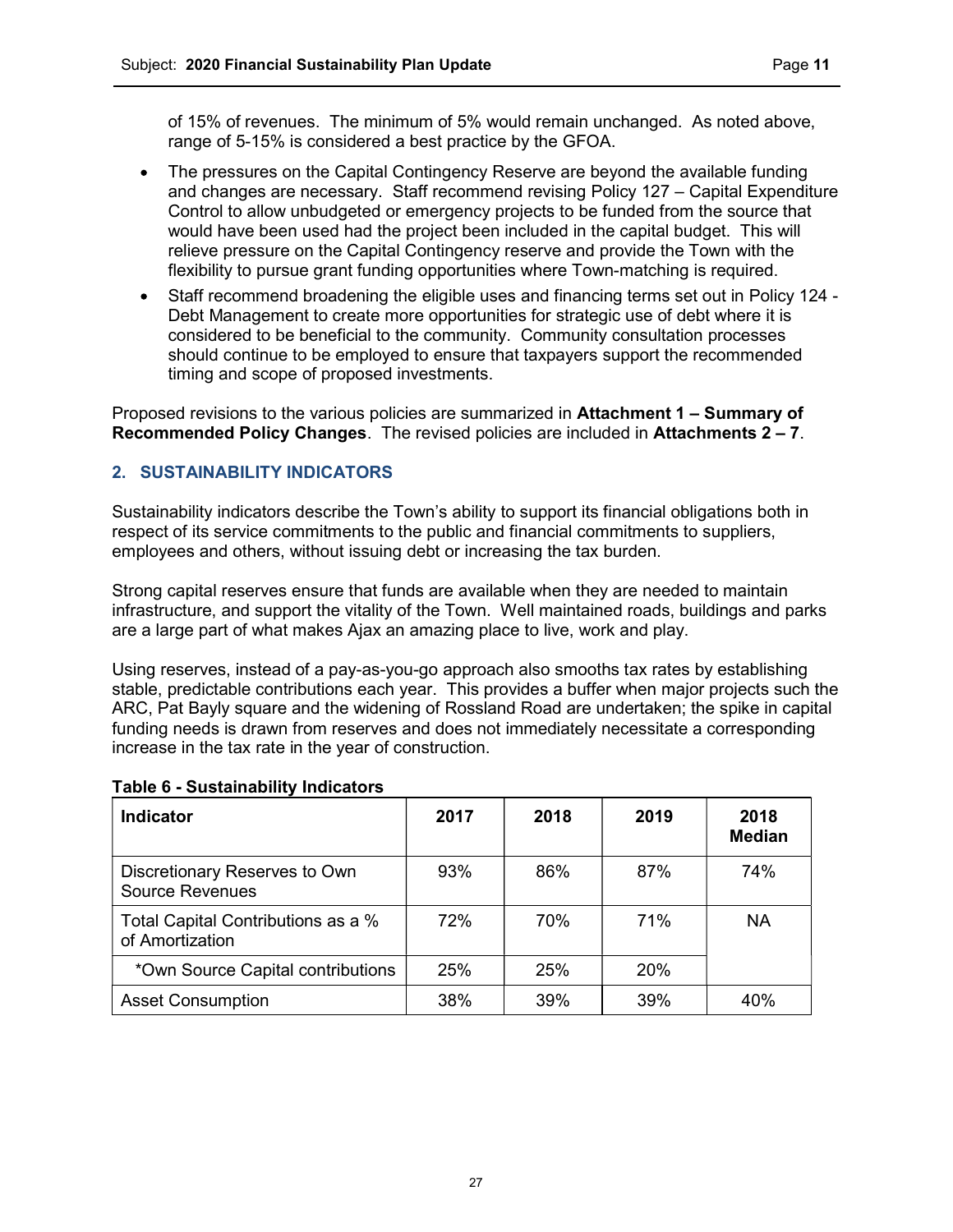of 15% of revenues. The minimum of 5% would remain unchanged. As noted above, range of 5-15% is considered a best practice by the GFOA.

- The pressures on the Capital Contingency Reserve are beyond the available funding and changes are necessary. Staff recommend revising Policy 127 – Capital Expenditure Control to allow unbudgeted or emergency projects to be funded from the source that would have been used had the project been included in the capital budget. This will relieve pressure on the Capital Contingency reserve and provide the Town with the flexibility to pursue grant funding opportunities where Town-matching is required.
- Staff recommend broadening the eligible uses and financing terms set out in Policy 124 - Debt Management to create more opportunities for strategic use of debt where it is considered to be beneficial to the community. Community consultation processes should continue to be employed to ensure that taxpayers support the recommended timing and scope of proposed investments.

Proposed revisions to the various policies are summarized in **Attachment 1 – Summary of Recommended Policy Changes**. The revised policies are included in **Attachments 2 – 7**.

## 2. SUSTAINABILITY INDICATORS

Sustainability indicators describe the Town's ability to support its financial obligations both in respect of its service commitments to the public and financial commitments to suppliers, employees and others, without issuing debt or increasing the tax burden.

Strong capital reserves ensure that funds are available when they are needed to maintain infrastructure, and support the vitality of the Town. Well maintained roads, buildings and parks are a large part of what makes Ajax an amazing place to live, work and play.

Using reserves, instead of a pay-as-you-go approach also smooths tax rates by establishing stable, predictable contributions each year. This provides a buffer when major projects such the ARC, Pat Bayly square and the widening of Rossland Road are undertaken; the spike in capital funding needs is drawn from reserves and does not immediately necessitate a corresponding increase in the tax rate in the year of construction.

**Table 6 - Sustainability Indicators**

| Indicator | 2017 | 2018 | 2019 | 2018 Median |
|---|---|---|---|---|
| Discretionary Reserves to Own Source Revenues | 93% | 86% | 87% | 74% |
| Total Capital Contributions as a % of Amortization | 72% | 70% | 71% | NA |
| *Own Source Capital contributions | 25% | 25% | 20% | |
| Asset Consumption | 38% | 39% | 39% | 40% |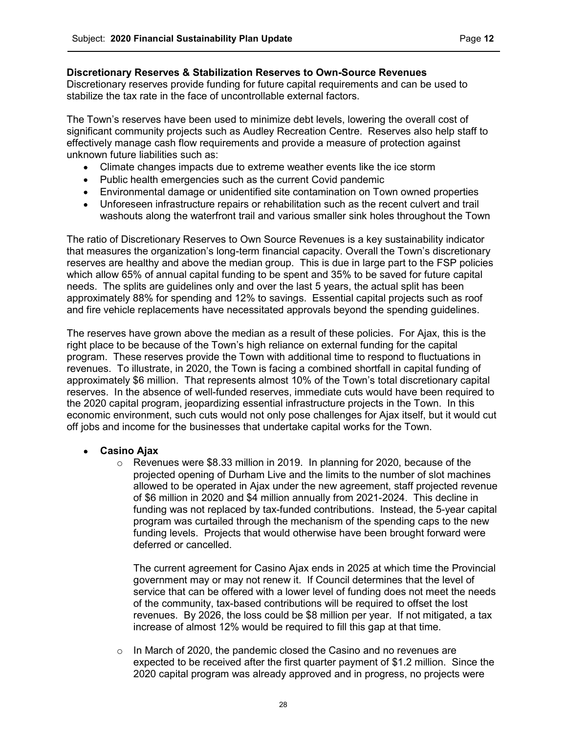**Discretionary Reserves & Stabilization Reserves to Own-Source Revenues**
Discretionary reserves provide funding for future capital requirements and can be used to stabilize the tax rate in the face of uncontrollable external factors.

The Town's reserves have been used to minimize debt levels, lowering the overall cost of significant community projects such as Audley Recreation Centre. Reserves also help staff to effectively manage cash flow requirements and provide a measure of protection against unknown future liabilities such as:

- Climate changes impacts due to extreme weather events like the ice storm
- Public health emergencies such as the current Covid pandemic
- Environmental damage or unidentified site contamination on Town owned properties
- Unforeseen infrastructure repairs or rehabilitation such as the recent culvert and trail washouts along the waterfront trail and various smaller sink holes throughout the Town

The ratio of Discretionary Reserves to Own Source Revenues is a key sustainability indicator that measures the organization's long-term financial capacity. Overall the Town's discretionary reserves are healthy and above the median group. This is due in large part to the FSP policies which allow 65% of annual capital funding to be spent and 35% to be saved for future capital needs. The splits are guidelines only and over the last 5 years, the actual split has been approximately 88% for spending and 12% to savings. Essential capital projects such as roof and fire vehicle replacements have necessitated approvals beyond the spending guidelines.

The reserves have grown above the median as a result of these policies. For Ajax, this is the right place to be because of the Town's high reliance on external funding for the capital program. These reserves provide the Town with additional time to respond to fluctuations in revenues. To illustrate, in 2020, the Town is facing a combined shortfall in capital funding of approximately $6 million. That represents almost 10% of the Town's total discretionary capital reserves. In the absence of well-funded reserves, immediate cuts would have been required to the 2020 capital program, jeopardizing essential infrastructure projects in the Town. In this economic environment, such cuts would not only pose challenges for Ajax itself, but it would cut off jobs and income for the businesses that undertake capital works for the Town.

- **Casino Ajax**
  - Revenues were $8.33 million in 2019. In planning for 2020, because of the projected opening of Durham Live and the limits to the number of slot machines allowed to be operated in Ajax under the new agreement, staff projected revenue of $6 million in 2020 and $4 million annually from 2021-2024. This decline in funding was not replaced by tax-funded contributions. Instead, the 5-year capital program was curtailed through the mechanism of the spending caps to the new funding levels. Projects that would otherwise have been brought forward were deferred or cancelled.

    The current agreement for Casino Ajax ends in 2025 at which time the Provincial government may or may not renew it. If Council determines that the level of service that can be offered with a lower level of funding does not meet the needs of the community, tax-based contributions will be required to offset the lost revenues. By 2026, the loss could be $8 million per year. If not mitigated, a tax increase of almost 12% would be required to fill this gap at that time.

  - In March of 2020, the pandemic closed the Casino and no revenues are expected to be received after the first quarter payment of $1.2 million. Since the 2020 capital program was already approved and in progress, no projects were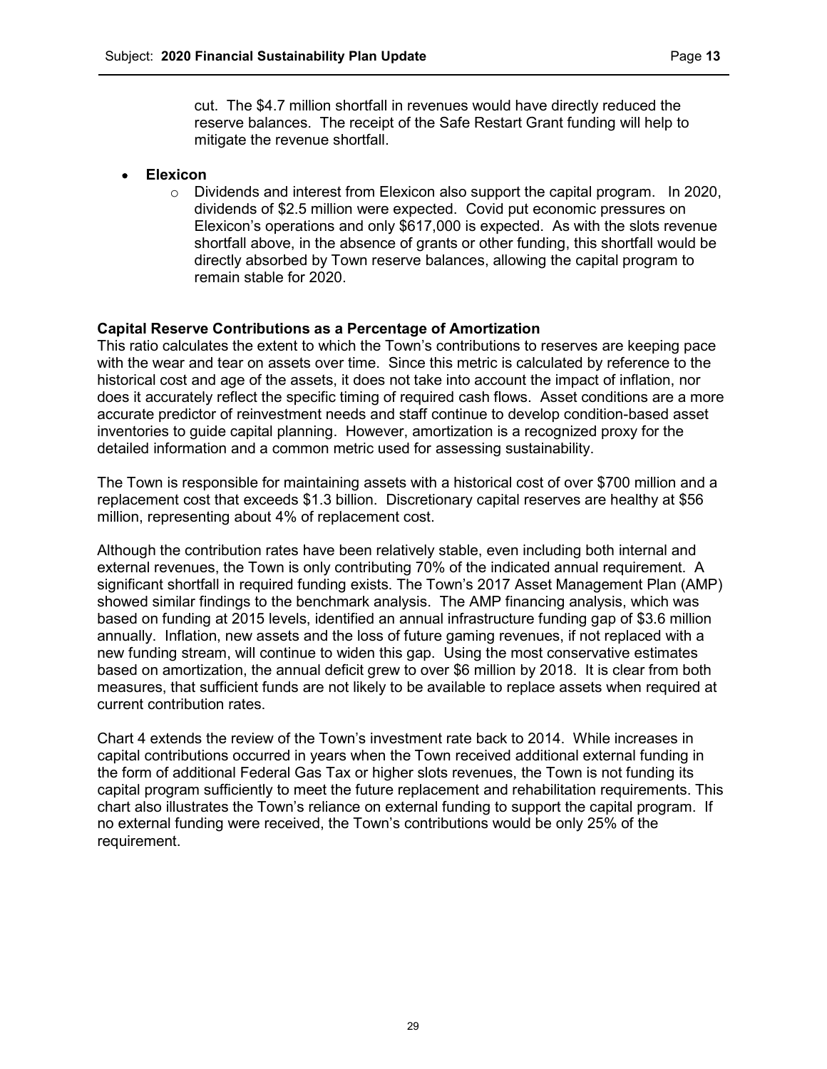cut. The $4.7 million shortfall in revenues would have directly reduced the reserve balances. The receipt of the Safe Restart Grant funding will help to mitigate the revenue shortfall.

- **Elexicon**
  - Dividends and interest from Elexicon also support the capital program. In 2020, dividends of $2.5 million were expected. Covid put economic pressures on Elexicon's operations and only $617,000 is expected. As with the slots revenue shortfall above, in the absence of grants or other funding, this shortfall would be directly absorbed by Town reserve balances, allowing the capital program to remain stable for 2020.

**Capital Reserve Contributions as a Percentage of Amortization**

This ratio calculates the extent to which the Town's contributions to reserves are keeping pace with the wear and tear on assets over time. Since this metric is calculated by reference to the historical cost and age of the assets, it does not take into account the impact of inflation, nor does it accurately reflect the specific timing of required cash flows. Asset conditions are a more accurate predictor of reinvestment needs and staff continue to develop condition-based asset inventories to guide capital planning. However, amortization is a recognized proxy for the detailed information and a common metric used for assessing sustainability.

The Town is responsible for maintaining assets with a historical cost of over $700 million and a replacement cost that exceeds $1.3 billion. Discretionary capital reserves are healthy at $56 million, representing about 4% of replacement cost.

Although the contribution rates have been relatively stable, even including both internal and external revenues, the Town is only contributing 70% of the indicated annual requirement. A significant shortfall in required funding exists. The Town's 2017 Asset Management Plan (AMP) showed similar findings to the benchmark analysis. The AMP financing analysis, which was based on funding at 2015 levels, identified an annual infrastructure funding gap of $3.6 million annually. Inflation, new assets and the loss of future gaming revenues, if not replaced with a new funding stream, will continue to widen this gap. Using the most conservative estimates based on amortization, the annual deficit grew to over $6 million by 2018. It is clear from both measures, that sufficient funds are not likely to be available to replace assets when required at current contribution rates.

Chart 4 extends the review of the Town's investment rate back to 2014. While increases in capital contributions occurred in years when the Town received additional external funding in the form of additional Federal Gas Tax or higher slots revenues, the Town is not funding its capital program sufficiently to meet the future replacement and rehabilitation requirements. This chart also illustrates the Town's reliance on external funding to support the capital program. If no external funding were received, the Town's contributions would be only 25% of the requirement.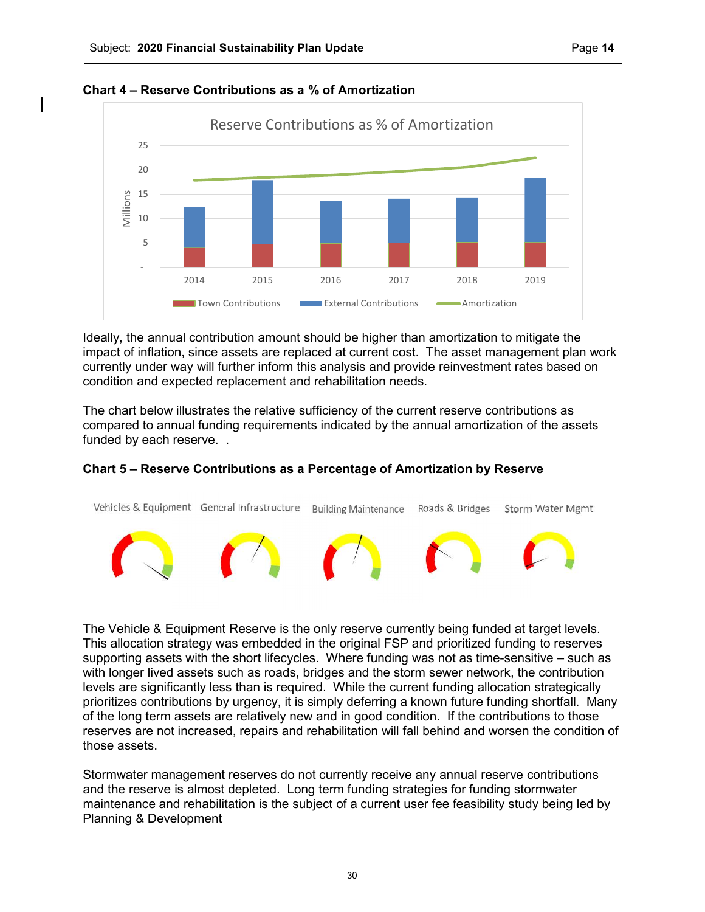**Chart 4 – Reserve Contributions as a % of Amortization**

Ideally, the annual contribution amount should be higher than amortization to mitigate the impact of inflation, since assets are replaced at current cost. The asset management plan work currently under way will further inform this analysis and provide reinvestment rates based on condition and expected replacement and rehabilitation needs.

The chart below illustrates the relative sufficiency of the current reserve contributions as compared to annual funding requirements indicated by the annual amortization of the assets funded by each reserve. .

**Chart 5 – Reserve Contributions as a Percentage of Amortization by Reserve**

The Vehicle & Equipment Reserve is the only reserve currently being funded at target levels. This allocation strategy was embedded in the original FSP and prioritized funding to reserves supporting assets with the short lifecycles. Where funding was not as time-sensitive – such as with longer lived assets such as roads, bridges and the storm sewer network, the contribution levels are significantly less than is required. While the current funding allocation strategically prioritizes contributions by urgency, it is simply deferring a known future funding shortfall. Many of the long term assets are relatively new and in good condition. If the contributions to those reserves are not increased, repairs and rehabilitation will fall behind and worsen the condition of those assets.

Stormwater management reserves do not currently receive any annual reserve contributions and the reserve is almost depleted. Long term funding strategies for funding stormwater maintenance and rehabilitation is the subject of a current user fee feasibility study being led by Planning & Development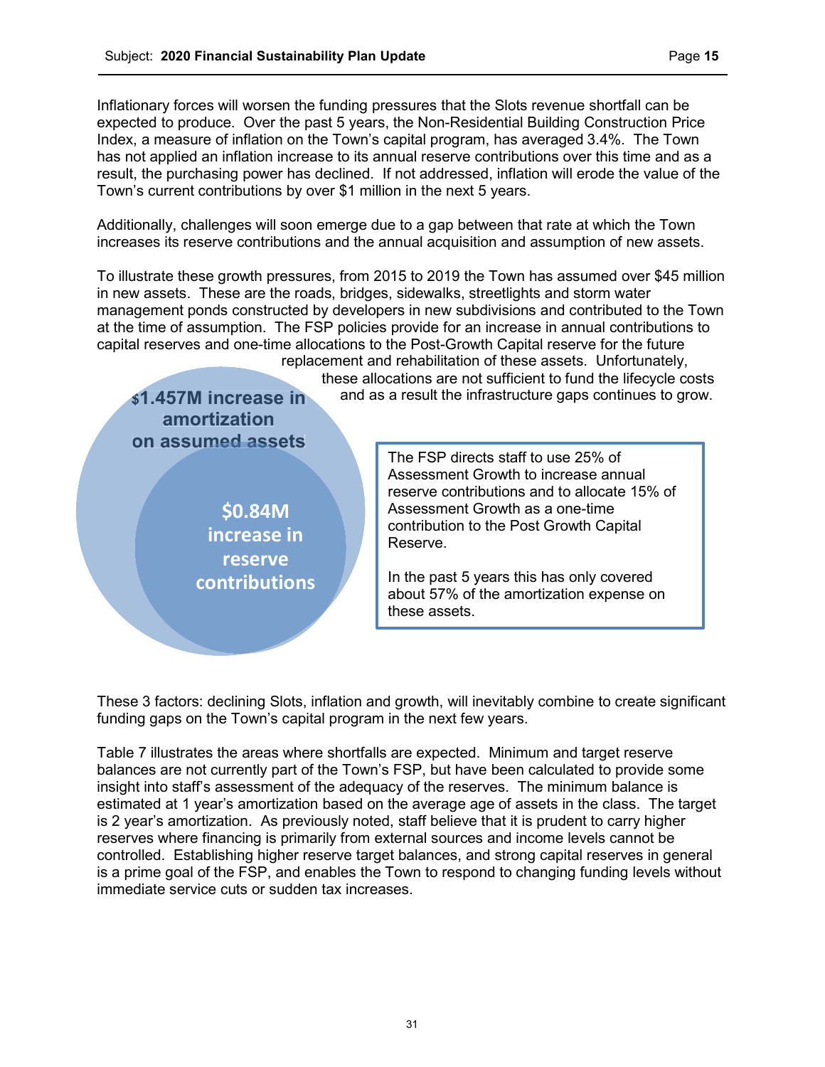Inflationary forces will worsen the funding pressures that the Slots revenue shortfall can be expected to produce. Over the past 5 years, the Non-Residential Building Construction Price Index, a measure of inflation on the Town's capital program, has averaged 3.4%. The Town has not applied an inflation increase to its annual reserve contributions over this time and as a result, the purchasing power has declined. If not addressed, inflation will erode the value of the Town's current contributions by over $1 million in the next 5 years.

Additionally, challenges will soon emerge due to a gap between that rate at which the Town increases its reserve contributions and the annual acquisition and assumption of new assets.

To illustrate these growth pressures, from 2015 to 2019 the Town has assumed over $45 million in new assets. These are the roads, bridges, sidewalks, streetlights and storm water management ponds constructed by developers in new subdivisions and contributed to the Town at the time of assumption. The FSP policies provide for an increase in annual contributions to capital reserves and one-time allocations to the Post-Growth Capital reserve for the future replacement and rehabilitation of these assets. Unfortunately, these allocations are not sufficient to fund the lifecycle costs and as a result the infrastructure gaps continues to grow.

**$1.457M increase in amortization on assumed assets**

**$0.84M increase in reserve contributions**

The FSP directs staff to use 25% of Assessment Growth to increase annual reserve contributions and to allocate 15% of Assessment Growth as a one-time contribution to the Post Growth Capital Reserve.

In the past 5 years this has only covered about 57% of the amortization expense on these assets.

These 3 factors: declining Slots, inflation and growth, will inevitably combine to create significant funding gaps on the Town's capital program in the next few years.

Table 7 illustrates the areas where shortfalls are expected. Minimum and target reserve balances are not currently part of the Town's FSP, but have been calculated to provide some insight into staff's assessment of the adequacy of the reserves. The minimum balance is estimated at 1 year's amortization based on the average age of assets in the class. The target is 2 year's amortization. As previously noted, staff believe that it is prudent to carry higher reserves where financing is primarily from external sources and income levels cannot be controlled. Establishing higher reserve target balances, and strong capital reserves in general is a prime goal of the FSP, and enables the Town to respond to changing funding levels without immediate service cuts or sudden tax increases.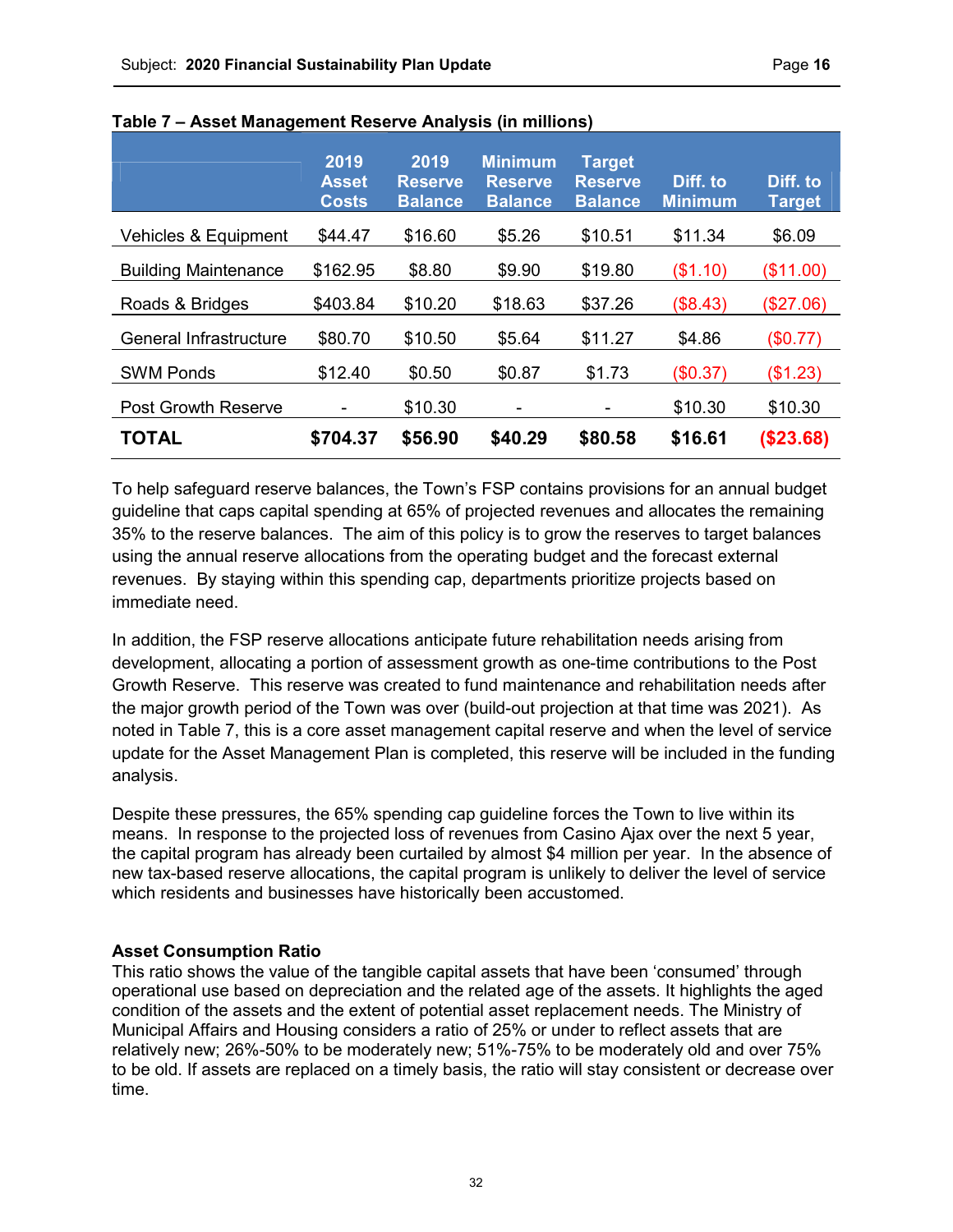**Table 7 – Asset Management Reserve Analysis (in millions)**

| | 2019 Asset Costs | 2019 Reserve Balance | Minimum Reserve Balance | Target Reserve Balance | Diff. to Minimum | Diff. to Target |
|---|---|---|---|---|---|---|
| Vehicles & Equipment | $44.47 | $16.60 | $5.26 | $10.51 | $11.34 | $6.09 |
| Building Maintenance | $162.95 | $8.80 | $9.90 | $19.80 | ($1.10) | ($11.00) |
| Roads & Bridges | $403.84 | $10.20 | $18.63 | $37.26 | ($8.43) | ($27.06) |
| General Infrastructure | $80.70 | $10.50 | $5.64 | $11.27 | $4.86 | ($0.77) |
| SWM Ponds | $12.40 | $0.50 | $0.87 | $1.73 | ($0.37) | ($1.23) |
| Post Growth Reserve | - | $10.30 | - | - | $10.30 | $10.30 |
| **TOTAL** | **$704.37** | **$56.90** | **$40.29** | **$80.58** | **$16.61** | **($23.68)** |

To help safeguard reserve balances, the Town's FSP contains provisions for an annual budget guideline that caps capital spending at 65% of projected revenues and allocates the remaining 35% to the reserve balances. The aim of this policy is to grow the reserves to target balances using the annual reserve allocations from the operating budget and the forecast external revenues. By staying within this spending cap, departments prioritize projects based on immediate need.

In addition, the FSP reserve allocations anticipate future rehabilitation needs arising from development, allocating a portion of assessment growth as one-time contributions to the Post Growth Reserve. This reserve was created to fund maintenance and rehabilitation needs after the major growth period of the Town was over (build-out projection at that time was 2021). As noted in Table 7, this is a core asset management capital reserve and when the level of service update for the Asset Management Plan is completed, this reserve will be included in the funding analysis.

Despite these pressures, the 65% spending cap guideline forces the Town to live within its means. In response to the projected loss of revenues from Casino Ajax over the next 5 year, the capital program has already been curtailed by almost $4 million per year. In the absence of new tax-based reserve allocations, the capital program is unlikely to deliver the level of service which residents and businesses have historically been accustomed.

**Asset Consumption Ratio**

This ratio shows the value of the tangible capital assets that have been 'consumed' through operational use based on depreciation and the related age of the assets. It highlights the aged condition of the assets and the extent of potential asset replacement needs. The Ministry of Municipal Affairs and Housing considers a ratio of 25% or under to reflect assets that are relatively new; 26%-50% to be moderately new; 51%-75% to be moderately old and over 75% to be old. If assets are replaced on a timely basis, the ratio will stay consistent or decrease over time.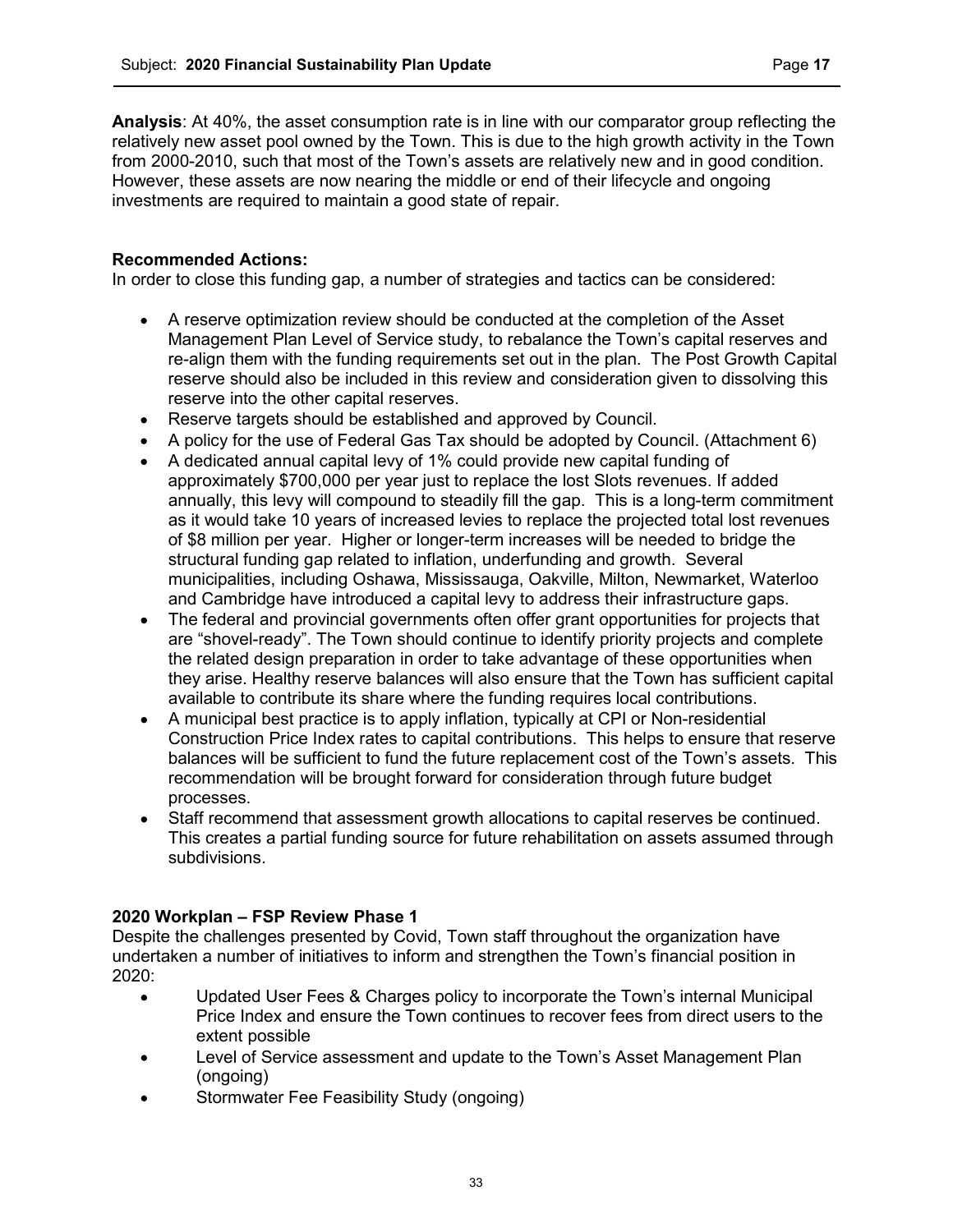**Analysis**: At 40%, the asset consumption rate is in line with our comparator group reflecting the relatively new asset pool owned by the Town. This is due to the high growth activity in the Town from 2000-2010, such that most of the Town's assets are relatively new and in good condition. However, these assets are now nearing the middle or end of their lifecycle and ongoing investments are required to maintain a good state of repair.

**Recommended Actions:**
In order to close this funding gap, a number of strategies and tactics can be considered:

- A reserve optimization review should be conducted at the completion of the Asset Management Plan Level of Service study, to rebalance the Town's capital reserves and re-align them with the funding requirements set out in the plan. The Post Growth Capital reserve should also be included in this review and consideration given to dissolving this reserve into the other capital reserves.
- Reserve targets should be established and approved by Council.
- A policy for the use of Federal Gas Tax should be adopted by Council. (Attachment 6)
- A dedicated annual capital levy of 1% could provide new capital funding of approximately $700,000 per year just to replace the lost Slots revenues. If added annually, this levy will compound to steadily fill the gap. This is a long-term commitment as it would take 10 years of increased levies to replace the projected total lost revenues of $8 million per year. Higher or longer-term increases will be needed to bridge the structural funding gap related to inflation, underfunding and growth. Several municipalities, including Oshawa, Mississauga, Oakville, Milton, Newmarket, Waterloo and Cambridge have introduced a capital levy to address their infrastructure gaps.
- The federal and provincial governments often offer grant opportunities for projects that are "shovel-ready". The Town should continue to identify priority projects and complete the related design preparation in order to take advantage of these opportunities when they arise. Healthy reserve balances will also ensure that the Town has sufficient capital available to contribute its share where the funding requires local contributions.
- A municipal best practice is to apply inflation, typically at CPI or Non-residential Construction Price Index rates to capital contributions. This helps to ensure that reserve balances will be sufficient to fund the future replacement cost of the Town's assets. This recommendation will be brought forward for consideration through future budget processes.
- Staff recommend that assessment growth allocations to capital reserves be continued. This creates a partial funding source for future rehabilitation on assets assumed through subdivisions.

**2020 Workplan – FSP Review Phase 1**
Despite the challenges presented by Covid, Town staff throughout the organization have undertaken a number of initiatives to inform and strengthen the Town's financial position in 2020:

- Updated User Fees & Charges policy to incorporate the Town's internal Municipal Price Index and ensure the Town continues to recover fees from direct users to the extent possible
- Level of Service assessment and update to the Town's Asset Management Plan (ongoing)
- Stormwater Fee Feasibility Study (ongoing)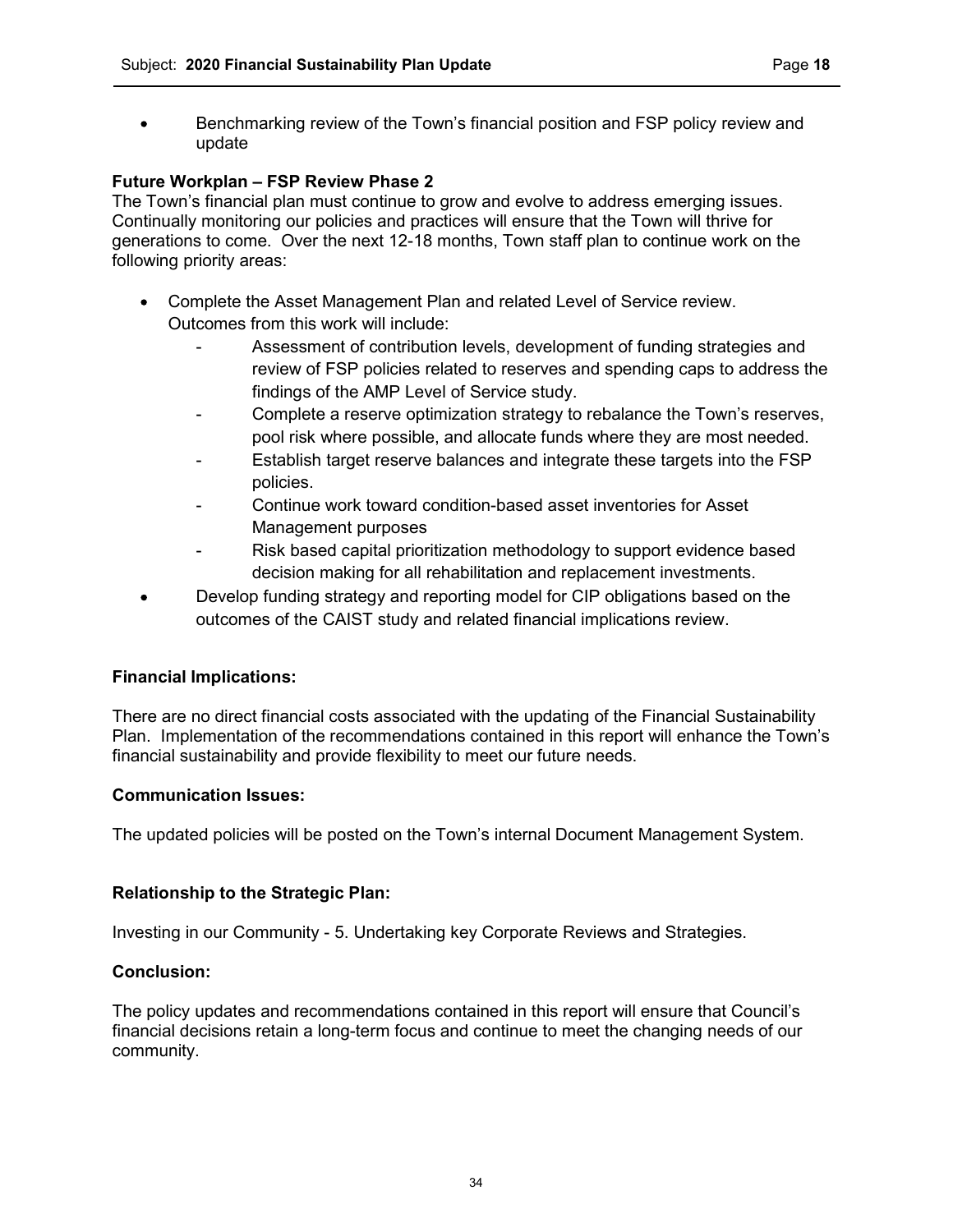- Benchmarking review of the Town's financial position and FSP policy review and update

**Future Workplan – FSP Review Phase 2**

The Town's financial plan must continue to grow and evolve to address emerging issues. Continually monitoring our policies and practices will ensure that the Town will thrive for generations to come. Over the next 12-18 months, Town staff plan to continue work on the following priority areas:

- Complete the Asset Management Plan and related Level of Service review. Outcomes from this work will include:
  - Assessment of contribution levels, development of funding strategies and review of FSP policies related to reserves and spending caps to address the findings of the AMP Level of Service study.
  - Complete a reserve optimization strategy to rebalance the Town's reserves, pool risk where possible, and allocate funds where they are most needed.
  - Establish target reserve balances and integrate these targets into the FSP policies.
  - Continue work toward condition-based asset inventories for Asset Management purposes
  - Risk based capital prioritization methodology to support evidence based decision making for all rehabilitation and replacement investments.
- Develop funding strategy and reporting model for CIP obligations based on the outcomes of the CAIST study and related financial implications review.

**Financial Implications:**

There are no direct financial costs associated with the updating of the Financial Sustainability Plan. Implementation of the recommendations contained in this report will enhance the Town's financial sustainability and provide flexibility to meet our future needs.

**Communication Issues:**

The updated policies will be posted on the Town's internal Document Management System.

**Relationship to the Strategic Plan:**

Investing in our Community - 5. Undertaking key Corporate Reviews and Strategies.

**Conclusion:**

The policy updates and recommendations contained in this report will ensure that Council's financial decisions retain a long-term focus and continue to meet the changing needs of our community.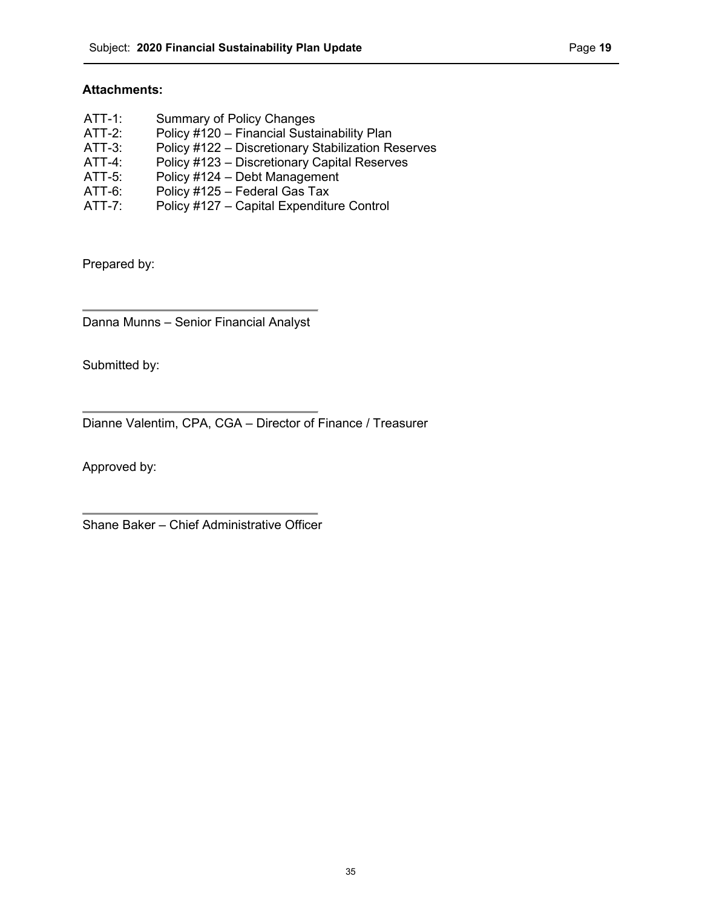**Attachments:**

ATT-1: Summary of Policy Changes
ATT-2: Policy #120 – Financial Sustainability Plan
ATT-3: Policy #122 – Discretionary Stabilization Reserves
ATT-4: Policy #123 – Discretionary Capital Reserves
ATT-5: Policy #124 – Debt Management
ATT-6: Policy #125 – Federal Gas Tax
ATT-7: Policy #127 – Capital Expenditure Control

Prepared by:

Danna Munns – Senior Financial Analyst

Submitted by:

Dianne Valentim, CPA, CGA – Director of Finance / Treasurer

Approved by:

Shane Baker – Chief Administrative Officer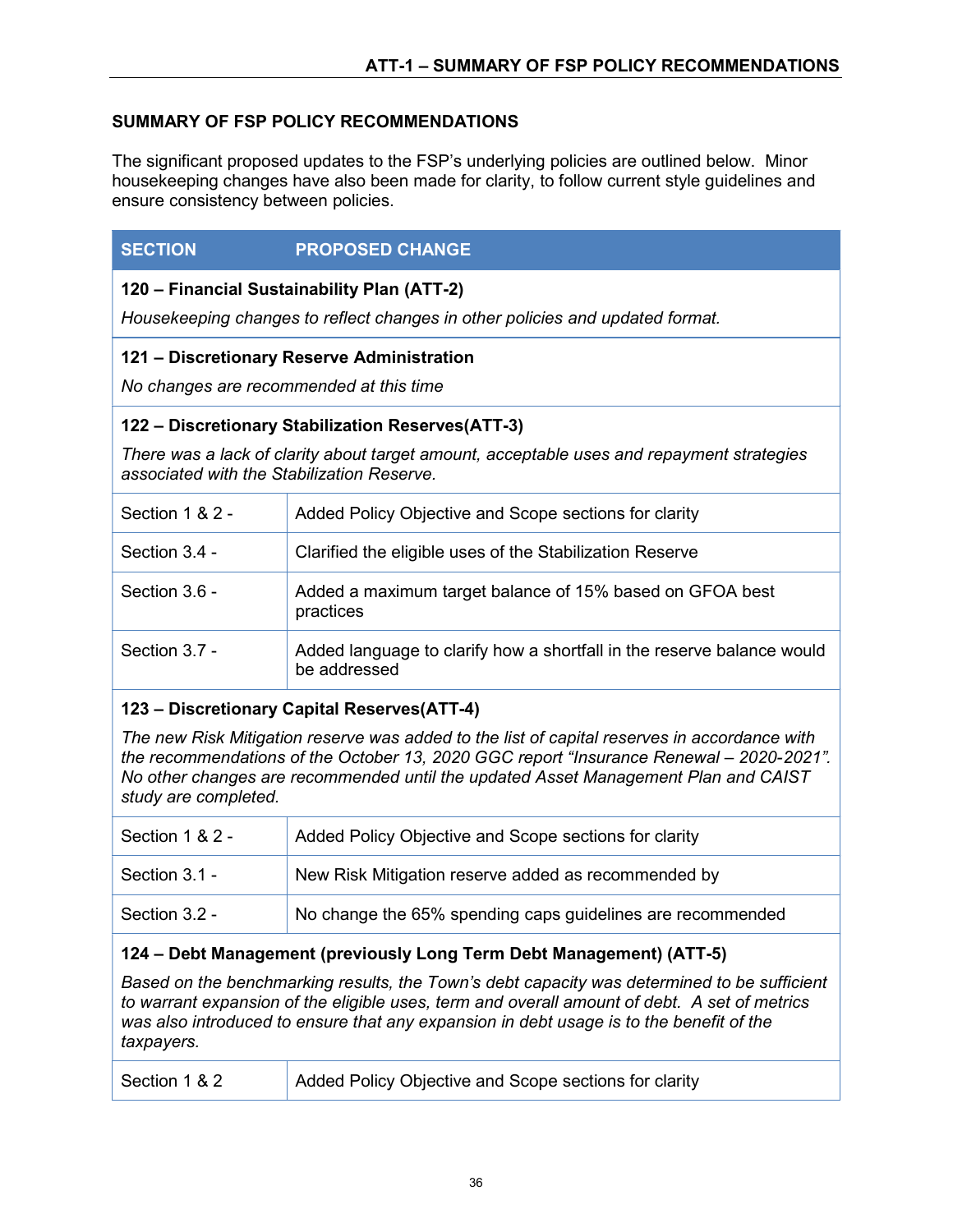## SUMMARY OF FSP POLICY RECOMMENDATIONS

The significant proposed updates to the FSP's underlying policies are outlined below. Minor housekeeping changes have also been made for clarity, to follow current style guidelines and ensure consistency between policies.

| SECTION | PROPOSED CHANGE |
|---|---|
| **120 – Financial Sustainability Plan (ATT-2)**<br>*Housekeeping changes to reflect changes in other policies and updated format.* | |
| **121 – Discretionary Reserve Administration**<br>*No changes are recommended at this time* | |
| **122 – Discretionary Stabilization Reserves(ATT-3)**<br>*There was a lack of clarity about target amount, acceptable uses and repayment strategies associated with the Stabilization Reserve.* | |
| Section 1 & 2 - | Added Policy Objective and Scope sections for clarity |
| Section 3.4 - | Clarified the eligible uses of the Stabilization Reserve |
| Section 3.6 - | Added a maximum target balance of 15% based on GFOA best practices |
| Section 3.7 - | Added language to clarify how a shortfall in the reserve balance would be addressed |
| **123 – Discretionary Capital Reserves(ATT-4)**<br>*The new Risk Mitigation reserve was added to the list of capital reserves in accordance with the recommendations of the October 13, 2020 GGC report "Insurance Renewal – 2020-2021". No other changes are recommended until the updated Asset Management Plan and CAIST study are completed.* | |
| Section 1 & 2 - | Added Policy Objective and Scope sections for clarity |
| Section 3.1 - | New Risk Mitigation reserve added as recommended by |
| Section 3.2 - | No change the 65% spending caps guidelines are recommended |
| **124 – Debt Management (previously Long Term Debt Management) (ATT-5)**<br>*Based on the benchmarking results, the Town's debt capacity was determined to be sufficient to warrant expansion of the eligible uses, term and overall amount of debt. A set of metrics was also introduced to ensure that any expansion in debt usage is to the benefit of the taxpayers.* | |
| Section 1 & 2 | Added Policy Objective and Scope sections for clarity |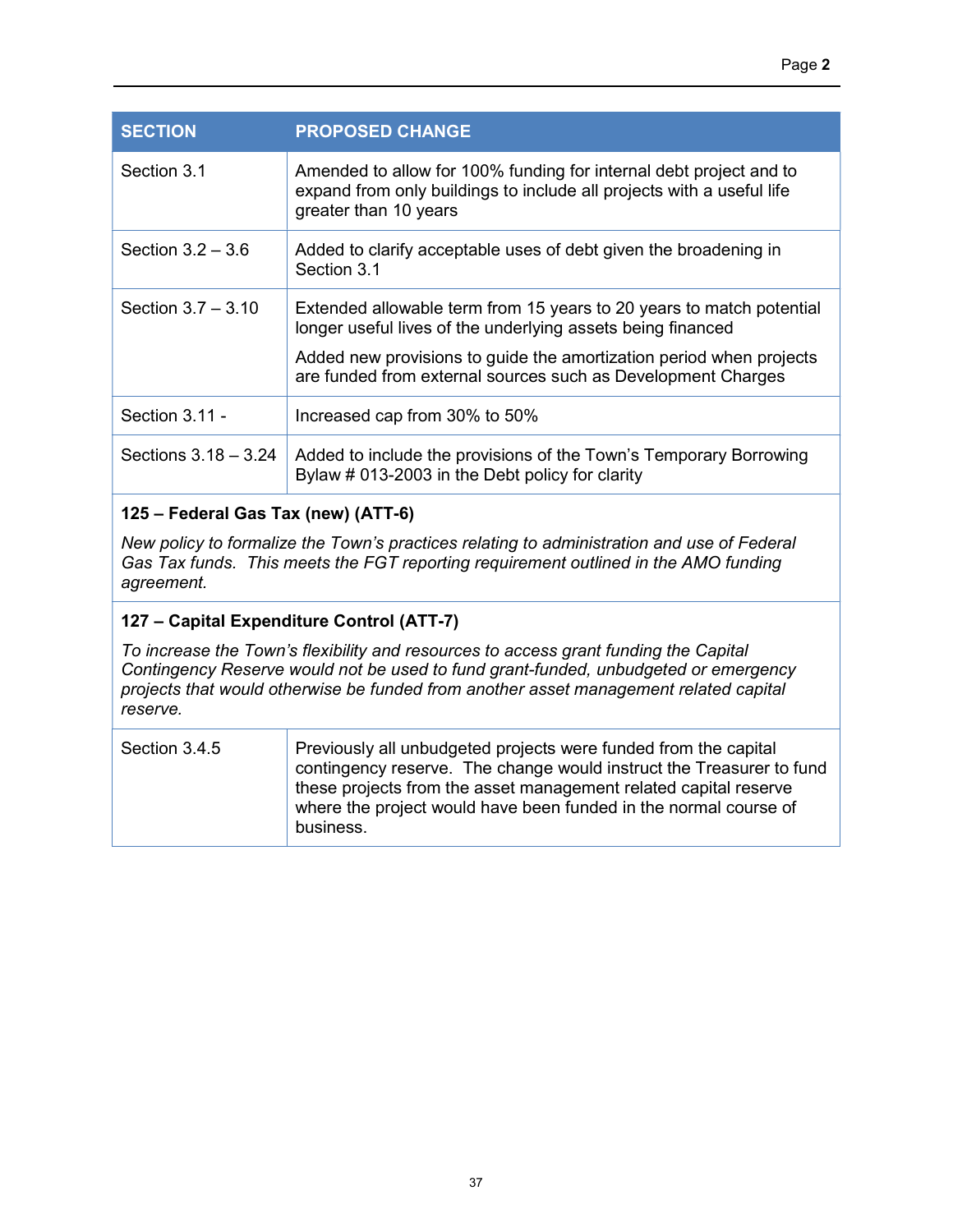| SECTION | PROPOSED CHANGE |
| --- | --- |
| Section 3.1 | Amended to allow for 100% funding for internal debt project and to expand from only buildings to include all projects with a useful life greater than 10 years |
| Section 3.2 – 3.6 | Added to clarify acceptable uses of debt given the broadening in Section 3.1 |
| Section 3.7 – 3.10 | Extended allowable term from 15 years to 20 years to match potential longer useful lives of the underlying assets being financed<br><br>Added new provisions to guide the amortization period when projects are funded from external sources such as Development Charges |
| Section 3.11 - | Increased cap from 30% to 50% |
| Sections 3.18 – 3.24 | Added to include the provisions of the Town's Temporary Borrowing Bylaw # 013-2003 in the Debt policy for clarity |
| **125 – Federal Gas Tax (new) (ATT-6)**<br><br>*New policy to formalize the Town's practices relating to administration and use of Federal Gas Tax funds. This meets the FGT reporting requirement outlined in the AMO funding agreement.* | |
| **127 – Capital Expenditure Control (ATT-7)**<br><br>*To increase the Town's flexibility and resources to access grant funding the Capital Contingency Reserve would not be used to fund grant-funded, unbudgeted or emergency projects that would otherwise be funded from another asset management related capital reserve.* | |
| Section 3.4.5 | Previously all unbudgeted projects were funded from the capital contingency reserve. The change would instruct the Treasurer to fund these projects from the asset management related capital reserve where the project would have been funded in the normal course of business. |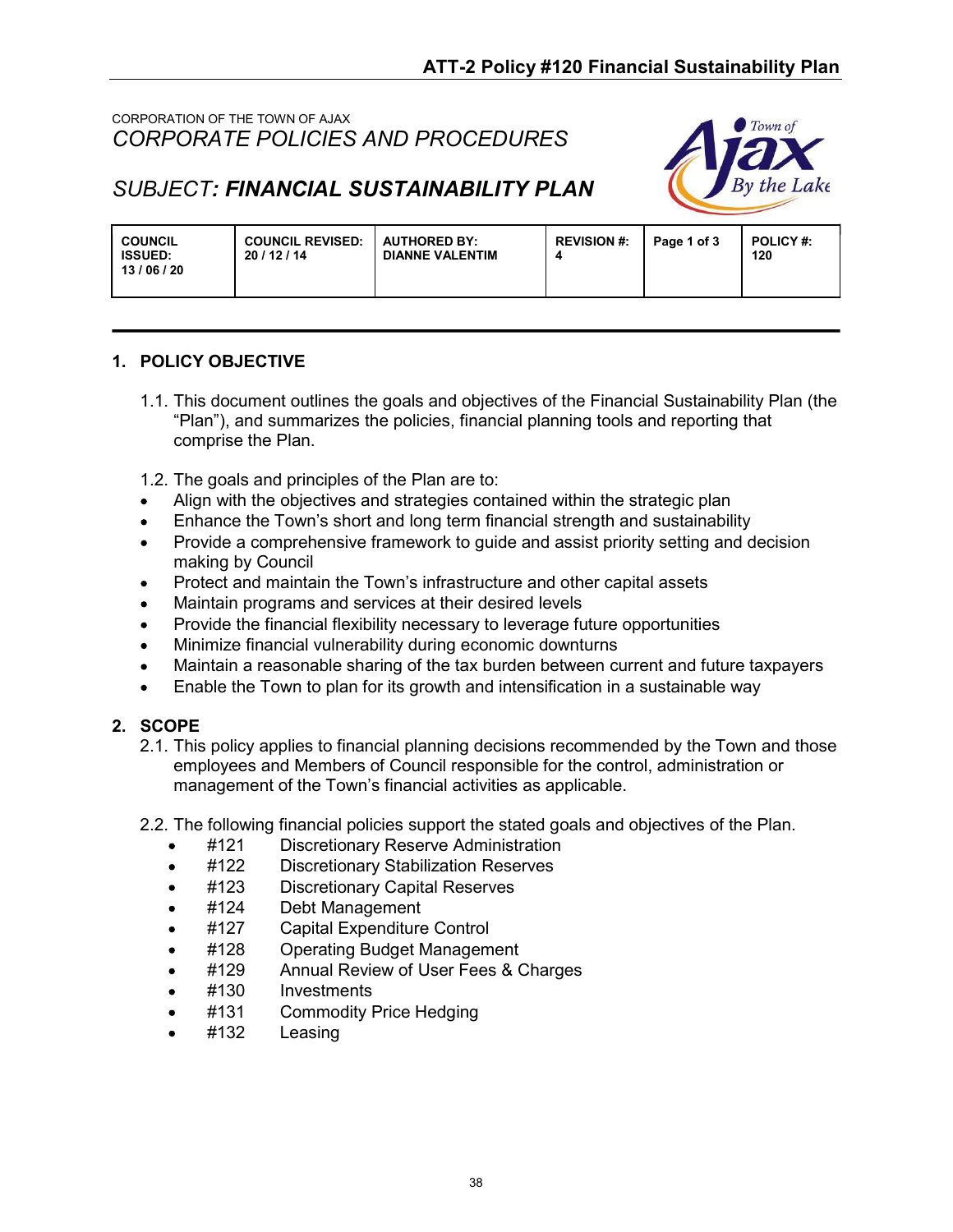# ATT-2 Policy #120 Financial Sustainability Plan

CORPORATION OF THE TOWN OF AJAX
*CORPORATE POLICIES AND PROCEDURES*

*SUBJECT: **FINANCIAL SUSTAINABILITY PLAN***

| COUNCIL ISSUED: 13 / 06 / 20 | COUNCIL REVISED: 20 / 12 / 14 | AUTHORED BY: DIANNE VALENTIM | REVISION #: 4 | Page 1 of 3 | POLICY #: 120 |
|---|---|---|---|---|---|

## 1. POLICY OBJECTIVE

1.1. This document outlines the goals and objectives of the Financial Sustainability Plan (the "Plan"), and summarizes the policies, financial planning tools and reporting that comprise the Plan.

1.2. The goals and principles of the Plan are to:

- Align with the objectives and strategies contained within the strategic plan
- Enhance the Town's short and long term financial strength and sustainability
- Provide a comprehensive framework to guide and assist priority setting and decision making by Council
- Protect and maintain the Town's infrastructure and other capital assets
- Maintain programs and services at their desired levels
- Provide the financial flexibility necessary to leverage future opportunities
- Minimize financial vulnerability during economic downturns
- Maintain a reasonable sharing of the tax burden between current and future taxpayers
- Enable the Town to plan for its growth and intensification in a sustainable way

## 2. SCOPE

2.1. This policy applies to financial planning decisions recommended by the Town and those employees and Members of Council responsible for the control, administration or management of the Town's financial activities as applicable.

2.2. The following financial policies support the stated goals and objectives of the Plan.

- #121 Discretionary Reserve Administration
- #122 Discretionary Stabilization Reserves
- #123 Discretionary Capital Reserves
- #124 Debt Management
- #127 Capital Expenditure Control
- #128 Operating Budget Management
- #129 Annual Review of User Fees & Charges
- #130 Investments
- #131 Commodity Price Hedging
- #132 Leasing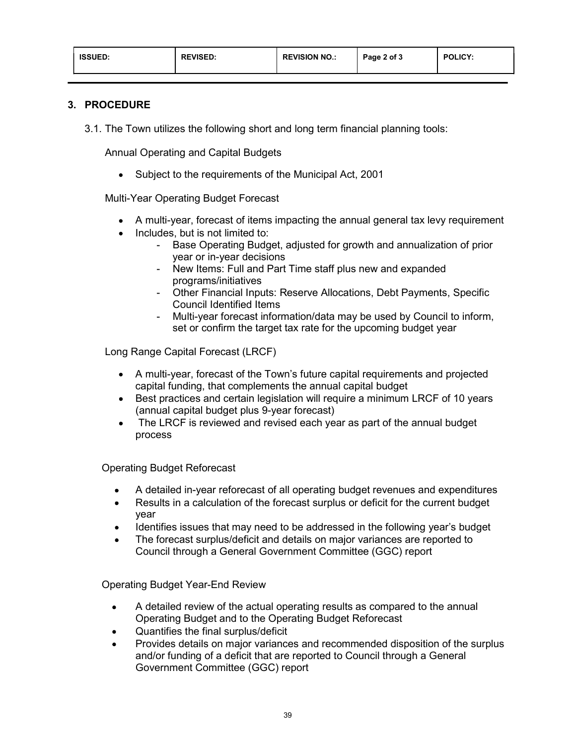## 3. PROCEDURE

3.1. The Town utilizes the following short and long term financial planning tools:

Annual Operating and Capital Budgets

- Subject to the requirements of the Municipal Act, 2001

Multi-Year Operating Budget Forecast

- A multi-year, forecast of items impacting the annual general tax levy requirement
- Includes, but is not limited to:
  - Base Operating Budget, adjusted for growth and annualization of prior year or in-year decisions
  - New Items: Full and Part Time staff plus new and expanded programs/initiatives
  - Other Financial Inputs: Reserve Allocations, Debt Payments, Specific Council Identified Items
  - Multi-year forecast information/data may be used by Council to inform, set or confirm the target tax rate for the upcoming budget year

Long Range Capital Forecast (LRCF)

- A multi-year, forecast of the Town's future capital requirements and projected capital funding, that complements the annual capital budget
- Best practices and certain legislation will require a minimum LRCF of 10 years (annual capital budget plus 9-year forecast)
- The LRCF is reviewed and revised each year as part of the annual budget process

Operating Budget Reforecast

- A detailed in-year reforecast of all operating budget revenues and expenditures
- Results in a calculation of the forecast surplus or deficit for the current budget year
- Identifies issues that may need to be addressed in the following year's budget
- The forecast surplus/deficit and details on major variances are reported to Council through a General Government Committee (GGC) report

Operating Budget Year-End Review

- A detailed review of the actual operating results as compared to the annual Operating Budget and to the Operating Budget Reforecast
- Quantifies the final surplus/deficit
- Provides details on major variances and recommended disposition of the surplus and/or funding of a deficit that are reported to Council through a General Government Committee (GGC) report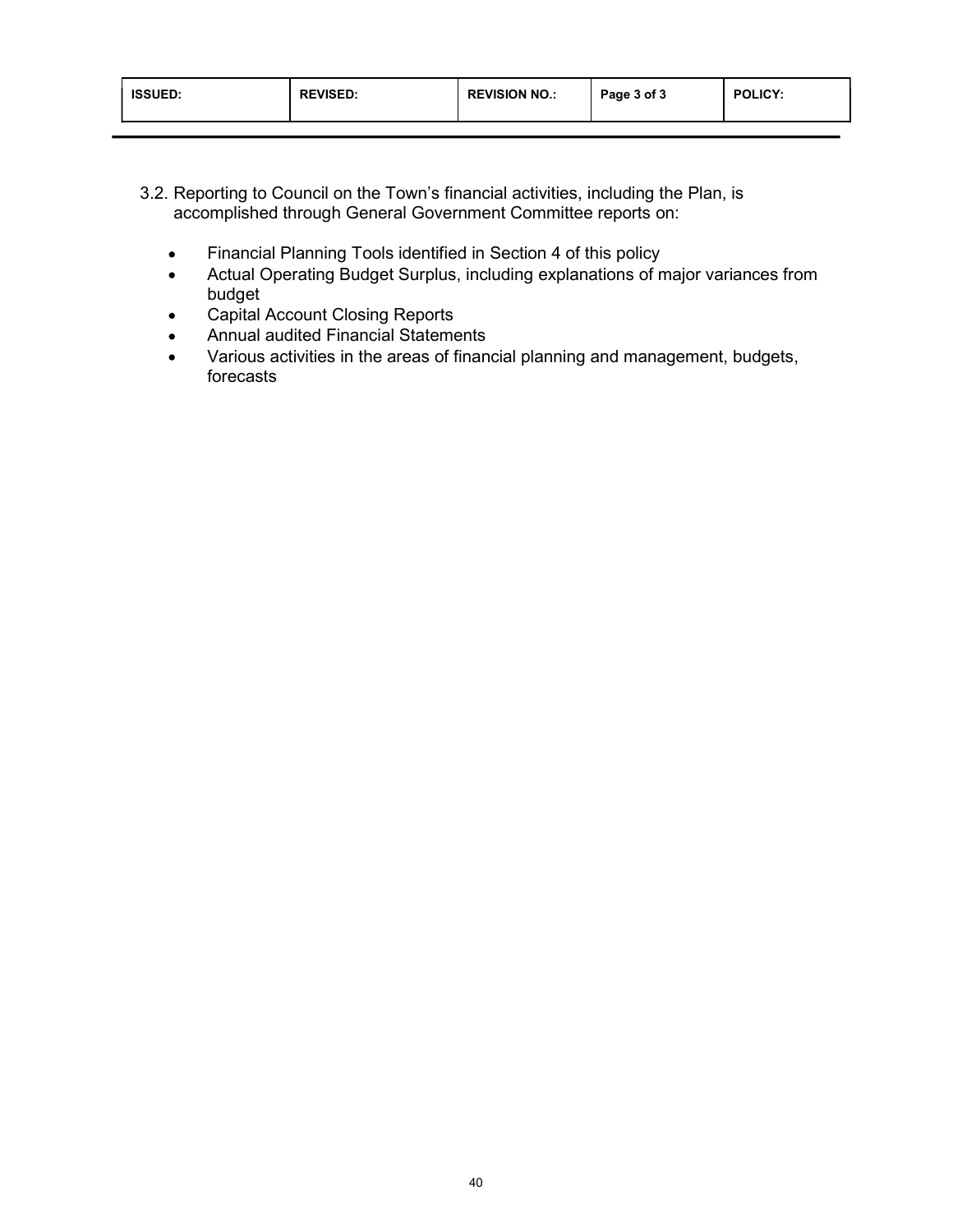| ISSUED: | REVISED: | REVISION NO.: | Page 3 of 3 | POLICY: |
| --- | --- | --- | --- | --- |

3.2. Reporting to Council on the Town's financial activities, including the Plan, is accomplished through General Government Committee reports on:

- Financial Planning Tools identified in Section 4 of this policy
- Actual Operating Budget Surplus, including explanations of major variances from budget
- Capital Account Closing Reports
- Annual audited Financial Statements
- Various activities in the areas of financial planning and management, budgets, forecasts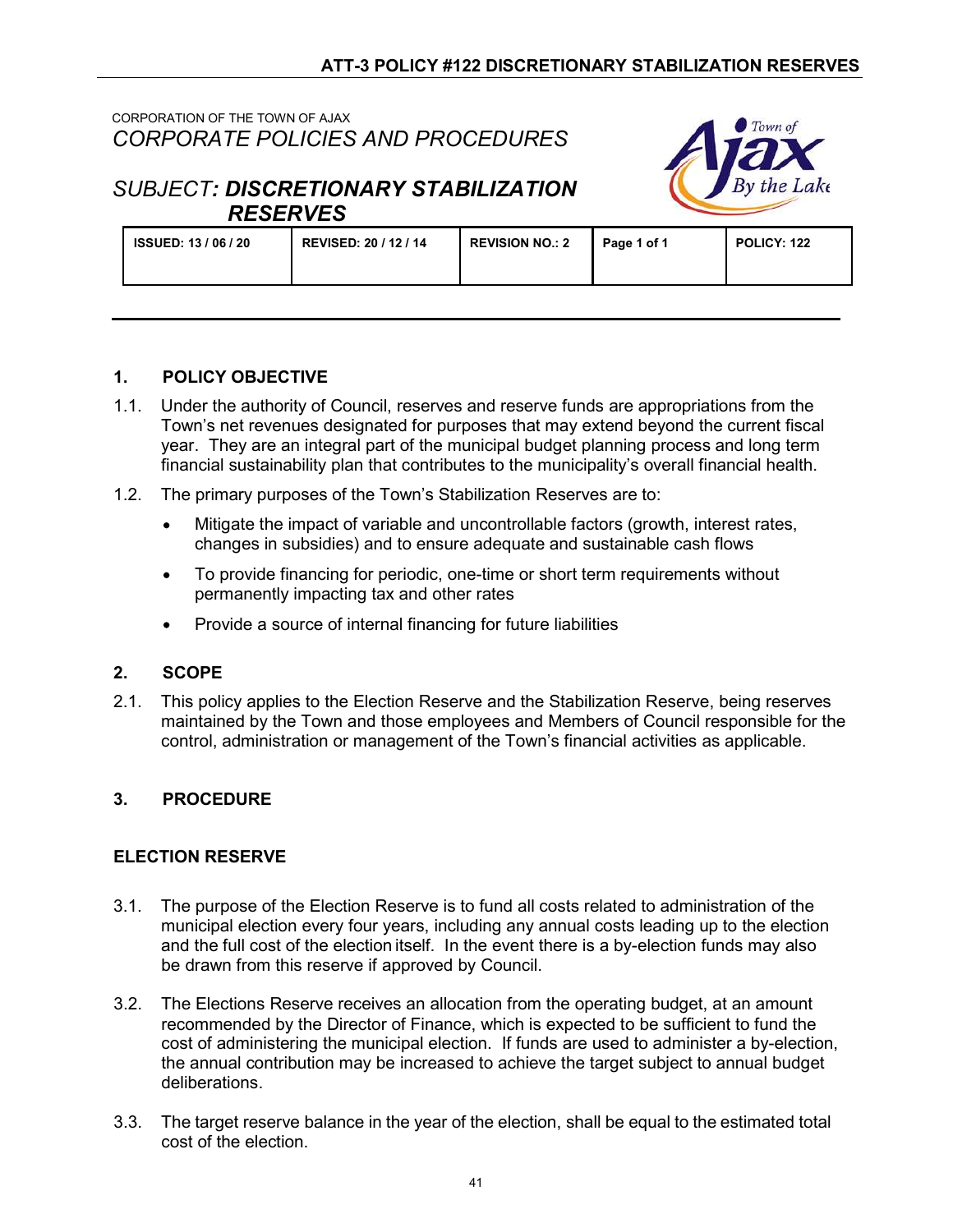# ATT-3 POLICY #122 DISCRETIONARY STABILIZATION RESERVES

CORPORATION OF THE TOWN OF AJAX
*CORPORATE POLICIES AND PROCEDURES*

*SUBJECT: **DISCRETIONARY STABILIZATION RESERVES***

| ISSUED: 13 / 06 / 20 | REVISED: 20 / 12 / 14 | REVISION NO.: 2 | Page 1 of 1 | POLICY: 122 |
|---|---|---|---|---|

## 1. POLICY OBJECTIVE

1.1. Under the authority of Council, reserves and reserve funds are appropriations from the Town's net revenues designated for purposes that may extend beyond the current fiscal year. They are an integral part of the municipal budget planning process and long term financial sustainability plan that contributes to the municipality's overall financial health.

1.2. The primary purposes of the Town's Stabilization Reserves are to:

- Mitigate the impact of variable and uncontrollable factors (growth, interest rates, changes in subsidies) and to ensure adequate and sustainable cash flows
- To provide financing for periodic, one-time or short term requirements without permanently impacting tax and other rates
- Provide a source of internal financing for future liabilities

## 2. SCOPE

2.1. This policy applies to the Election Reserve and the Stabilization Reserve, being reserves maintained by the Town and those employees and Members of Council responsible for the control, administration or management of the Town's financial activities as applicable.

## 3. PROCEDURE

### ELECTION RESERVE

3.1. The purpose of the Election Reserve is to fund all costs related to administration of the municipal election every four years, including any annual costs leading up to the election and the full cost of the election itself. In the event there is a by-election funds may also be drawn from this reserve if approved by Council.

3.2. The Elections Reserve receives an allocation from the operating budget, at an amount recommended by the Director of Finance, which is expected to be sufficient to fund the cost of administering the municipal election. If funds are used to administer a by-election, the annual contribution may be increased to achieve the target subject to annual budget deliberations.

3.3. The target reserve balance in the year of the election, shall be equal to the estimated total cost of the election.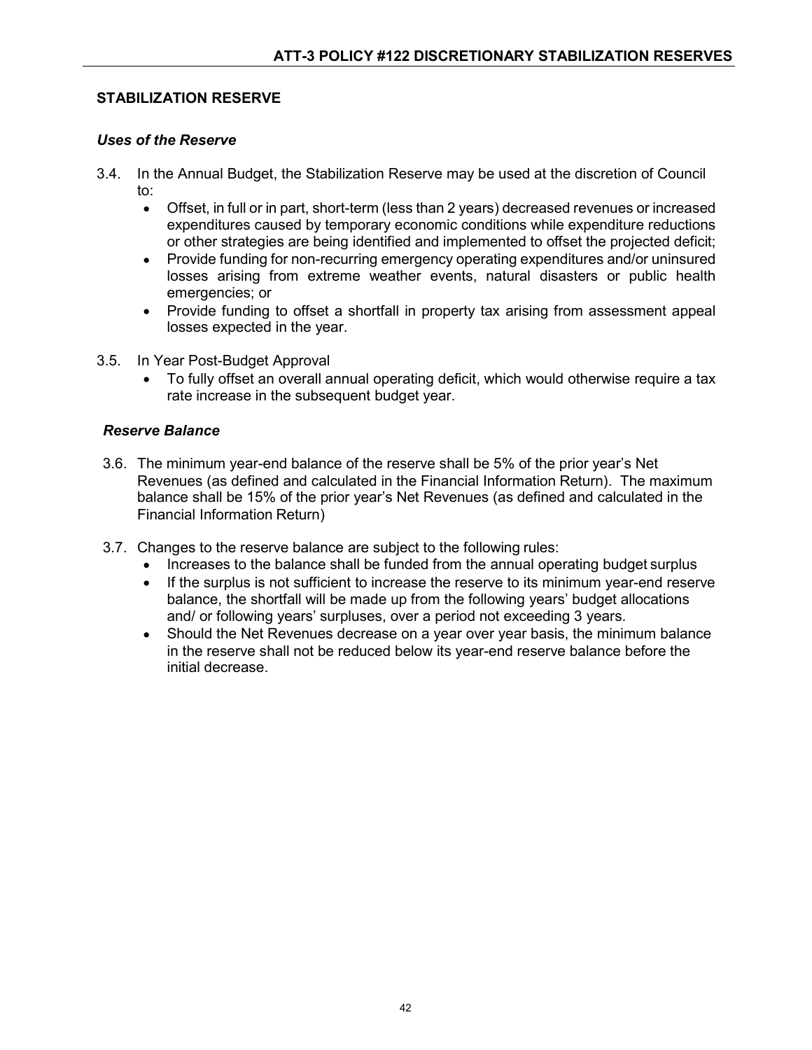## STABILIZATION RESERVE

### *Uses of the Reserve*

3.4. In the Annual Budget, the Stabilization Reserve may be used at the discretion of Council to:

- Offset, in full or in part, short-term (less than 2 years) decreased revenues or increased expenditures caused by temporary economic conditions while expenditure reductions or other strategies are being identified and implemented to offset the projected deficit;
- Provide funding for non-recurring emergency operating expenditures and/or uninsured losses arising from extreme weather events, natural disasters or public health emergencies; or
- Provide funding to offset a shortfall in property tax arising from assessment appeal losses expected in the year.

3.5. In Year Post-Budget Approval

- To fully offset an overall annual operating deficit, which would otherwise require a tax rate increase in the subsequent budget year.

### *Reserve Balance*

3.6. The minimum year-end balance of the reserve shall be 5% of the prior year's Net Revenues (as defined and calculated in the Financial Information Return). The maximum balance shall be 15% of the prior year's Net Revenues (as defined and calculated in the Financial Information Return)

3.7. Changes to the reserve balance are subject to the following rules:

- Increases to the balance shall be funded from the annual operating budget surplus
- If the surplus is not sufficient to increase the reserve to its minimum year-end reserve balance, the shortfall will be made up from the following years' budget allocations and/ or following years' surpluses, over a period not exceeding 3 years.
- Should the Net Revenues decrease on a year over year basis, the minimum balance in the reserve shall not be reduced below its year-end reserve balance before the initial decrease.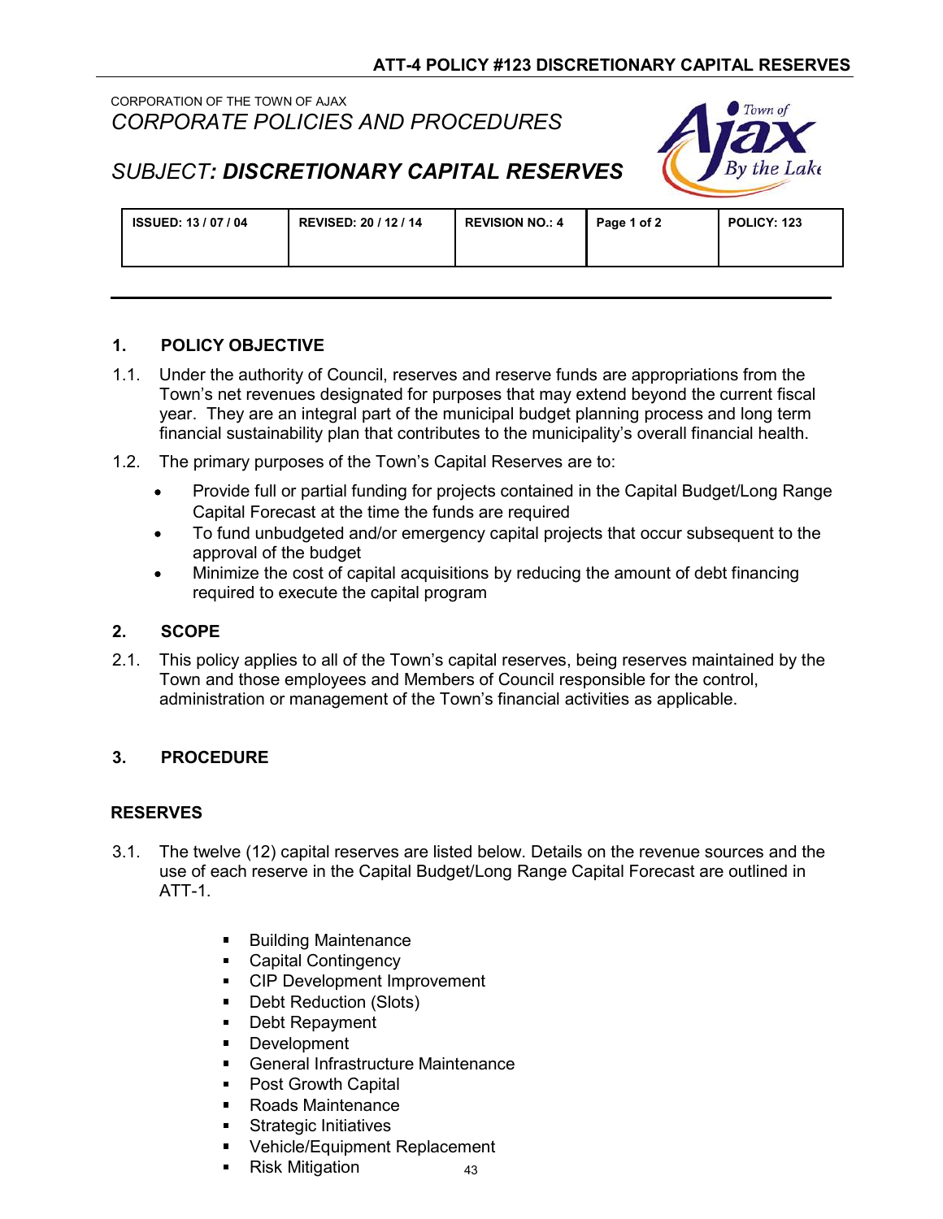CORPORATION OF THE TOWN OF AJAX

*CORPORATE POLICIES AND PROCEDURES*

## *SUBJECT: **DISCRETIONARY CAPITAL RESERVES***

| ISSUED: 13 / 07 / 04 | REVISED: 20 / 12 / 14 | REVISION NO.: 4 | Page 1 of 2 | POLICY: 123 |
|---|---|---|---|---|

### 1. POLICY OBJECTIVE

1.1. Under the authority of Council, reserves and reserve funds are appropriations from the Town's net revenues designated for purposes that may extend beyond the current fiscal year. They are an integral part of the municipal budget planning process and long term financial sustainability plan that contributes to the municipality's overall financial health.

1.2. The primary purposes of the Town's Capital Reserves are to:

- Provide full or partial funding for projects contained in the Capital Budget/Long Range Capital Forecast at the time the funds are required
- To fund unbudgeted and/or emergency capital projects that occur subsequent to the approval of the budget
- Minimize the cost of capital acquisitions by reducing the amount of debt financing required to execute the capital program

### 2. SCOPE

2.1. This policy applies to all of the Town's capital reserves, being reserves maintained by the Town and those employees and Members of Council responsible for the control, administration or management of the Town's financial activities as applicable.

### 3. PROCEDURE

#### RESERVES

3.1. The twelve (12) capital reserves are listed below. Details on the revenue sources and the use of each reserve in the Capital Budget/Long Range Capital Forecast are outlined in ATT-1.

- Building Maintenance
- Capital Contingency
- CIP Development Improvement
- Debt Reduction (Slots)
- Debt Repayment
- Development
- General Infrastructure Maintenance
- Post Growth Capital
- Roads Maintenance
- Strategic Initiatives
- Vehicle/Equipment Replacement
- Risk Mitigation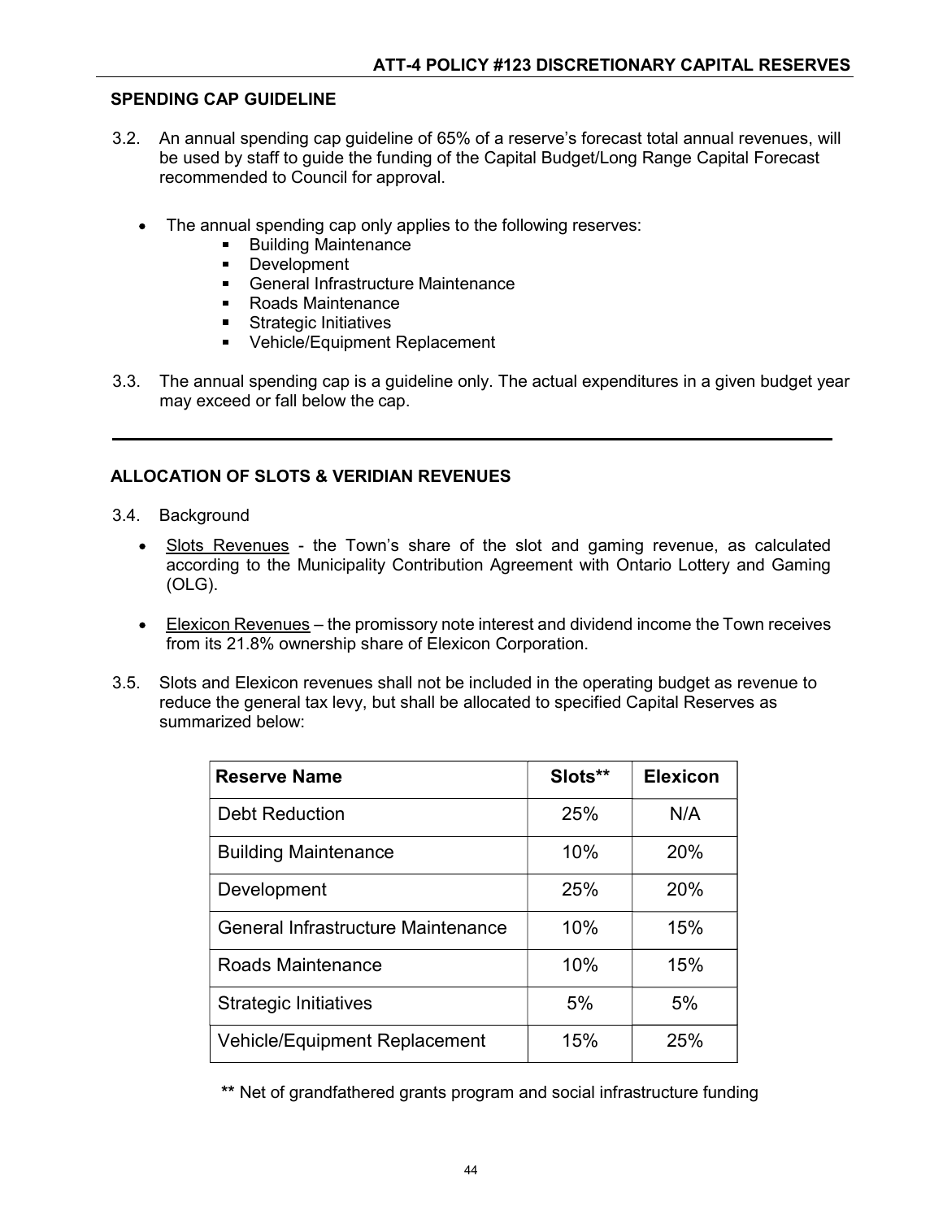## SPENDING CAP GUIDELINE

3.2. An annual spending cap guideline of 65% of a reserve's forecast total annual revenues, will be used by staff to guide the funding of the Capital Budget/Long Range Capital Forecast recommended to Council for approval.

- The annual spending cap only applies to the following reserves:
  - Building Maintenance
  - Development
  - General Infrastructure Maintenance
  - Roads Maintenance
  - Strategic Initiatives
  - Vehicle/Equipment Replacement

3.3. The annual spending cap is a guideline only. The actual expenditures in a given budget year may exceed or fall below the cap.

---

## ALLOCATION OF SLOTS & VERIDIAN REVENUES

3.4. Background

- Slots Revenues - the Town's share of the slot and gaming revenue, as calculated according to the Municipality Contribution Agreement with Ontario Lottery and Gaming (OLG).
- Elexicon Revenues – the promissory note interest and dividend income the Town receives from its 21.8% ownership share of Elexicon Corporation.

3.5. Slots and Elexicon revenues shall not be included in the operating budget as revenue to reduce the general tax levy, but shall be allocated to specified Capital Reserves as summarized below:

| Reserve Name | Slots** | Elexicon |
|---|---|---|
| Debt Reduction | 25% | N/A |
| Building Maintenance | 10% | 20% |
| Development | 25% | 20% |
| General Infrastructure Maintenance | 10% | 15% |
| Roads Maintenance | 10% | 15% |
| Strategic Initiatives | 5% | 5% |
| Vehicle/Equipment Replacement | 15% | 25% |

** Net of grandfathered grants program and social infrastructure funding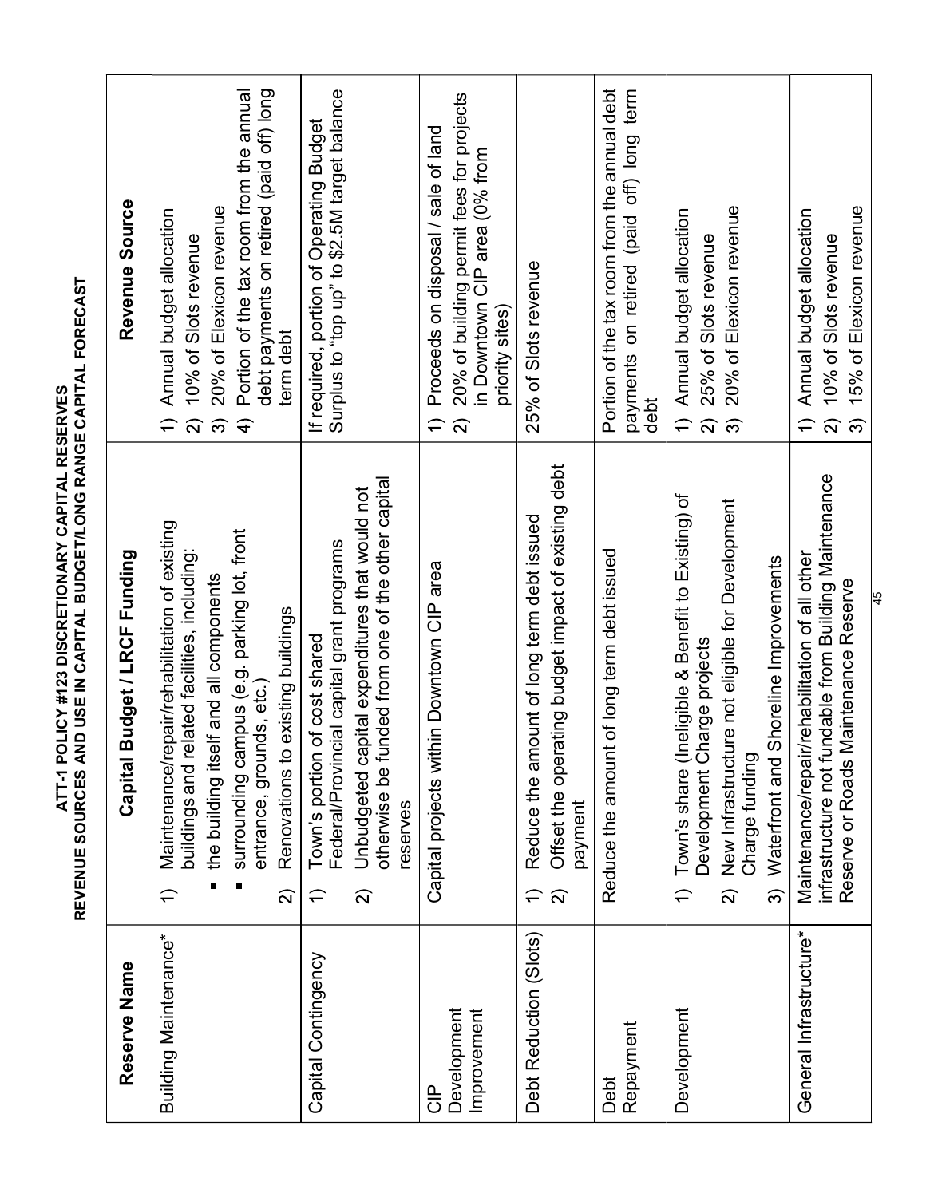# ATT-1 POLICY #123 DISCRETIONARY CAPITAL RESERVES
## REVENUE SOURCES AND USE IN CAPITAL BUDGET/LONG RANGE CAPITAL FORECAST

| Reserve Name | Capital Budget / LRCF Funding | Revenue Source |
|---|---|---|
| Building Maintenance* | 1) Maintenance/repair/rehabilitation of existing buildings and related facilities, including: ▪ the building itself and all components ▪ surrounding campus (e.g. parking lot, front entrance, grounds, etc.) 2) Renovations to existing buildings | 1) Annual budget allocation 2) 10% of Slots revenue 3) 20% of Elexicon revenue 4) Portion of the tax room from the annual debt payments on retired (paid off) long term debt |
| Capital Contingency | 1) Town's portion of cost shared Federal/Provincial capital grant programs 2) Unbudgeted capital expenditures that would not otherwise be funded from one of the other capital reserves | If required, portion of Operating Budget Surplus to "top up" to $2.5M target balance |
| CIP Development Improvement | Capital projects within Downtown CIP area | 1) Proceeds on disposal / sale of land 2) 20% of building permit fees for projects in Downtown CIP area (0% from priority sites) |
| Debt Reduction (Slots) | 1) Reduce the amount of long term debt issued 2) Offset the operating budget impact of existing debt payment | 25% of Slots revenue |
| Debt Repayment | Reduce the amount of long term debt issued | Portion of the tax room from the annual debt payments on retired (paid off) long term debt |
| Development | 1) Town's share (Ineligible & Benefit to Existing) of Development Charge projects 2) New Infrastructure not eligible for Development Charge funding 3) Waterfront and Shoreline Improvements | 1) Annual budget allocation 2) 25% of Slots revenue 3) 20% of Elexicon revenue |
| General Infrastructure* | Maintenance/repair/rehabilitation of all other infrastructure not fundable from Building Maintenance Reserve or Roads Maintenance Reserve | 1) Annual budget allocation 2) 10% of Slots revenue 3) 15% of Elexicon revenue |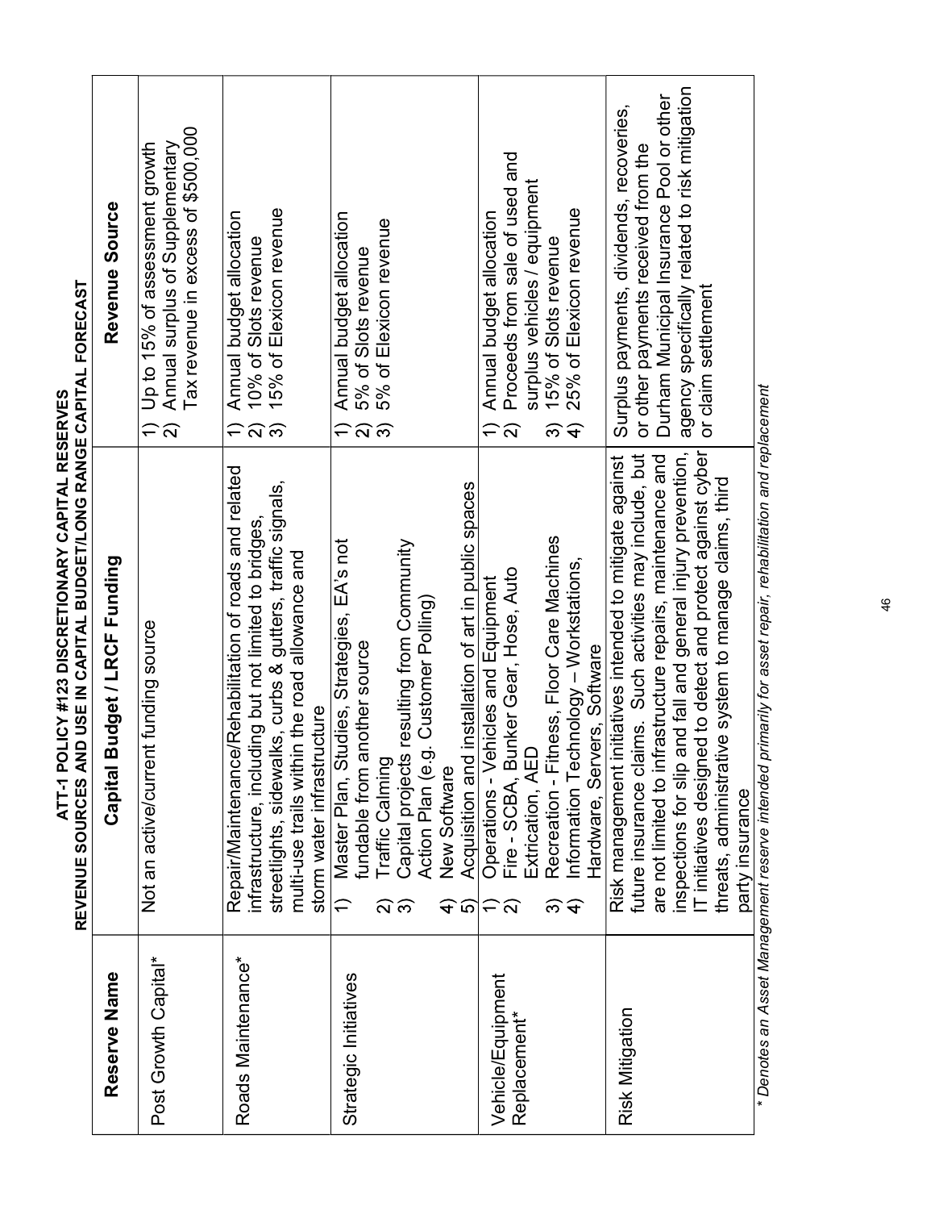# ATT-1 POLICY #123 DISCRETIONARY CAPITAL RESERVES
## REVENUE SOURCES AND USE IN CAPITAL BUDGET/LONG RANGE CAPITAL FORECAST

| Reserve Name | Capital Budget / LRCF Funding | Revenue Source |
|---|---|---|
| Post Growth Capital* | Not an active/current funding source | 1) Up to 15% of assessment growth<br>2) Annual surplus of Supplementary Tax revenue in excess of $500,000 |
| Roads Maintenance* | Repair/Maintenance/Rehabilitation of roads and related infrastructure, including but not limited to bridges, streetlights, sidewalks, curbs & gutters, traffic signals, multi-use trails within the road allowance and storm water infrastructure | 1) Annual budget allocation<br>2) 10% of Slots revenue<br>3) 15% of Elexicon revenue |
| Strategic Initiatives | 1) Master Plan, Studies, Strategies, EA's not fundable from another source<br>2) Traffic Calming<br>3) Capital projects resulting from Community Action Plan (e.g. Customer Polling)<br>4) New Software<br>5) Acquisition and installation of art in public spaces | 1) Annual budget allocation<br>2) 5% of Slots revenue<br>3) 5% of Elexicon revenue |
| Vehicle/Equipment Replacement* | 1) Operations - Vehicles and Equipment<br>2) Fire - SCBA, Bunker Gear, Hose, Auto Extrication, AED<br>3) Recreation - Fitness, Floor Care Machines<br>4) Information Technology – Workstations, Hardware, Servers, Software | 1) Annual budget allocation<br>2) Proceeds from sale of used and surplus vehicles / equipment<br>3) 15% of Slots revenue<br>4) 25% of Elexicon revenue |
| Risk Mitigation | Risk management initiatives intended to mitigate against future insurance claims. Such activities may include, but are not limited to infrastructure repairs, maintenance and inspections for slip and fall and general injury prevention, IT initiatives designed to detect and protect against cyber threats, administrative system to manage claims, third party insurance | Surplus payments, dividends, recoveries, or other payments received from the Durham Municipal Insurance Pool or other agency specifically related to risk mitigation or claim settlement |

*\* Denotes an Asset Management reserve intended primarily for asset repair, rehabilitation and replacement*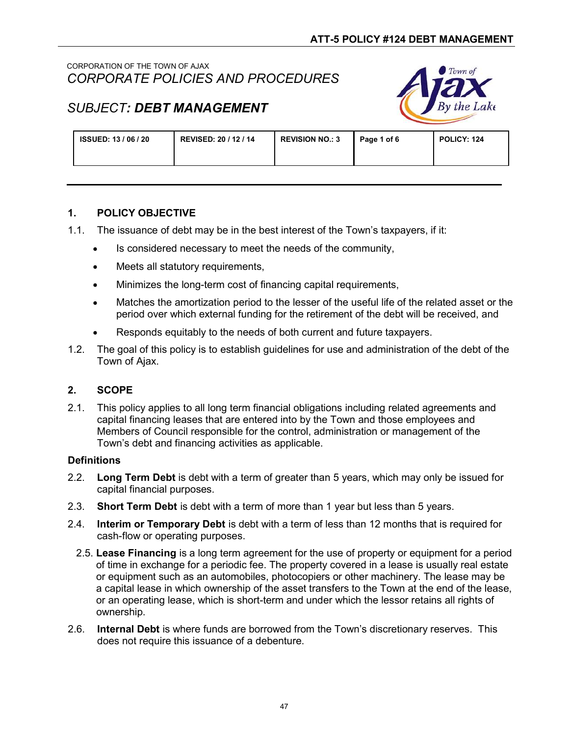CORPORATION OF THE TOWN OF AJAX

*CORPORATE POLICIES AND PROCEDURES*

# *SUBJECT: DEBT MANAGEMENT*

| ISSUED: 13 / 06 / 20 | REVISED: 20 / 12 / 14 | REVISION NO.: 3 | Page 1 of 6 | POLICY: 124 |
|---|---|---|---|---|

## 1. POLICY OBJECTIVE

1.1. The issuance of debt may be in the best interest of the Town's taxpayers, if it:

- Is considered necessary to meet the needs of the community,
- Meets all statutory requirements,
- Minimizes the long-term cost of financing capital requirements,
- Matches the amortization period to the lesser of the useful life of the related asset or the period over which external funding for the retirement of the debt will be received, and
- Responds equitably to the needs of both current and future taxpayers.

1.2. The goal of this policy is to establish guidelines for use and administration of the debt of the Town of Ajax.

## 2. SCOPE

2.1. This policy applies to all long term financial obligations including related agreements and capital financing leases that are entered into by the Town and those employees and Members of Council responsible for the control, administration or management of the Town's debt and financing activities as applicable.

### Definitions

2.2. **Long Term Debt** is debt with a term of greater than 5 years, which may only be issued for capital financial purposes.

2.3. **Short Term Debt** is debt with a term of more than 1 year but less than 5 years.

2.4. **Interim or Temporary Debt** is debt with a term of less than 12 months that is required for cash-flow or operating purposes.

2.5. **Lease Financing** is a long term agreement for the use of property or equipment for a period of time in exchange for a periodic fee. The property covered in a lease is usually real estate or equipment such as an automobiles, photocopiers or other machinery. The lease may be a capital lease in which ownership of the asset transfers to the Town at the end of the lease, or an operating lease, which is short-term and under which the lessor retains all rights of ownership.

2.6. **Internal Debt** is where funds are borrowed from the Town's discretionary reserves. This does not require this issuance of a debenture.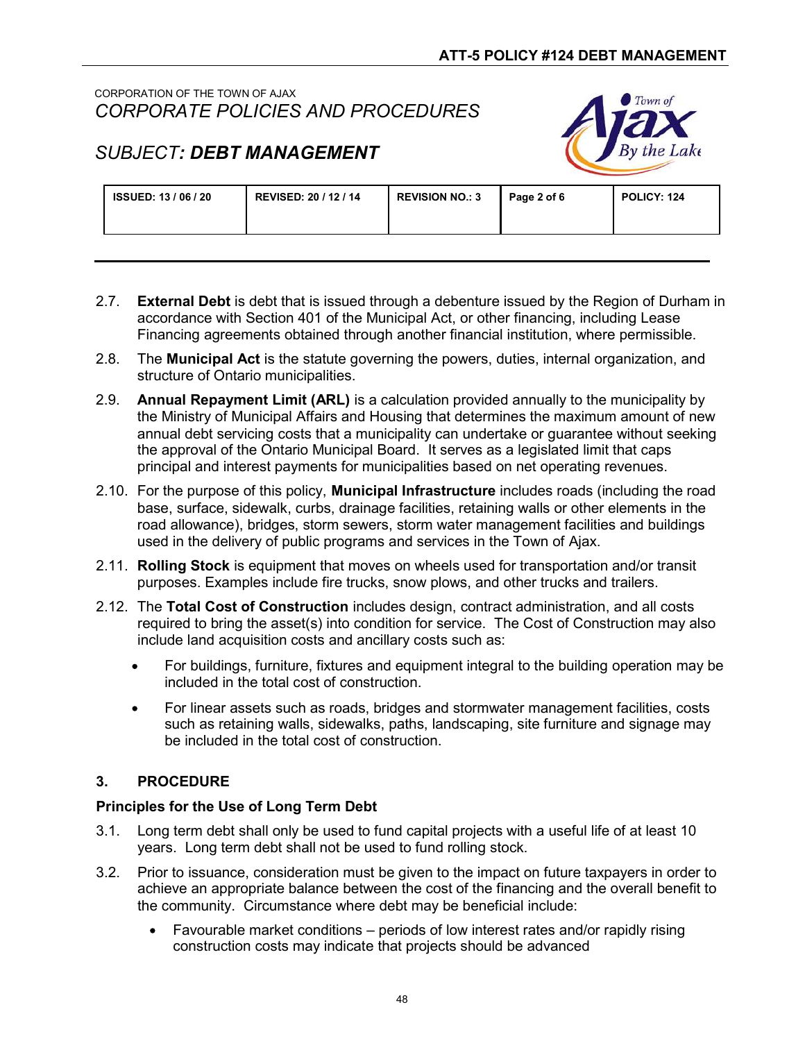2.7. **External Debt** is debt that is issued through a debenture issued by the Region of Durham in accordance with Section 401 of the Municipal Act, or other financing, including Lease Financing agreements obtained through another financial institution, where permissible.

2.8. The **Municipal Act** is the statute governing the powers, duties, internal organization, and structure of Ontario municipalities.

2.9. **Annual Repayment Limit (ARL)** is a calculation provided annually to the municipality by the Ministry of Municipal Affairs and Housing that determines the maximum amount of new annual debt servicing costs that a municipality can undertake or guarantee without seeking the approval of the Ontario Municipal Board. It serves as a legislated limit that caps principal and interest payments for municipalities based on net operating revenues.

2.10. For the purpose of this policy, **Municipal Infrastructure** includes roads (including the road base, surface, sidewalk, curbs, drainage facilities, retaining walls or other elements in the road allowance), bridges, storm sewers, storm water management facilities and buildings used in the delivery of public programs and services in the Town of Ajax.

2.11. **Rolling Stock** is equipment that moves on wheels used for transportation and/or transit purposes. Examples include fire trucks, snow plows, and other trucks and trailers.

2.12. The **Total Cost of Construction** includes design, contract administration, and all costs required to bring the asset(s) into condition for service. The Cost of Construction may also include land acquisition costs and ancillary costs such as:

- For buildings, furniture, fixtures and equipment integral to the building operation may be included in the total cost of construction.
- For linear assets such as roads, bridges and stormwater management facilities, costs such as retaining walls, sidewalks, paths, landscaping, site furniture and signage may be included in the total cost of construction.

## 3. PROCEDURE

### Principles for the Use of Long Term Debt

3.1. Long term debt shall only be used to fund capital projects with a useful life of at least 10 years. Long term debt shall not be used to fund rolling stock.

3.2. Prior to issuance, consideration must be given to the impact on future taxpayers in order to achieve an appropriate balance between the cost of the financing and the overall benefit to the community. Circumstance where debt may be beneficial include:

- Favourable market conditions – periods of low interest rates and/or rapidly rising construction costs may indicate that projects should be advanced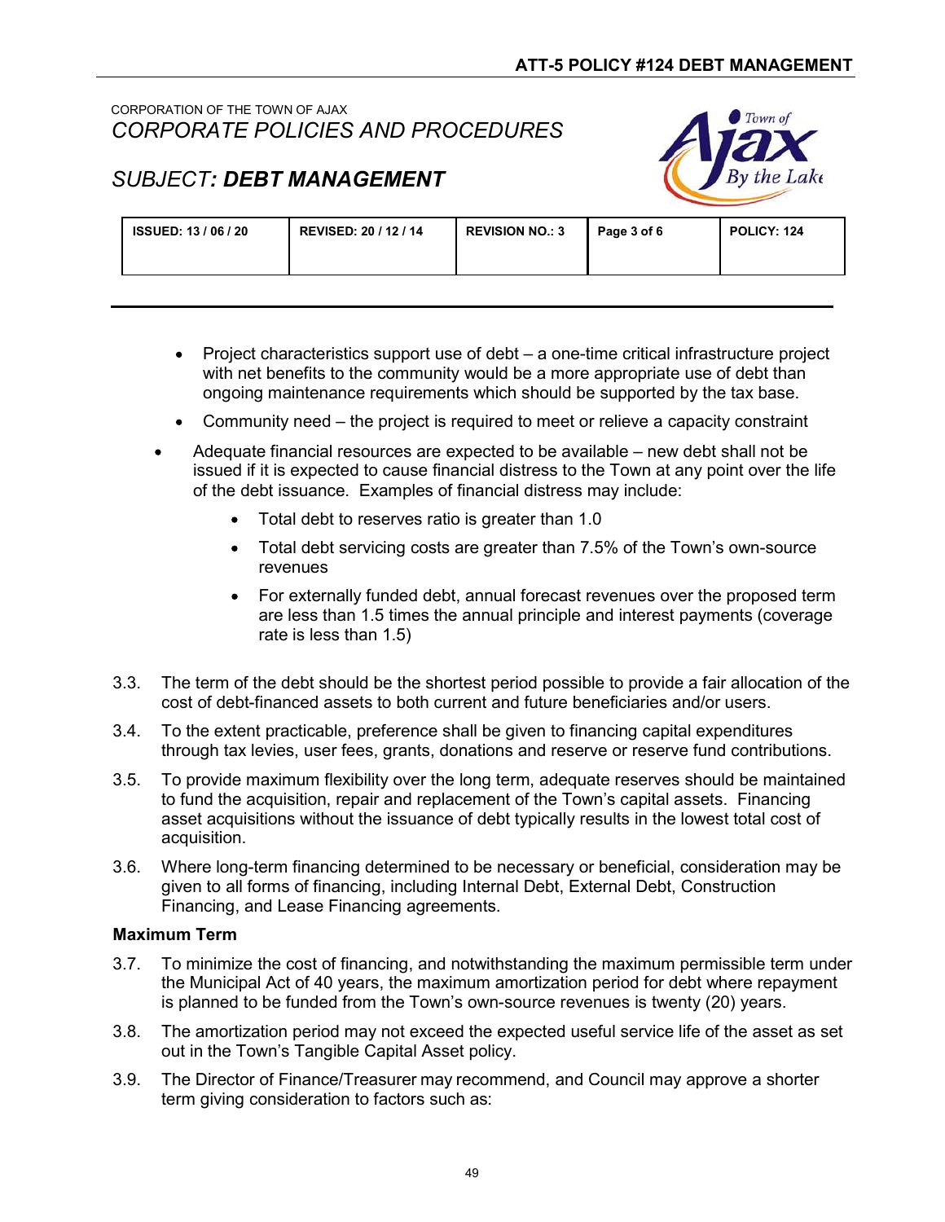CORPORATION OF THE TOWN OF AJAX

*CORPORATE POLICIES AND PROCEDURES*

*SUBJECT: **DEBT MANAGEMENT***

| ISSUED: 13 / 06 / 20 | REVISED: 20 / 12 / 14 | REVISION NO.: 3 | Page 3 of 6 | POLICY: 124 |
|---|---|---|---|---|

    - Project characteristics support use of debt – a one-time critical infrastructure project with net benefits to the community would be a more appropriate use of debt than ongoing maintenance requirements which should be supported by the tax base.
    - Community need – the project is required to meet or relieve a capacity constraint
- Adequate financial resources are expected to be available – new debt shall not be issued if it is expected to cause financial distress to the Town at any point over the life of the debt issuance. Examples of financial distress may include:
    - Total debt to reserves ratio is greater than 1.0
    - Total debt servicing costs are greater than 7.5% of the Town's own-source revenues
    - For externally funded debt, annual forecast revenues over the proposed term are less than 1.5 times the annual principle and interest payments (coverage rate is less than 1.5)

3.3. The term of the debt should be the shortest period possible to provide a fair allocation of the cost of debt-financed assets to both current and future beneficiaries and/or users.

3.4. To the extent practicable, preference shall be given to financing capital expenditures through tax levies, user fees, grants, donations and reserve or reserve fund contributions.

3.5. To provide maximum flexibility over the long term, adequate reserves should be maintained to fund the acquisition, repair and replacement of the Town's capital assets. Financing asset acquisitions without the issuance of debt typically results in the lowest total cost of acquisition.

3.6. Where long-term financing determined to be necessary or beneficial, consideration may be given to all forms of financing, including Internal Debt, External Debt, Construction Financing, and Lease Financing agreements.

**Maximum Term**

3.7. To minimize the cost of financing, and notwithstanding the maximum permissible term under the Municipal Act of 40 years, the maximum amortization period for debt where repayment is planned to be funded from the Town's own-source revenues is twenty (20) years.

3.8. The amortization period may not exceed the expected useful service life of the asset as set out in the Town's Tangible Capital Asset policy.

3.9. The Director of Finance/Treasurer may recommend, and Council may approve a shorter term giving consideration to factors such as: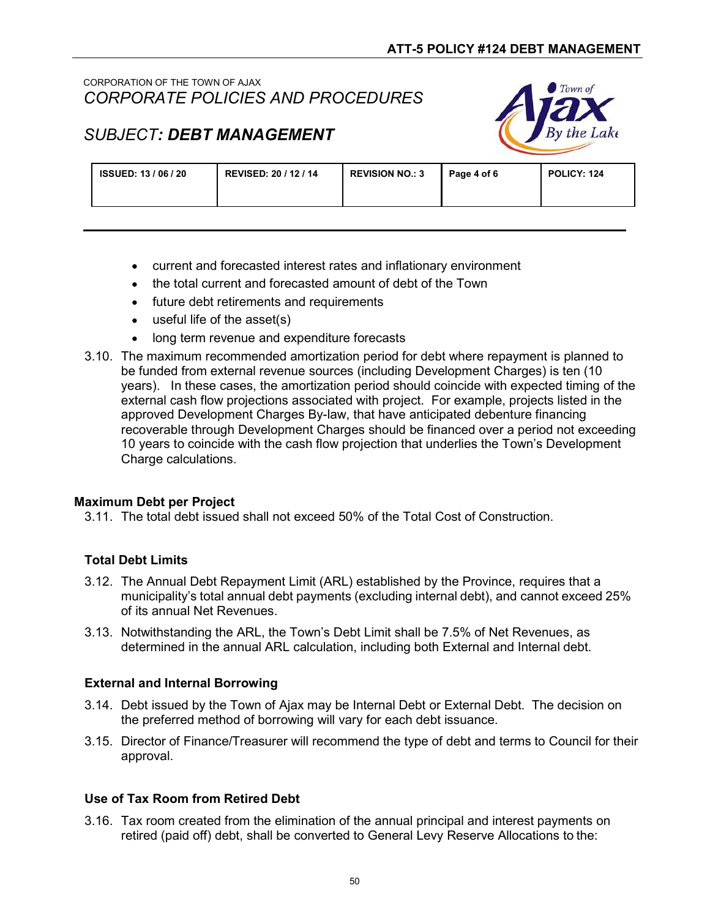- current and forecasted interest rates and inflationary environment
- the total current and forecasted amount of debt of the Town
- future debt retirements and requirements
- useful life of the asset(s)
- long term revenue and expenditure forecasts

3.10. The maximum recommended amortization period for debt where repayment is planned to be funded from external revenue sources (including Development Charges) is ten (10 years). In these cases, the amortization period should coincide with expected timing of the external cash flow projections associated with project. For example, projects listed in the approved Development Charges By-law, that have anticipated debenture financing recoverable through Development Charges should be financed over a period not exceeding 10 years to coincide with the cash flow projection that underlies the Town's Development Charge calculations.

### Maximum Debt per Project

3.11. The total debt issued shall not exceed 50% of the Total Cost of Construction.

### Total Debt Limits

3.12. The Annual Debt Repayment Limit (ARL) established by the Province, requires that a municipality's total annual debt payments (excluding internal debt), and cannot exceed 25% of its annual Net Revenues.

3.13. Notwithstanding the ARL, the Town's Debt Limit shall be 7.5% of Net Revenues, as determined in the annual ARL calculation, including both External and Internal debt.

### External and Internal Borrowing

3.14. Debt issued by the Town of Ajax may be Internal Debt or External Debt. The decision on the preferred method of borrowing will vary for each debt issuance.

3.15. Director of Finance/Treasurer will recommend the type of debt and terms to Council for their approval.

### Use of Tax Room from Retired Debt

3.16. Tax room created from the elimination of the annual principal and interest payments on retired (paid off) debt, shall be converted to General Levy Reserve Allocations to the: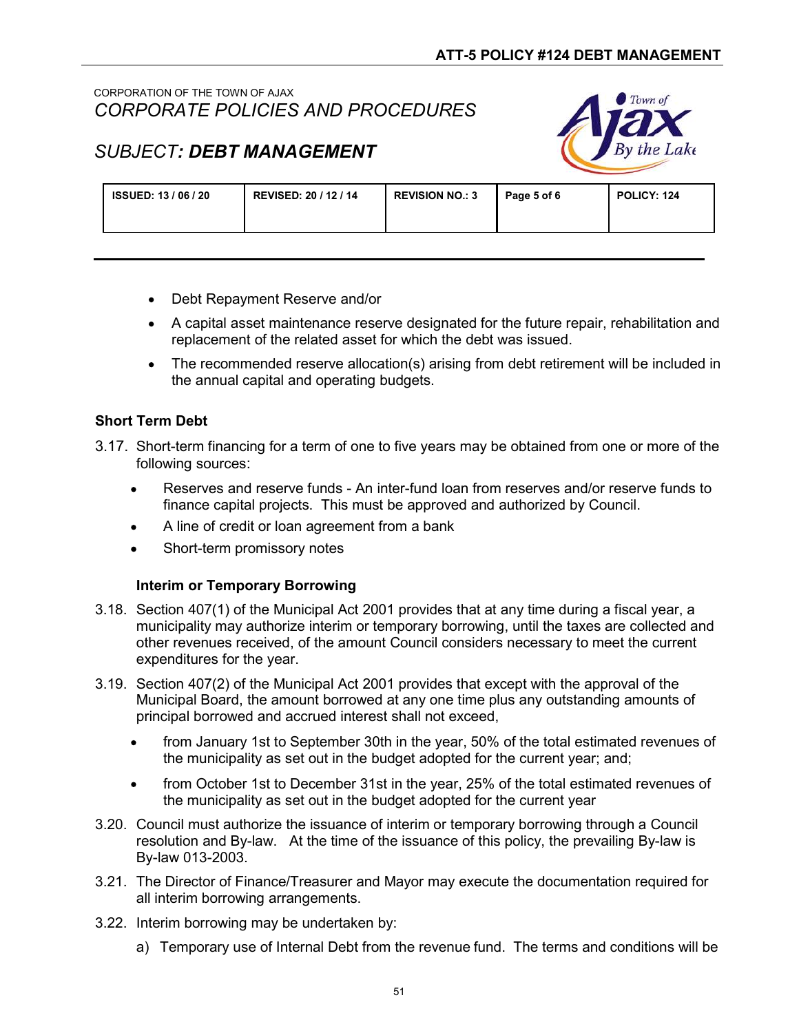- Debt Repayment Reserve and/or
- A capital asset maintenance reserve designated for the future repair, rehabilitation and replacement of the related asset for which the debt was issued.
- The recommended reserve allocation(s) arising from debt retirement will be included in the annual capital and operating budgets.

**Short Term Debt**

3.17. Short-term financing for a term of one to five years may be obtained from one or more of the following sources:

- Reserves and reserve funds - An inter-fund loan from reserves and/or reserve funds to finance capital projects. This must be approved and authorized by Council.
- A line of credit or loan agreement from a bank
- Short-term promissory notes

**Interim or Temporary Borrowing**

3.18. Section 407(1) of the Municipal Act 2001 provides that at any time during a fiscal year, a municipality may authorize interim or temporary borrowing, until the taxes are collected and other revenues received, of the amount Council considers necessary to meet the current expenditures for the year.

3.19. Section 407(2) of the Municipal Act 2001 provides that except with the approval of the Municipal Board, the amount borrowed at any one time plus any outstanding amounts of principal borrowed and accrued interest shall not exceed,

- from January 1st to September 30th in the year, 50% of the total estimated revenues of the municipality as set out in the budget adopted for the current year; and;
- from October 1st to December 31st in the year, 25% of the total estimated revenues of the municipality as set out in the budget adopted for the current year

3.20. Council must authorize the issuance of interim or temporary borrowing through a Council resolution and By-law. At the time of the issuance of this policy, the prevailing By-law is By-law 013-2003.

3.21. The Director of Finance/Treasurer and Mayor may execute the documentation required for all interim borrowing arrangements.

3.22. Interim borrowing may be undertaken by:

a) Temporary use of Internal Debt from the revenue fund. The terms and conditions will be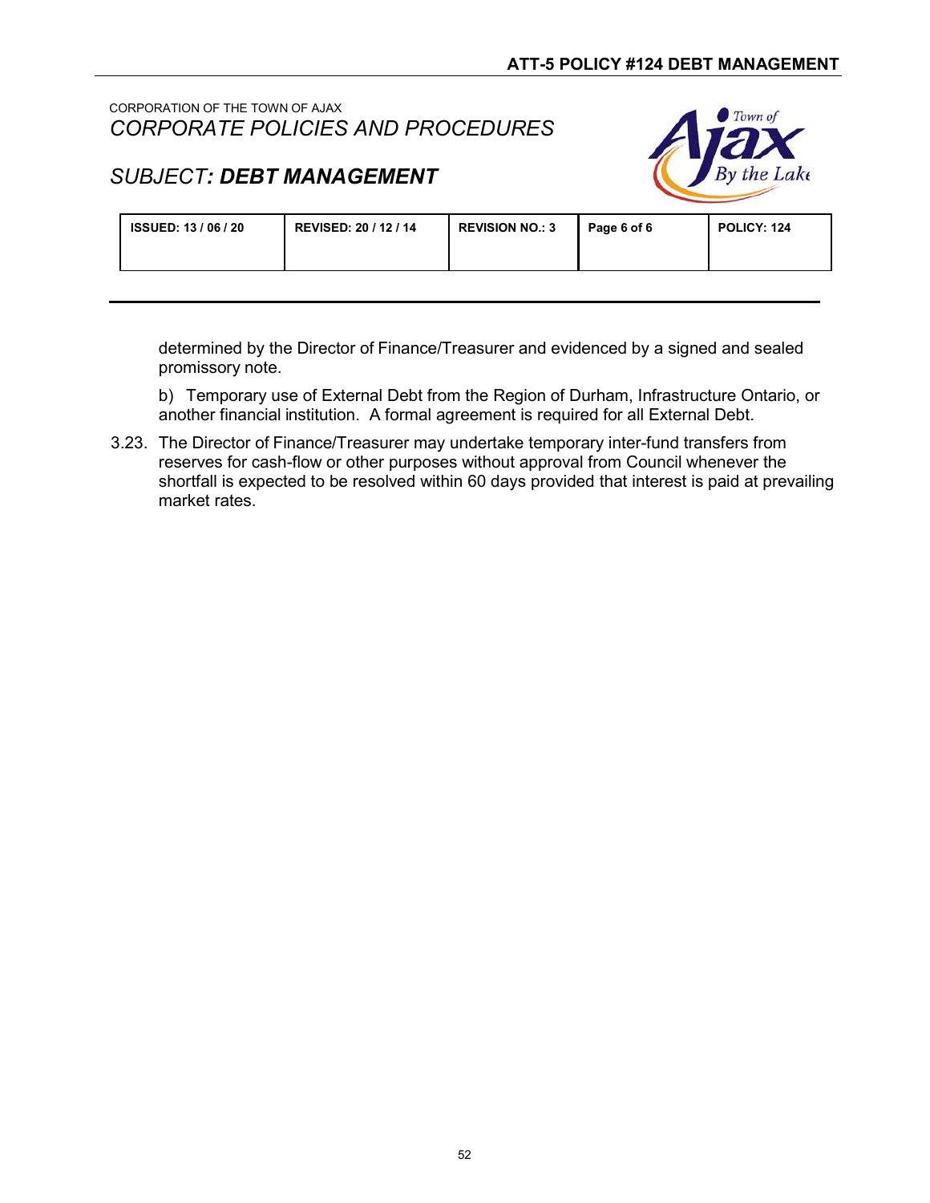determined by the Director of Finance/Treasurer and evidenced by a signed and sealed promissory note.

b) Temporary use of External Debt from the Region of Durham, Infrastructure Ontario, or another financial institution. A formal agreement is required for all External Debt.

3.23. The Director of Finance/Treasurer may undertake temporary inter-fund transfers from reserves for cash-flow or other purposes without approval from Council whenever the shortfall is expected to be resolved within 60 days provided that interest is paid at prevailing market rates.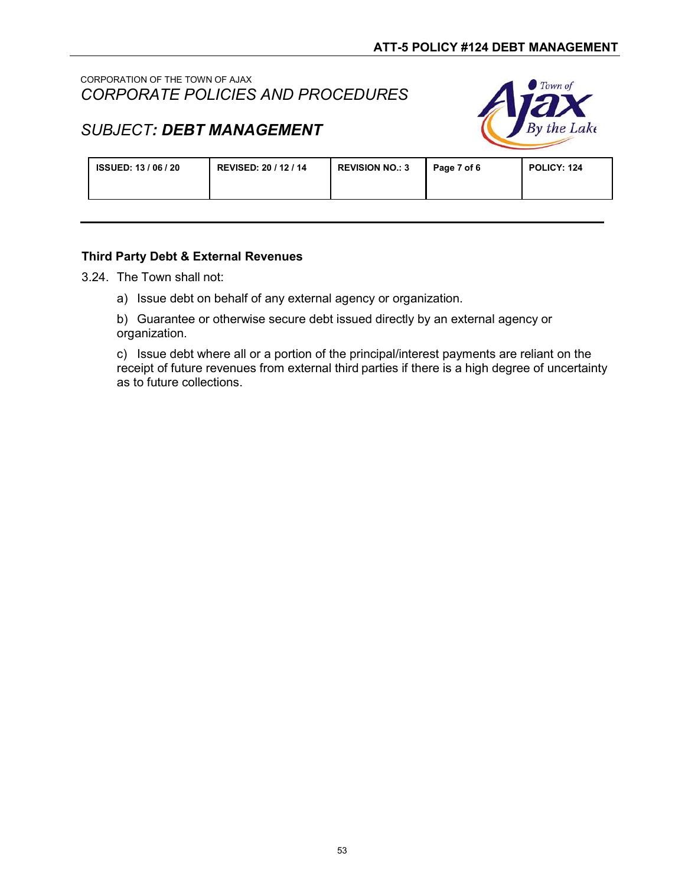CORPORATION OF THE TOWN OF AJAX

*CORPORATE POLICIES AND PROCEDURES*

*SUBJECT: **DEBT MANAGEMENT***

| ISSUED: 13 / 06 / 20 | REVISED: 20 / 12 / 14 | REVISION NO.: 3 | Page 7 of 6 | POLICY: 124 |
|---|---|---|---|---|

**Third Party Debt & External Revenues**

3.24. The Town shall not:

a) Issue debt on behalf of any external agency or organization.

b) Guarantee or otherwise secure debt issued directly by an external agency or organization.

c) Issue debt where all or a portion of the principal/interest payments are reliant on the receipt of future revenues from external third parties if there is a high degree of uncertainty as to future collections.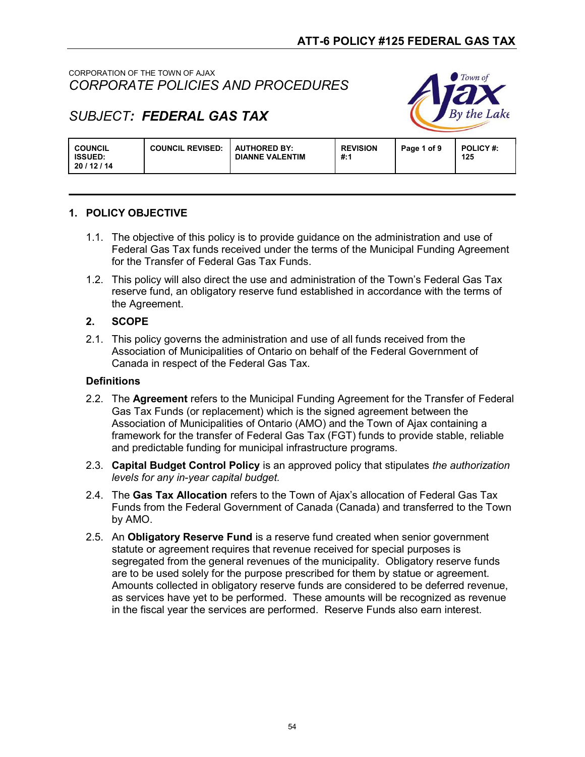CORPORATION OF THE TOWN OF AJAX

*CORPORATE POLICIES AND PROCEDURES*

## *SUBJECT: **FEDERAL GAS TAX***

| COUNCIL ISSUED: 20 / 12 / 14 | COUNCIL REVISED: | AUTHORED BY: DIANNE VALENTIM | REVISION #:1 | Page 1 of 9 | POLICY #: 125 |
|---|---|---|---|---|---|

### 1. POLICY OBJECTIVE

1.1. The objective of this policy is to provide guidance on the administration and use of Federal Gas Tax funds received under the terms of the Municipal Funding Agreement for the Transfer of Federal Gas Tax Funds.

1.2. This policy will also direct the use and administration of the Town's Federal Gas Tax reserve fund, an obligatory reserve fund established in accordance with the terms of the Agreement.

### 2. SCOPE

2.1. This policy governs the administration and use of all funds received from the Association of Municipalities of Ontario on behalf of the Federal Government of Canada in respect of the Federal Gas Tax.

#### Definitions

2.2. The **Agreement** refers to the Municipal Funding Agreement for the Transfer of Federal Gas Tax Funds (or replacement) which is the signed agreement between the Association of Municipalities of Ontario (AMO) and the Town of Ajax containing a framework for the transfer of Federal Gas Tax (FGT) funds to provide stable, reliable and predictable funding for municipal infrastructure programs.

2.3. **Capital Budget Control Policy** is an approved policy that stipulates *the authorization levels for any in-year capital budget.*

2.4. The **Gas Tax Allocation** refers to the Town of Ajax's allocation of Federal Gas Tax Funds from the Federal Government of Canada (Canada) and transferred to the Town by AMO.

2.5. An **Obligatory Reserve Fund** is a reserve fund created when senior government statute or agreement requires that revenue received for special purposes is segregated from the general revenues of the municipality. Obligatory reserve funds are to be used solely for the purpose prescribed for them by statue or agreement. Amounts collected in obligatory reserve funds are considered to be deferred revenue, as services have yet to be performed. These amounts will be recognized as revenue in the fiscal year the services are performed. Reserve Funds also earn interest.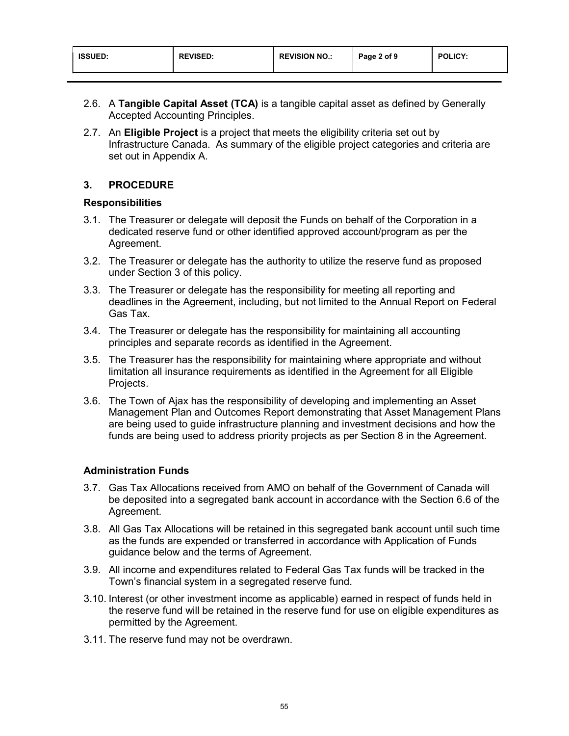2.6. A **Tangible Capital Asset (TCA)** is a tangible capital asset as defined by Generally Accepted Accounting Principles.

2.7. An **Eligible Project** is a project that meets the eligibility criteria set out by Infrastructure Canada. As summary of the eligible project categories and criteria are set out in Appendix A.

## 3. PROCEDURE

### Responsibilities

3.1. The Treasurer or delegate will deposit the Funds on behalf of the Corporation in a dedicated reserve fund or other identified approved account/program as per the Agreement.

3.2. The Treasurer or delegate has the authority to utilize the reserve fund as proposed under Section 3 of this policy.

3.3. The Treasurer or delegate has the responsibility for meeting all reporting and deadlines in the Agreement, including, but not limited to the Annual Report on Federal Gas Tax.

3.4. The Treasurer or delegate has the responsibility for maintaining all accounting principles and separate records as identified in the Agreement.

3.5. The Treasurer has the responsibility for maintaining where appropriate and without limitation all insurance requirements as identified in the Agreement for all Eligible Projects.

3.6. The Town of Ajax has the responsibility of developing and implementing an Asset Management Plan and Outcomes Report demonstrating that Asset Management Plans are being used to guide infrastructure planning and investment decisions and how the funds are being used to address priority projects as per Section 8 in the Agreement.

### Administration Funds

3.7. Gas Tax Allocations received from AMO on behalf of the Government of Canada will be deposited into a segregated bank account in accordance with the Section 6.6 of the Agreement.

3.8. All Gas Tax Allocations will be retained in this segregated bank account until such time as the funds are expended or transferred in accordance with Application of Funds guidance below and the terms of Agreement.

3.9. All income and expenditures related to Federal Gas Tax funds will be tracked in the Town's financial system in a segregated reserve fund.

3.10. Interest (or other investment income as applicable) earned in respect of funds held in the reserve fund will be retained in the reserve fund for use on eligible expenditures as permitted by the Agreement.

3.11. The reserve fund may not be overdrawn.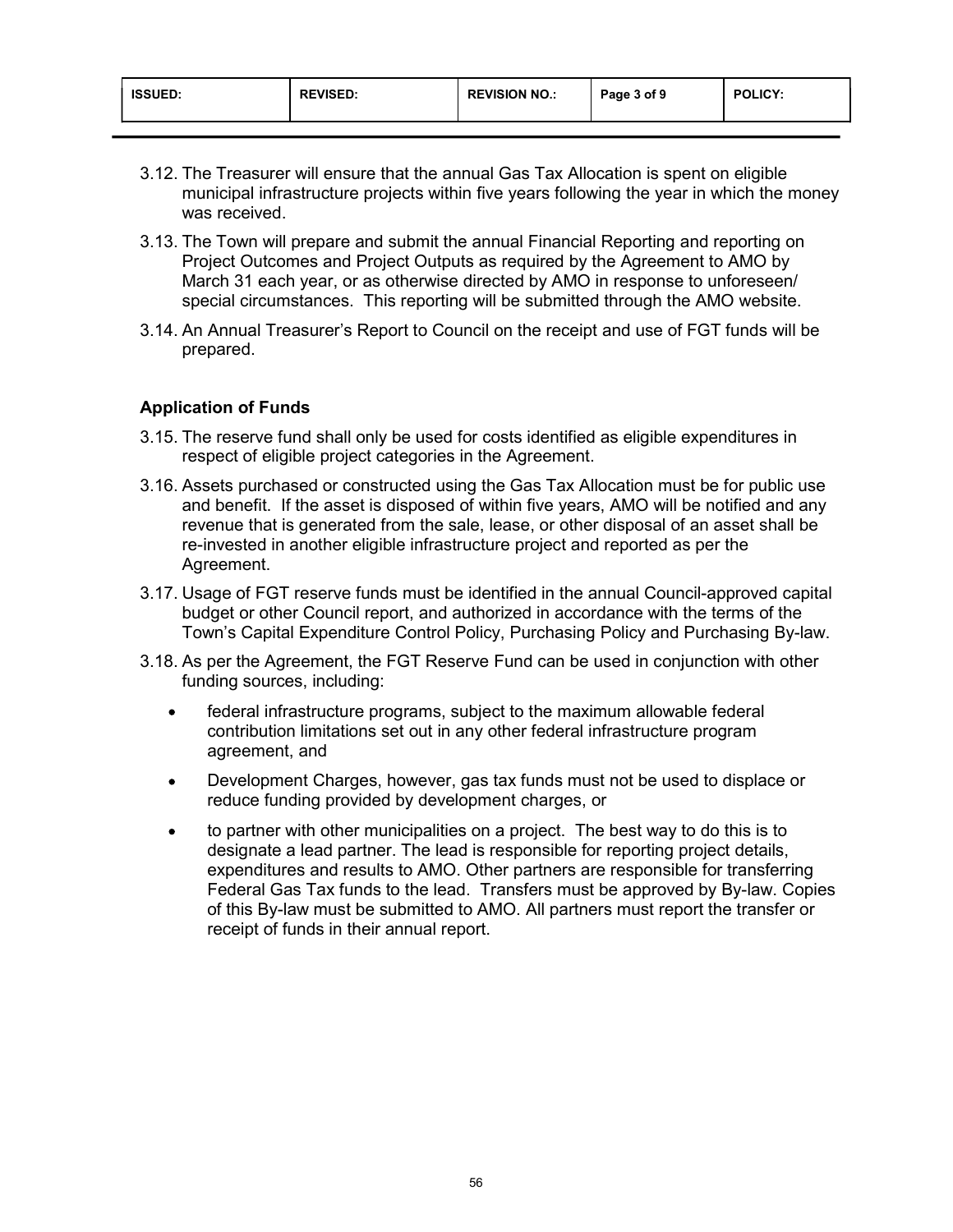3.12. The Treasurer will ensure that the annual Gas Tax Allocation is spent on eligible municipal infrastructure projects within five years following the year in which the money was received.

3.13. The Town will prepare and submit the annual Financial Reporting and reporting on Project Outcomes and Project Outputs as required by the Agreement to AMO by March 31 each year, or as otherwise directed by AMO in response to unforeseen/ special circumstances. This reporting will be submitted through the AMO website.

3.14. An Annual Treasurer's Report to Council on the receipt and use of FGT funds will be prepared.

**Application of Funds**

3.15. The reserve fund shall only be used for costs identified as eligible expenditures in respect of eligible project categories in the Agreement.

3.16. Assets purchased or constructed using the Gas Tax Allocation must be for public use and benefit. If the asset is disposed of within five years, AMO will be notified and any revenue that is generated from the sale, lease, or other disposal of an asset shall be re-invested in another eligible infrastructure project and reported as per the Agreement.

3.17. Usage of FGT reserve funds must be identified in the annual Council-approved capital budget or other Council report, and authorized in accordance with the terms of the Town's Capital Expenditure Control Policy, Purchasing Policy and Purchasing By-law.

3.18. As per the Agreement, the FGT Reserve Fund can be used in conjunction with other funding sources, including:

- federal infrastructure programs, subject to the maximum allowable federal contribution limitations set out in any other federal infrastructure program agreement, and
- Development Charges, however, gas tax funds must not be used to displace or reduce funding provided by development charges, or
- to partner with other municipalities on a project. The best way to do this is to designate a lead partner. The lead is responsible for reporting project details, expenditures and results to AMO. Other partners are responsible for transferring Federal Gas Tax funds to the lead. Transfers must be approved by By-law. Copies of this By-law must be submitted to AMO. All partners must report the transfer or receipt of funds in their annual report.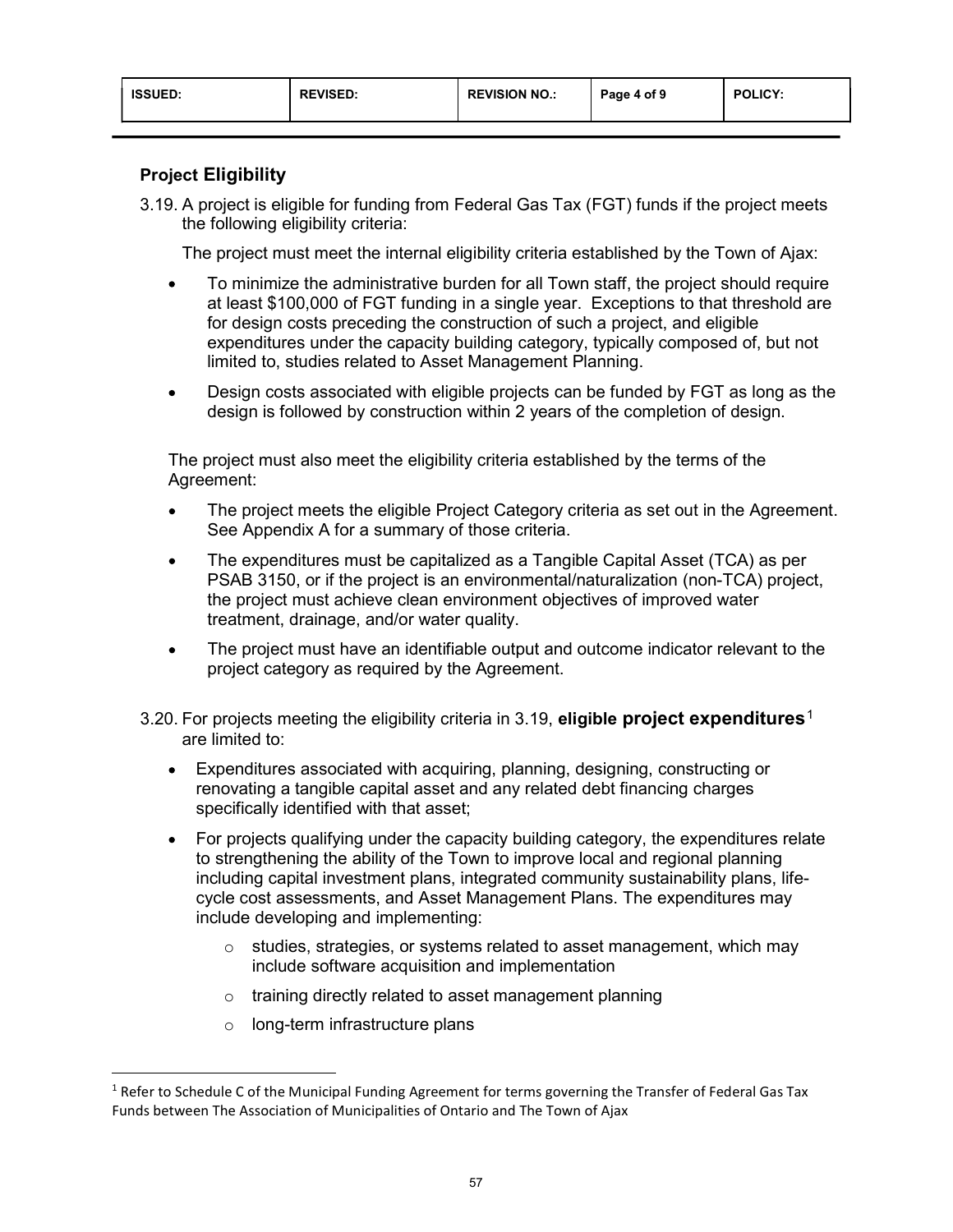## Project Eligibility

3.19. A project is eligible for funding from Federal Gas Tax (FGT) funds if the project meets the following eligibility criteria:

The project must meet the internal eligibility criteria established by the Town of Ajax:

- To minimize the administrative burden for all Town staff, the project should require at least $100,000 of FGT funding in a single year. Exceptions to that threshold are for design costs preceding the construction of such a project, and eligible expenditures under the capacity building category, typically composed of, but not limited to, studies related to Asset Management Planning.
- Design costs associated with eligible projects can be funded by FGT as long as the design is followed by construction within 2 years of the completion of design.

The project must also meet the eligibility criteria established by the terms of the Agreement:

- The project meets the eligible Project Category criteria as set out in the Agreement. See Appendix A for a summary of those criteria.
- The expenditures must be capitalized as a Tangible Capital Asset (TCA) as per PSAB 3150, or if the project is an environmental/naturalization (non-TCA) project, the project must achieve clean environment objectives of improved water treatment, drainage, and/or water quality.
- The project must have an identifiable output and outcome indicator relevant to the project category as required by the Agreement.

3.20. For projects meeting the eligibility criteria in 3.19, **eligible project expenditures**[1] are limited to:

- Expenditures associated with acquiring, planning, designing, constructing or renovating a tangible capital asset and any related debt financing charges specifically identified with that asset;
- For projects qualifying under the capacity building category, the expenditures relate to strengthening the ability of the Town to improve local and regional planning including capital investment plans, integrated community sustainability plans, life-cycle cost assessments, and Asset Management Plans. The expenditures may include developing and implementing:
  - studies, strategies, or systems related to asset management, which may include software acquisition and implementation
  - training directly related to asset management planning
  - long-term infrastructure plans

[1] Refer to Schedule C of the Municipal Funding Agreement for terms governing the Transfer of Federal Gas Tax Funds between The Association of Municipalities of Ontario and The Town of Ajax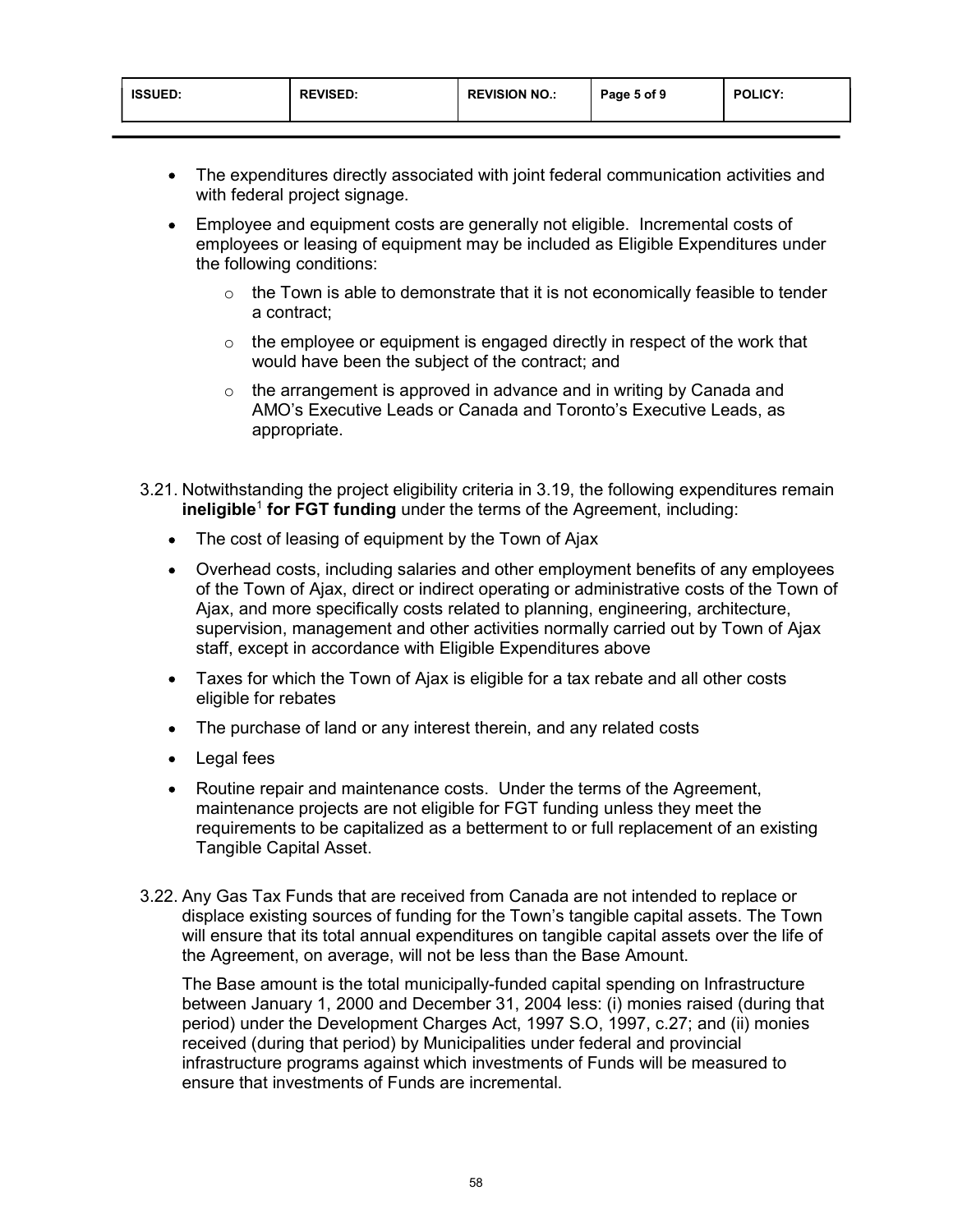- The expenditures directly associated with joint federal communication activities and with federal project signage.
- Employee and equipment costs are generally not eligible. Incremental costs of employees or leasing of equipment may be included as Eligible Expenditures under the following conditions:
  - the Town is able to demonstrate that it is not economically feasible to tender a contract;
  - the employee or equipment is engaged directly in respect of the work that would have been the subject of the contract; and
  - the arrangement is approved in advance and in writing by Canada and AMO's Executive Leads or Canada and Toronto's Executive Leads, as appropriate.

3.21. Notwithstanding the project eligibility criteria in 3.19, the following expenditures remain **ineligible**[1] **for FGT funding** under the terms of the Agreement, including:

- The cost of leasing of equipment by the Town of Ajax
- Overhead costs, including salaries and other employment benefits of any employees of the Town of Ajax, direct or indirect operating or administrative costs of the Town of Ajax, and more specifically costs related to planning, engineering, architecture, supervision, management and other activities normally carried out by Town of Ajax staff, except in accordance with Eligible Expenditures above
- Taxes for which the Town of Ajax is eligible for a tax rebate and all other costs eligible for rebates
- The purchase of land or any interest therein, and any related costs
- Legal fees
- Routine repair and maintenance costs. Under the terms of the Agreement, maintenance projects are not eligible for FGT funding unless they meet the requirements to be capitalized as a betterment to or full replacement of an existing Tangible Capital Asset.

3.22. Any Gas Tax Funds that are received from Canada are not intended to replace or displace existing sources of funding for the Town's tangible capital assets. The Town will ensure that its total annual expenditures on tangible capital assets over the life of the Agreement, on average, will not be less than the Base Amount.

The Base amount is the total municipally-funded capital spending on Infrastructure between January 1, 2000 and December 31, 2004 less: (i) monies raised (during that period) under the Development Charges Act, 1997 S.O, 1997, c.27; and (ii) monies received (during that period) by Municipalities under federal and provincial infrastructure programs against which investments of Funds will be measured to ensure that investments of Funds are incremental.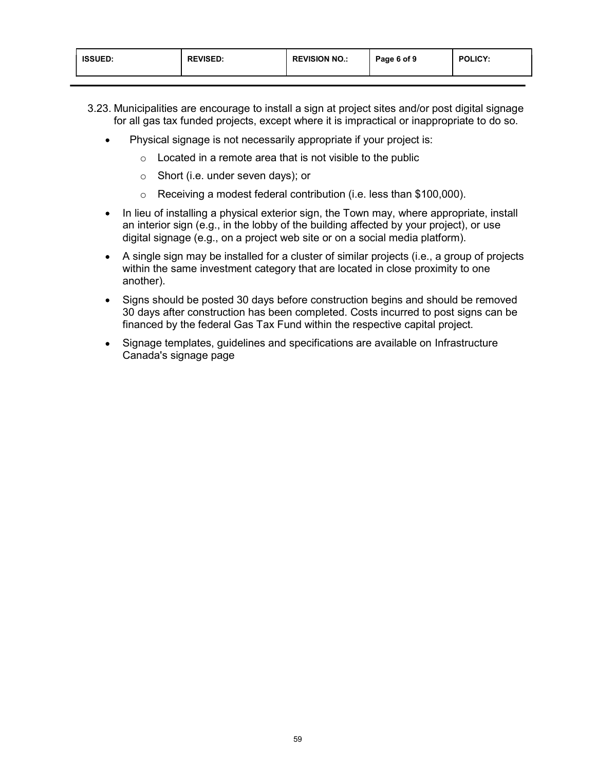| ISSUED: | REVISED: | REVISION NO.: | Page 6 of 9 | POLICY: |
|---|---|---|---|---|
| | | | | |

3.23. Municipalities are encourage to install a sign at project sites and/or post digital signage for all gas tax funded projects, except where it is impractical or inappropriate to do so.

- Physical signage is not necessarily appropriate if your project is:
  - Located in a remote area that is not visible to the public
  - Short (i.e. under seven days); or
  - Receiving a modest federal contribution (i.e. less than $100,000).
- In lieu of installing a physical exterior sign, the Town may, where appropriate, install an interior sign (e.g., in the lobby of the building affected by your project), or use digital signage (e.g., on a project web site or on a social media platform).
- A single sign may be installed for a cluster of similar projects (i.e., a group of projects within the same investment category that are located in close proximity to one another).
- Signs should be posted 30 days before construction begins and should be removed 30 days after construction has been completed. Costs incurred to post signs can be financed by the federal Gas Tax Fund within the respective capital project.
- Signage templates, guidelines and specifications are available on Infrastructure Canada's signage page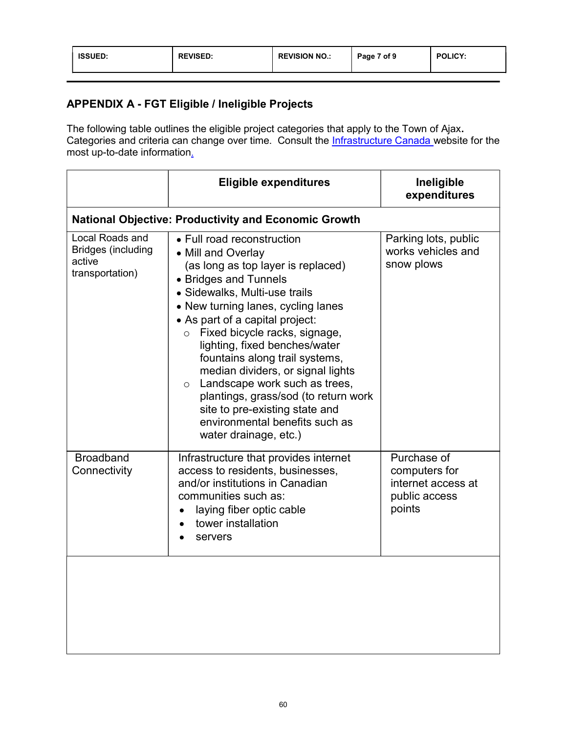## APPENDIX A - FGT Eligible / Ineligible Projects

The following table outlines the eligible project categories that apply to the Town of Ajax. Categories and criteria can change over time. Consult the [Infrastructure Canada](#) website for the most up-to-date information.

| | Eligible expenditures | Ineligible expenditures |
|---|---|---|
| **National Objective: Productivity and Economic Growth** | | |
| Local Roads and Bridges (including active transportation) | • Full road reconstruction<br>• Mill and Overlay (as long as top layer is replaced)<br>• Bridges and Tunnels<br>• Sidewalks, Multi-use trails<br>• New turning lanes, cycling lanes<br>• As part of a capital project:<br>  ○ Fixed bicycle racks, signage, lighting, fixed benches/water fountains along trail systems, median dividers, or signal lights<br>  ○ Landscape work such as trees, plantings, grass/sod (to return work site to pre-existing state and environmental benefits such as water drainage, etc.) | Parking lots, public works vehicles and snow plows |
| Broadband Connectivity | Infrastructure that provides internet access to residents, businesses, and/or institutions in Canadian communities such as:<br>• laying fiber optic cable<br>• tower installation<br>• servers | Purchase of computers for internet access at public access points |
| | | |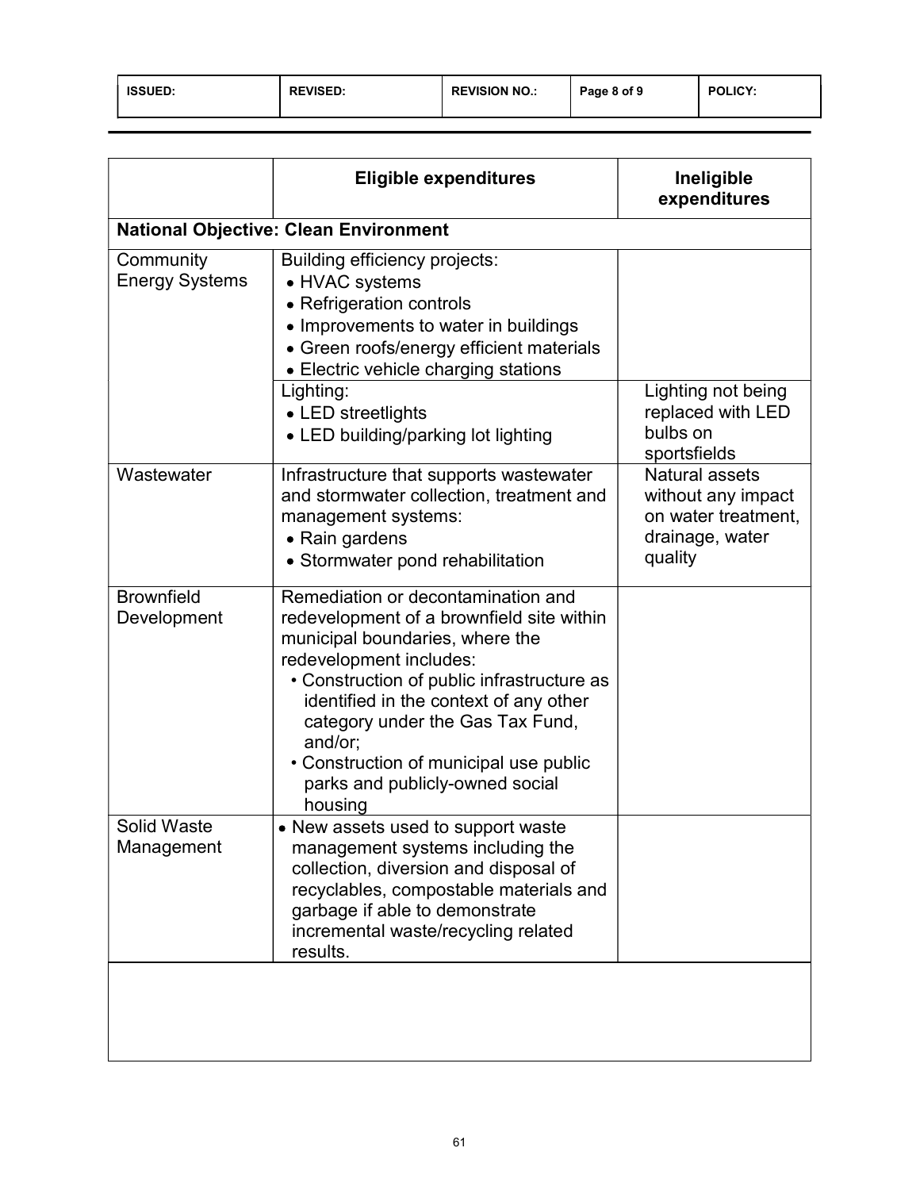| | Eligible expenditures | Ineligible expenditures |
|---|---|---|
| **National Objective: Clean Environment** | | |
| Community Energy Systems | Building efficiency projects:<br>• HVAC systems<br>• Refrigeration controls<br>• Improvements to water in buildings<br>• Green roofs/energy efficient materials<br>• Electric vehicle charging stations | |
| | Lighting:<br>• LED streetlights<br>• LED building/parking lot lighting | Lighting not being replaced with LED bulbs on sportsfields |
| Wastewater | Infrastructure that supports wastewater and stormwater collection, treatment and management systems:<br>• Rain gardens<br>• Stormwater pond rehabilitation | Natural assets without any impact on water treatment, drainage, water quality |
| Brownfield Development | Remediation or decontamination and redevelopment of a brownfield site within municipal boundaries, where the redevelopment includes:<br>• Construction of public infrastructure as identified in the context of any other category under the Gas Tax Fund, and/or;<br>• Construction of municipal use public parks and publicly-owned social housing | |
| Solid Waste Management | • New assets used to support waste management systems including the collection, diversion and disposal of recyclables, compostable materials and garbage if able to demonstrate incremental waste/recycling related results. | |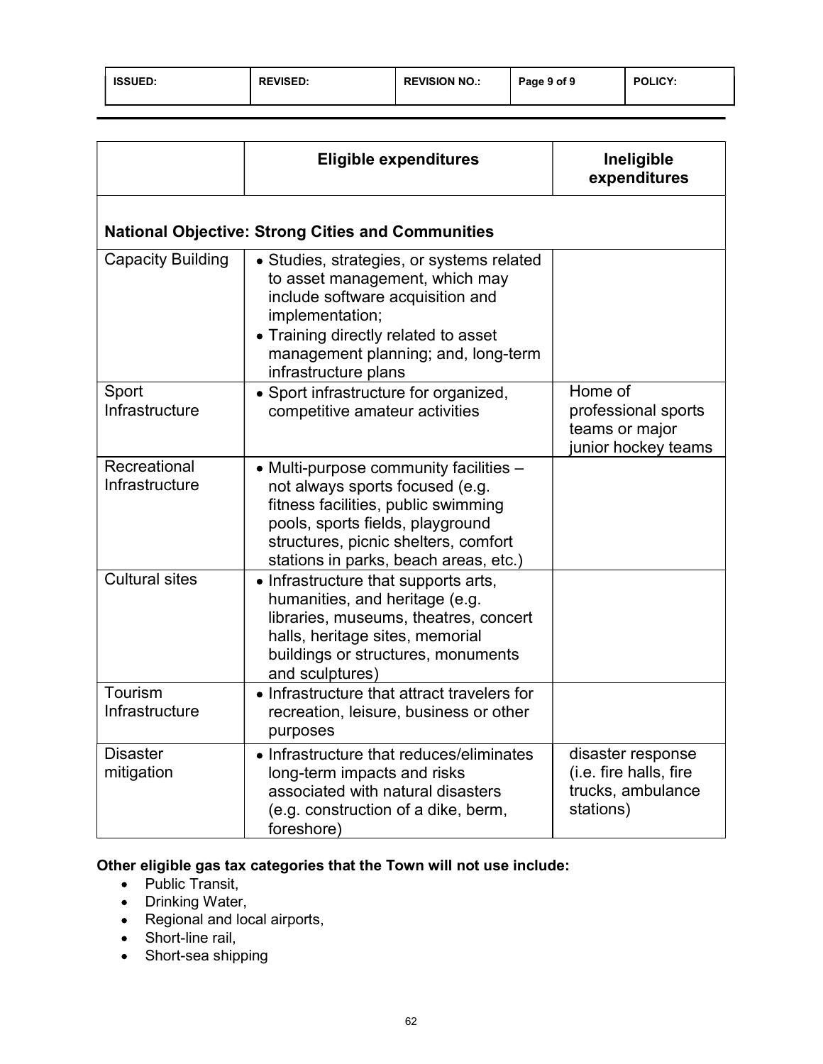| | Eligible expenditures | Ineligible expenditures |
|---|---|---|
| **National Objective: Strong Cities and Communities** | | |
| Capacity Building | • Studies, strategies, or systems related to asset management, which may include software acquisition and implementation;<br>• Training directly related to asset management planning; and, long-term infrastructure plans | |
| Sport Infrastructure | • Sport infrastructure for organized, competitive amateur activities | Home of professional sports teams or major junior hockey teams |
| Recreational Infrastructure | • Multi-purpose community facilities – not always sports focused (e.g. fitness facilities, public swimming pools, sports fields, playground structures, picnic shelters, comfort stations in parks, beach areas, etc.) | |
| Cultural sites | • Infrastructure that supports arts, humanities, and heritage (e.g. libraries, museums, theatres, concert halls, heritage sites, memorial buildings or structures, monuments and sculptures) | |
| Tourism Infrastructure | • Infrastructure that attract travelers for recreation, leisure, business or other purposes | |
| Disaster mitigation | • Infrastructure that reduces/eliminates long-term impacts and risks associated with natural disasters (e.g. construction of a dike, berm, foreshore) | disaster response (i.e. fire halls, fire trucks, ambulance stations) |

**Other eligible gas tax categories that the Town will not use include:**

- Public Transit,
- Drinking Water,
- Regional and local airports,
- Short-line rail,
- Short-sea shipping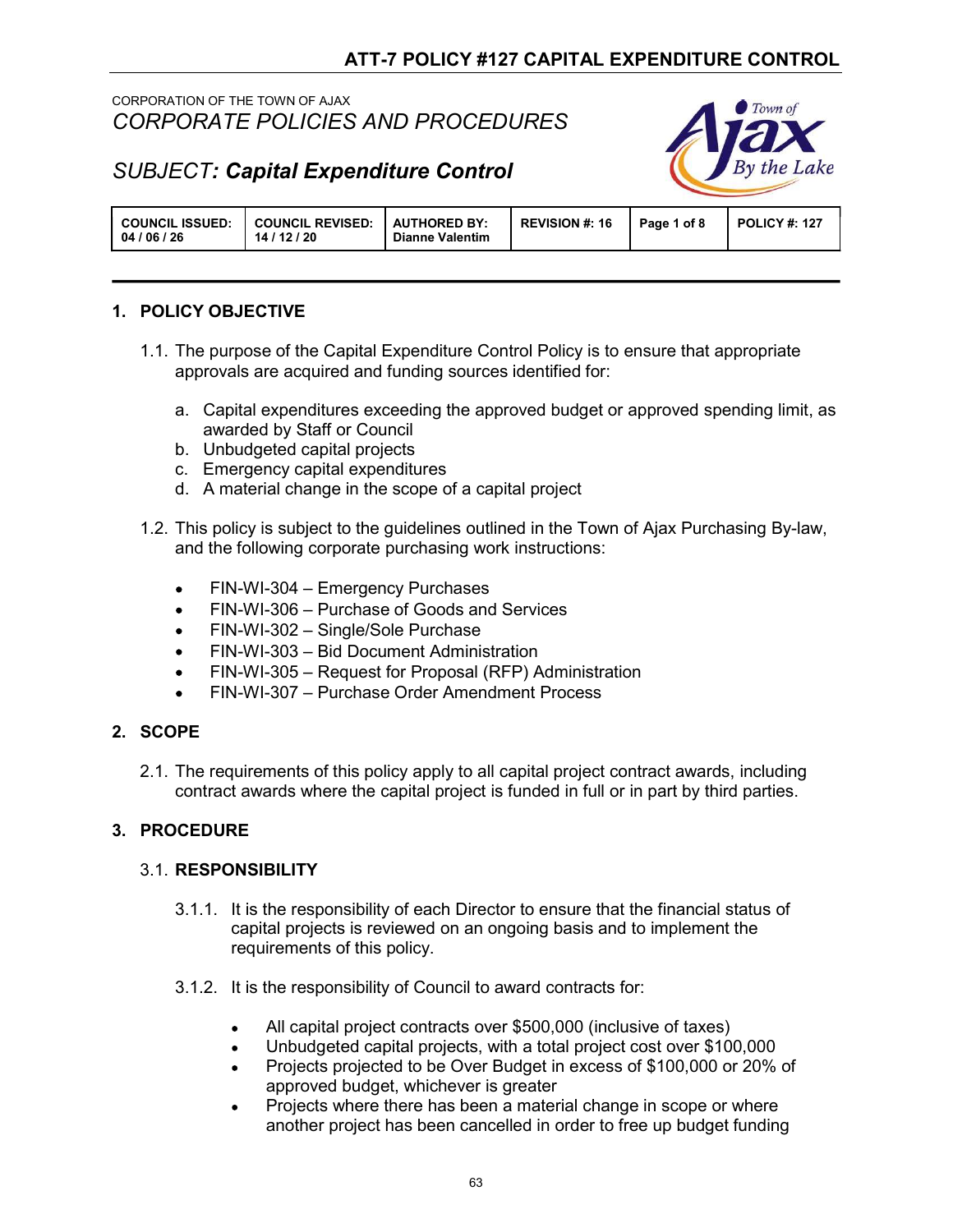# ATT-7 POLICY #127 CAPITAL EXPENDITURE CONTROL

CORPORATION OF THE TOWN OF AJAX
*CORPORATE POLICIES AND PROCEDURES*

*SUBJECT: **Capital Expenditure Control***

| COUNCIL ISSUED: 04 / 06 / 26 | COUNCIL REVISED: 14 / 12 / 20 | AUTHORED BY: Dianne Valentim | REVISION #: 16 | Page 1 of 8 | POLICY #: 127 |
|---|---|---|---|---|---|

## 1. POLICY OBJECTIVE

1.1. The purpose of the Capital Expenditure Control Policy is to ensure that appropriate approvals are acquired and funding sources identified for:

a. Capital expenditures exceeding the approved budget or approved spending limit, as awarded by Staff or Council
b. Unbudgeted capital projects
c. Emergency capital expenditures
d. A material change in the scope of a capital project

1.2. This policy is subject to the guidelines outlined in the Town of Ajax Purchasing By-law, and the following corporate purchasing work instructions:

- FIN-WI-304 – Emergency Purchases
- FIN-WI-306 – Purchase of Goods and Services
- FIN-WI-302 – Single/Sole Purchase
- FIN-WI-303 – Bid Document Administration
- FIN-WI-305 – Request for Proposal (RFP) Administration
- FIN-WI-307 – Purchase Order Amendment Process

## 2. SCOPE

2.1. The requirements of this policy apply to all capital project contract awards, including contract awards where the capital project is funded in full or in part by third parties.

## 3. PROCEDURE

### 3.1. RESPONSIBILITY

3.1.1. It is the responsibility of each Director to ensure that the financial status of capital projects is reviewed on an ongoing basis and to implement the requirements of this policy.

3.1.2. It is the responsibility of Council to award contracts for:

- All capital project contracts over $500,000 (inclusive of taxes)
- Unbudgeted capital projects, with a total project cost over $100,000
- Projects projected to be Over Budget in excess of $100,000 or 20% of approved budget, whichever is greater
- Projects where there has been a material change in scope or where another project has been cancelled in order to free up budget funding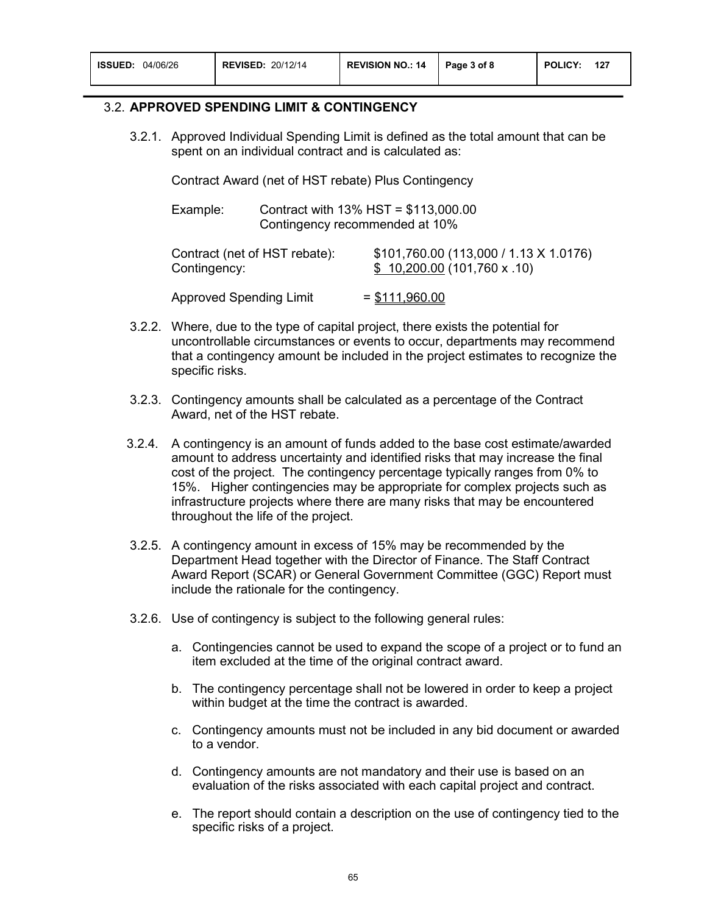### 3.2. APPROVED SPENDING LIMIT & CONTINGENCY

3.2.1. Approved Individual Spending Limit is defined as the total amount that can be spent on an individual contract and is calculated as:

Contract Award (net of HST rebate) Plus Contingency

Example: Contract with 13% HST = $113,000.00
Contingency recommended at 10%

| | |
|---|---|
| Contract (net of HST rebate): | $101,760.00 (113,000 / 1.13 X 1.0176) |
| Contingency: | $ 10,200.00 (101,760 x .10) |
| Approved Spending Limit | = $111,960.00 |

3.2.2. Where, due to the type of capital project, there exists the potential for uncontrollable circumstances or events to occur, departments may recommend that a contingency amount be included in the project estimates to recognize the specific risks.

3.2.3. Contingency amounts shall be calculated as a percentage of the Contract Award, net of the HST rebate.

3.2.4. A contingency is an amount of funds added to the base cost estimate/awarded amount to address uncertainty and identified risks that may increase the final cost of the project. The contingency percentage typically ranges from 0% to 15%. Higher contingencies may be appropriate for complex projects such as infrastructure projects where there are many risks that may be encountered throughout the life of the project.

3.2.5. A contingency amount in excess of 15% may be recommended by the Department Head together with the Director of Finance. The Staff Contract Award Report (SCAR) or General Government Committee (GGC) Report must include the rationale for the contingency.

3.2.6. Use of contingency is subject to the following general rules:

a. Contingencies cannot be used to expand the scope of a project or to fund an item excluded at the time of the original contract award.

b. The contingency percentage shall not be lowered in order to keep a project within budget at the time the contract is awarded.

c. Contingency amounts must not be included in any bid document or awarded to a vendor.

d. Contingency amounts are not mandatory and their use is based on an evaluation of the risks associated with each capital project and contract.

e. The report should contain a description on the use of contingency tied to the specific risks of a project.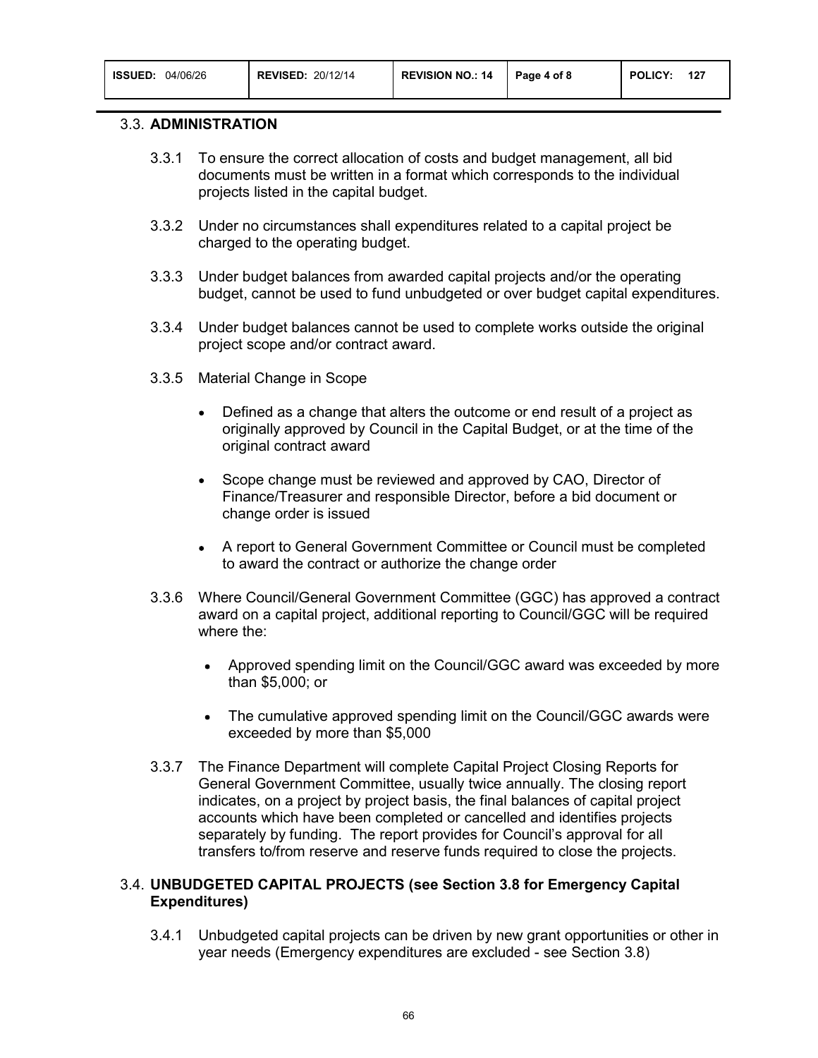### 3.3. **ADMINISTRATION**

3.3.1 To ensure the correct allocation of costs and budget management, all bid documents must be written in a format which corresponds to the individual projects listed in the capital budget.

3.3.2 Under no circumstances shall expenditures related to a capital project be charged to the operating budget.

3.3.3 Under budget balances from awarded capital projects and/or the operating budget, cannot be used to fund unbudgeted or over budget capital expenditures.

3.3.4 Under budget balances cannot be used to complete works outside the original project scope and/or contract award.

3.3.5 Material Change in Scope

- Defined as a change that alters the outcome or end result of a project as originally approved by Council in the Capital Budget, or at the time of the original contract award
- Scope change must be reviewed and approved by CAO, Director of Finance/Treasurer and responsible Director, before a bid document or change order is issued
- A report to General Government Committee or Council must be completed to award the contract or authorize the change order

3.3.6 Where Council/General Government Committee (GGC) has approved a contract award on a capital project, additional reporting to Council/GGC will be required where the:

- Approved spending limit on the Council/GGC award was exceeded by more than $5,000; or
- The cumulative approved spending limit on the Council/GGC awards were exceeded by more than $5,000

3.3.7 The Finance Department will complete Capital Project Closing Reports for General Government Committee, usually twice annually. The closing report indicates, on a project by project basis, the final balances of capital project accounts which have been completed or cancelled and identifies projects separately by funding. The report provides for Council's approval for all transfers to/from reserve and reserve funds required to close the projects.

### 3.4. **UNBUDGETED CAPITAL PROJECTS (see Section 3.8 for Emergency Capital Expenditures)**

3.4.1 Unbudgeted capital projects can be driven by new grant opportunities or other in year needs (Emergency expenditures are excluded - see Section 3.8)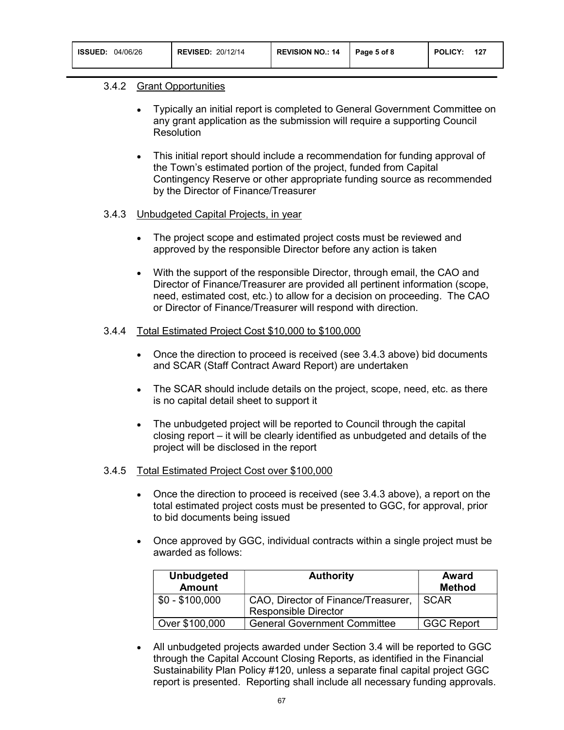### 3.4.2 Grant Opportunities

- Typically an initial report is completed to General Government Committee on any grant application as the submission will require a supporting Council Resolution
- This initial report should include a recommendation for funding approval of the Town's estimated portion of the project, funded from Capital Contingency Reserve or other appropriate funding source as recommended by the Director of Finance/Treasurer

### 3.4.3 Unbudgeted Capital Projects, in year

- The project scope and estimated project costs must be reviewed and approved by the responsible Director before any action is taken
- With the support of the responsible Director, through email, the CAO and Director of Finance/Treasurer are provided all pertinent information (scope, need, estimated cost, etc.) to allow for a decision on proceeding. The CAO or Director of Finance/Treasurer will respond with direction.

### 3.4.4 Total Estimated Project Cost $10,000 to $100,000

- Once the direction to proceed is received (see 3.4.3 above) bid documents and SCAR (Staff Contract Award Report) are undertaken
- The SCAR should include details on the project, scope, need, etc. as there is no capital detail sheet to support it
- The unbudgeted project will be reported to Council through the capital closing report – it will be clearly identified as unbudgeted and details of the project will be disclosed in the report

### 3.4.5 Total Estimated Project Cost over $100,000

- Once the direction to proceed is received (see 3.4.3 above), a report on the total estimated project costs must be presented to GGC, for approval, prior to bid documents being issued
- Once approved by GGC, individual contracts within a single project must be awarded as follows:

| Unbudgeted Amount | Authority | Award Method |
|---|---|---|
| $0 - $100,000 | CAO, Director of Finance/Treasurer, Responsible Director | SCAR |
| Over $100,000 | General Government Committee | GGC Report |

- All unbudgeted projects awarded under Section 3.4 will be reported to GGC through the Capital Account Closing Reports, as identified in the Financial Sustainability Plan Policy #120, unless a separate final capital project GGC report is presented. Reporting shall include all necessary funding approvals.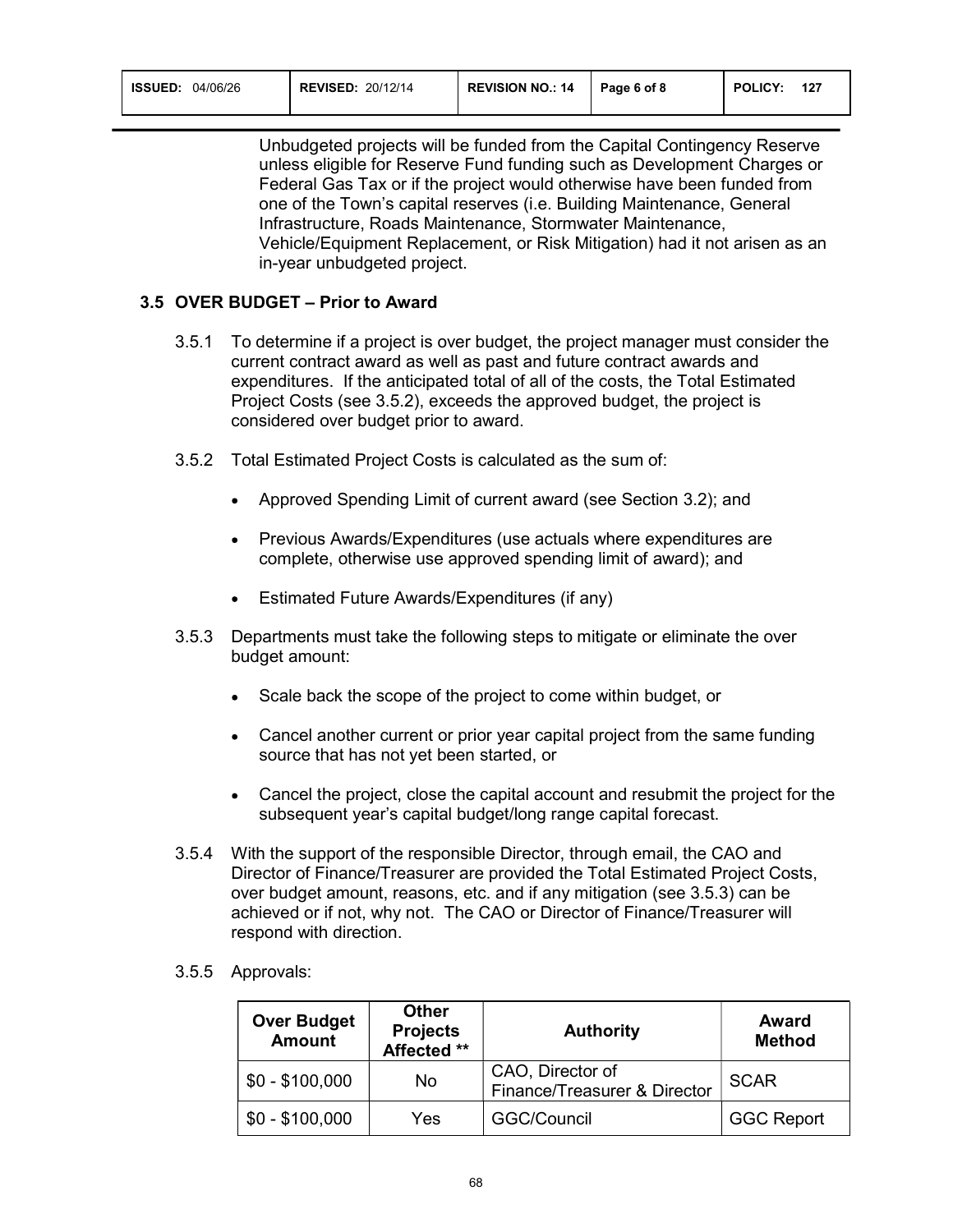Unbudgeted projects will be funded from the Capital Contingency Reserve unless eligible for Reserve Fund funding such as Development Charges or Federal Gas Tax or if the project would otherwise have been funded from one of the Town's capital reserves (i.e. Building Maintenance, General Infrastructure, Roads Maintenance, Stormwater Maintenance, Vehicle/Equipment Replacement, or Risk Mitigation) had it not arisen as an in-year unbudgeted project.

### 3.5 OVER BUDGET – Prior to Award

3.5.1 To determine if a project is over budget, the project manager must consider the current contract award as well as past and future contract awards and expenditures. If the anticipated total of all of the costs, the Total Estimated Project Costs (see 3.5.2), exceeds the approved budget, the project is considered over budget prior to award.

3.5.2 Total Estimated Project Costs is calculated as the sum of:

- Approved Spending Limit of current award (see Section 3.2); and
- Previous Awards/Expenditures (use actuals where expenditures are complete, otherwise use approved spending limit of award); and
- Estimated Future Awards/Expenditures (if any)

3.5.3 Departments must take the following steps to mitigate or eliminate the over budget amount:

- Scale back the scope of the project to come within budget, or
- Cancel another current or prior year capital project from the same funding source that has not yet been started, or
- Cancel the project, close the capital account and resubmit the project for the subsequent year's capital budget/long range capital forecast.

3.5.4 With the support of the responsible Director, through email, the CAO and Director of Finance/Treasurer are provided the Total Estimated Project Costs, over budget amount, reasons, etc. and if any mitigation (see 3.5.3) can be achieved or if not, why not. The CAO or Director of Finance/Treasurer will respond with direction.

3.5.5 Approvals:

| Over Budget Amount | Other Projects Affected ** | Authority | Award Method |
|---|---|---|---|
| $0 - $100,000 | No | CAO, Director of Finance/Treasurer & Director | SCAR |
| $0 - $100,000 | Yes | GGC/Council | GGC Report |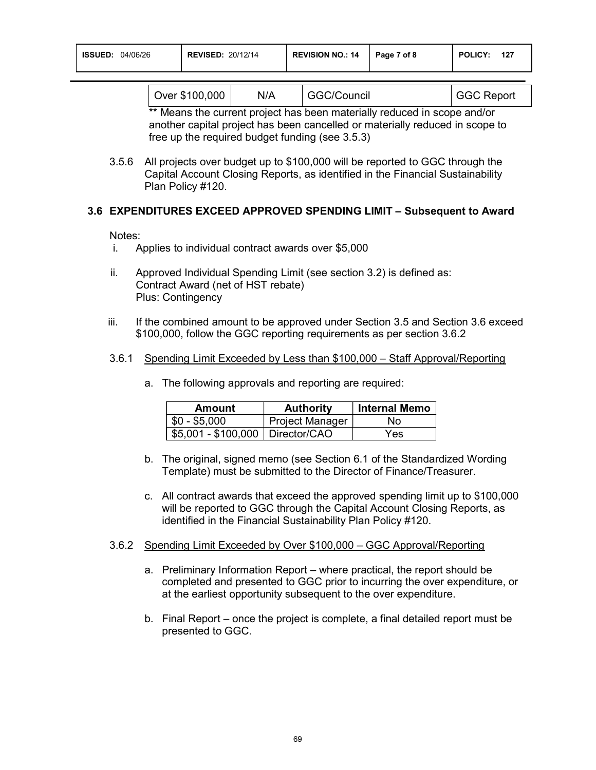| Over $100,000 | N/A | GGC/Council | GGC Report |
|---|---|---|---|

** Means the current project has been materially reduced in scope and/or another capital project has been cancelled or materially reduced in scope to free up the required budget funding (see 3.5.3)

3.5.6 All projects over budget up to $100,000 will be reported to GGC through the Capital Account Closing Reports, as identified in the Financial Sustainability Plan Policy #120.

## 3.6 EXPENDITURES EXCEED APPROVED SPENDING LIMIT – Subsequent to Award

Notes:

i. Applies to individual contract awards over $5,000

ii. Approved Individual Spending Limit (see section 3.2) is defined as:
Contract Award (net of HST rebate)
Plus: Contingency

iii. If the combined amount to be approved under Section 3.5 and Section 3.6 exceed $100,000, follow the GGC reporting requirements as per section 3.6.2

3.6.1 Spending Limit Exceeded by Less than $100,000 – Staff Approval/Reporting

a. The following approvals and reporting are required:

| Amount | Authority | Internal Memo |
|---|---|---|
| $0 - $5,000 | Project Manager | No |
| $5,001 - $100,000 | Director/CAO | Yes |

b. The original, signed memo (see Section 6.1 of the Standardized Wording Template) must be submitted to the Director of Finance/Treasurer.

c. All contract awards that exceed the approved spending limit up to $100,000 will be reported to GGC through the Capital Account Closing Reports, as identified in the Financial Sustainability Plan Policy #120.

3.6.2 Spending Limit Exceeded by Over $100,000 – GGC Approval/Reporting

a. Preliminary Information Report – where practical, the report should be completed and presented to GGC prior to incurring the over expenditure, or at the earliest opportunity subsequent to the over expenditure.

b. Final Report – once the project is complete, a final detailed report must be presented to GGC.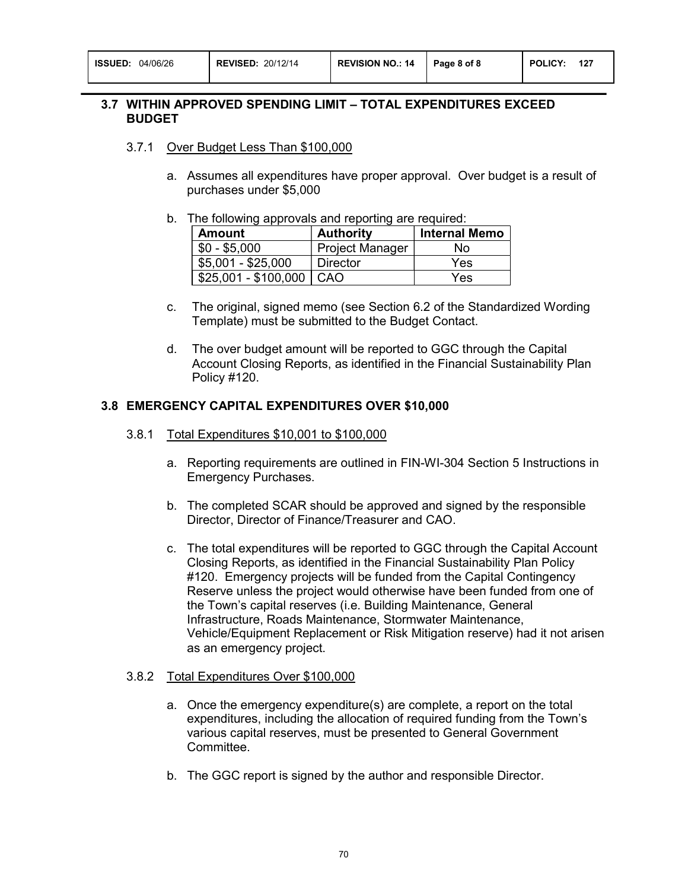### 3.7 WITHIN APPROVED SPENDING LIMIT – TOTAL EXPENDITURES EXCEED BUDGET

3.7.1 Over Budget Less Than $100,000

a. Assumes all expenditures have proper approval. Over budget is a result of purchases under $5,000

b. The following approvals and reporting are required:

| Amount | Authority | Internal Memo |
|---|---|---|
| $0 - $5,000 | Project Manager | No |
| $5,001 - $25,000 | Director | Yes |
| $25,001 - $100,000 | CAO | Yes |

c. The original, signed memo (see Section 6.2 of the Standardized Wording Template) must be submitted to the Budget Contact.

d. The over budget amount will be reported to GGC through the Capital Account Closing Reports, as identified in the Financial Sustainability Plan Policy #120.

### 3.8 EMERGENCY CAPITAL EXPENDITURES OVER $10,000

3.8.1 Total Expenditures $10,001 to $100,000

a. Reporting requirements are outlined in FIN-WI-304 Section 5 Instructions in Emergency Purchases.

b. The completed SCAR should be approved and signed by the responsible Director, Director of Finance/Treasurer and CAO.

c. The total expenditures will be reported to GGC through the Capital Account Closing Reports, as identified in the Financial Sustainability Plan Policy #120. Emergency projects will be funded from the Capital Contingency Reserve unless the project would otherwise have been funded from one of the Town's capital reserves (i.e. Building Maintenance, General Infrastructure, Roads Maintenance, Stormwater Maintenance, Vehicle/Equipment Replacement or Risk Mitigation reserve) had it not arisen as an emergency project.

3.8.2 Total Expenditures Over $100,000

a. Once the emergency expenditure(s) are complete, a report on the total expenditures, including the allocation of required funding from the Town's various capital reserves, must be presented to General Government Committee.

b. The GGC report is signed by the author and responsible Director.